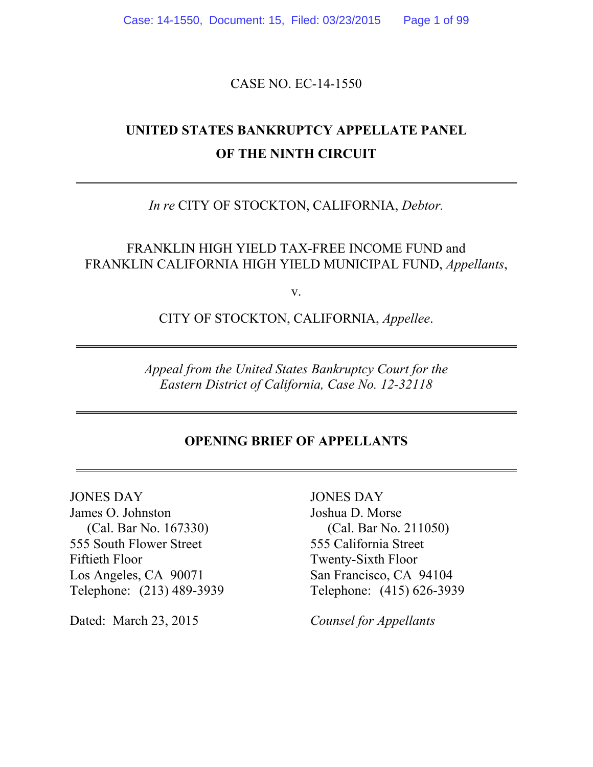CASE NO. EC-14-1550

**UNITED STATES BANKRUPTCY APPELLATE PANEL**
**OF THE NINTH CIRCUIT**

---

*In re* CITY OF STOCKTON, CALIFORNIA, *Debtor.*

FRANKLIN HIGH YIELD TAX-FREE INCOME FUND and
FRANKLIN CALIFORNIA HIGH YIELD MUNICIPAL FUND, *Appellants*,

v.

CITY OF STOCKTON, CALIFORNIA, *Appellee*.

---

*Appeal from the United States Bankruptcy Court for the*
*Eastern District of California, Case No. 12-32118*

---

**OPENING BRIEF OF APPELLANTS**

---

JONES DAY
James O. Johnston
(Cal. Bar No. 167330)
555 South Flower Street
Fiftieth Floor
Los Angeles, CA 90071
Telephone: (213) 489-3939

JONES DAY
Joshua D. Morse
(Cal. Bar No. 211050)
555 California Street
Twenty-Sixth Floor
San Francisco, CA 94104
Telephone: (415) 626-3939

Dated: March 23, 2015

*Counsel for Appellants*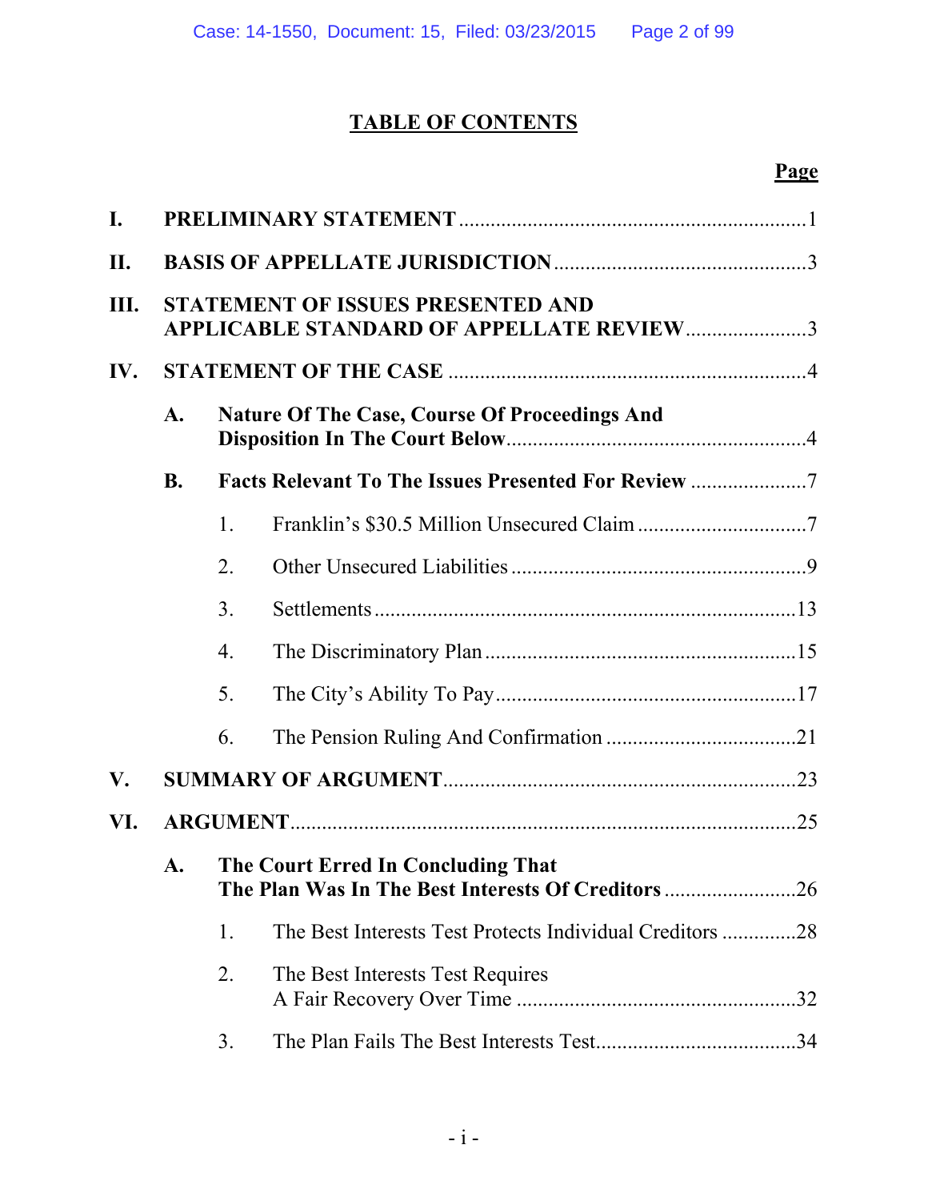# TABLE OF CONTENTS

| | | | | Page |
|---|---|---|---|---|
| **I.** | **PRELIMINARY STATEMENT** | | | 1 |
| **II.** | **BASIS OF APPELLATE JURISDICTION** | | | 3 |
| **III.** | **STATEMENT OF ISSUES PRESENTED AND APPLICABLE STANDARD OF APPELLATE REVIEW** | | | 3 |
| **IV.** | **STATEMENT OF THE CASE** | | | 4 |
| | **A.** | **Nature Of The Case, Course Of Proceedings And Disposition In The Court Below** | | 4 |
| | **B.** | **Facts Relevant To The Issues Presented For Review** | | 7 |
| | | 1. | Franklin's $30.5 Million Unsecured Claim | 7 |
| | | 2. | Other Unsecured Liabilities | 9 |
| | | 3. | Settlements | 13 |
| | | 4. | The Discriminatory Plan | 15 |
| | | 5. | The City's Ability To Pay | 17 |
| | | 6. | The Pension Ruling And Confirmation | 21 |
| **V.** | **SUMMARY OF ARGUMENT** | | | 23 |
| **VI.** | **ARGUMENT** | | | 25 |
| | **A.** | **The Court Erred In Concluding That The Plan Was In The Best Interests Of Creditors** | | 26 |
| | | 1. | The Best Interests Test Protects Individual Creditors | 28 |
| | | 2. | The Best Interests Test Requires A Fair Recovery Over Time | 32 |
| | | 3. | The Plan Fails The Best Interests Test | 34 |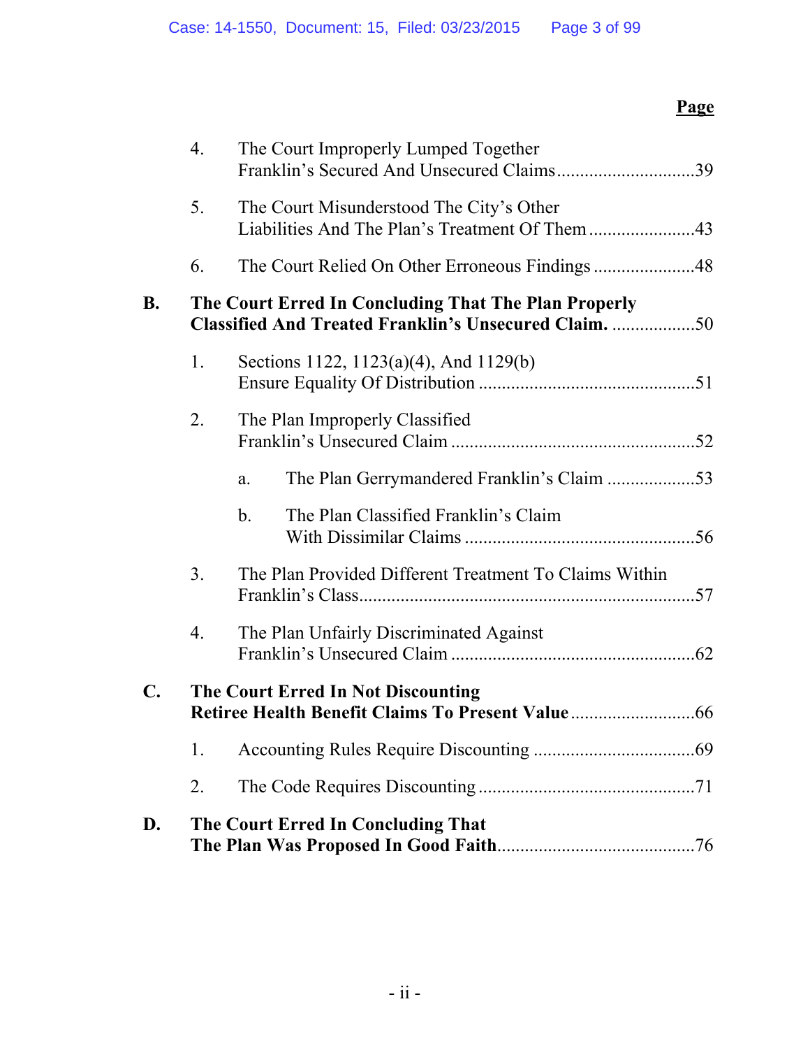**Page**

4. The Court Improperly Lumped Together Franklin's Secured And Unsecured Claims ..............................39

5. The Court Misunderstood The City's Other Liabilities And The Plan's Treatment Of Them .......................43

6. The Court Relied On Other Erroneous Findings ......................48

**B. The Court Erred In Concluding That The Plan Properly Classified And Treated Franklin's Unsecured Claim.** ..................50

1. Sections 1122, 1123(a)(4), And 1129(b) Ensure Equality Of Distribution ...............................................51

2. The Plan Improperly Classified Franklin's Unsecured Claim .....................................................52

   a. The Plan Gerrymandered Franklin's Claim ...................53

   b. The Plan Classified Franklin's Claim With Dissimilar Claims ..................................................56

3. The Plan Provided Different Treatment To Claims Within Franklin's Class.........................................................................57

4. The Plan Unfairly Discriminated Against Franklin's Unsecured Claim .....................................................62

**C. The Court Erred In Not Discounting Retiree Health Benefit Claims To Present Value** ...........................66

1. Accounting Rules Require Discounting ..................................69

2. The Code Requires Discounting ...............................................71

**D. The Court Erred In Concluding That The Plan Was Proposed In Good Faith**...........................................76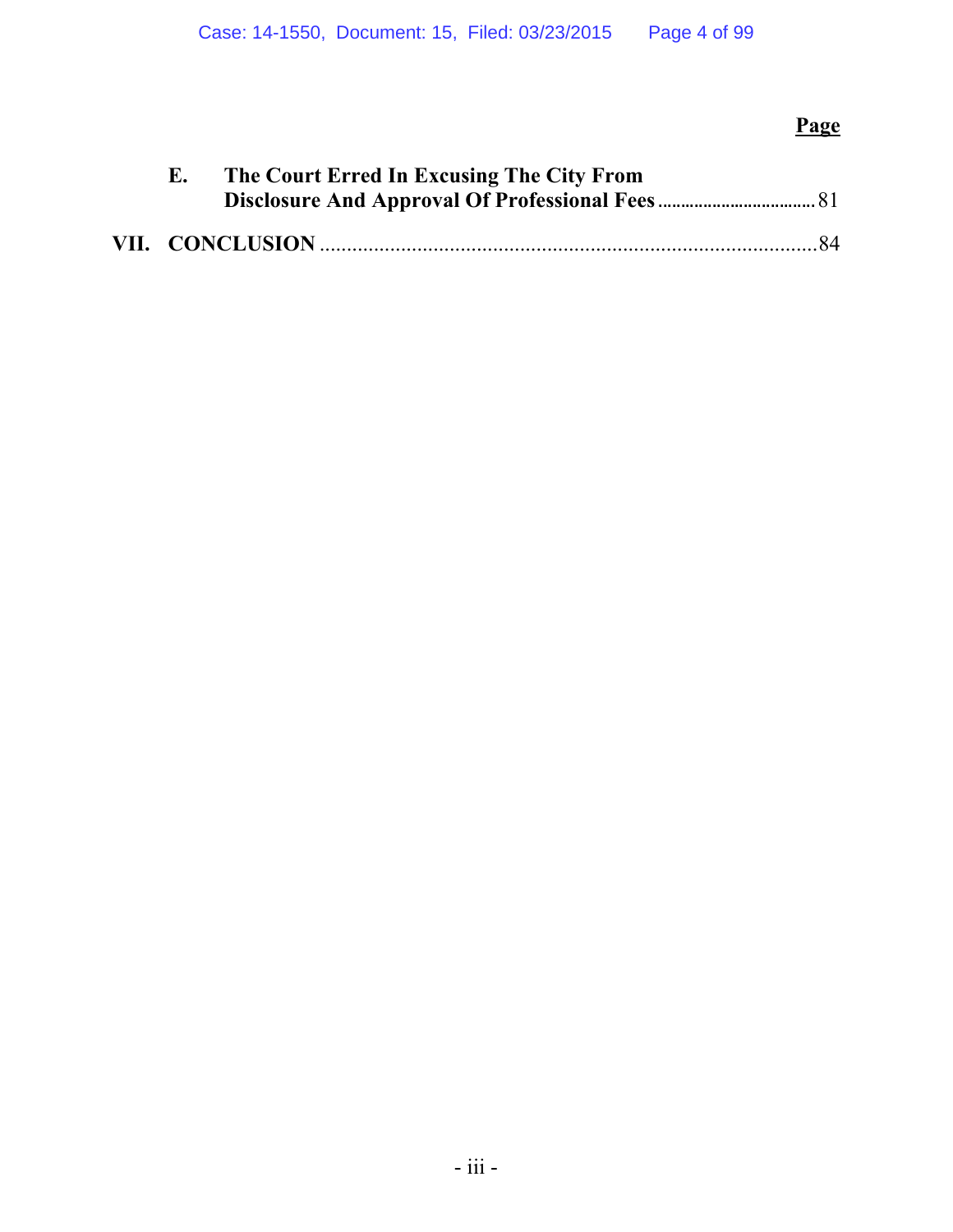**Page**

**E. The Court Erred In Excusing The City From Disclosure And Approval Of Professional Fees** .................................. 81

**VII. CONCLUSION** .......................................................................................... 84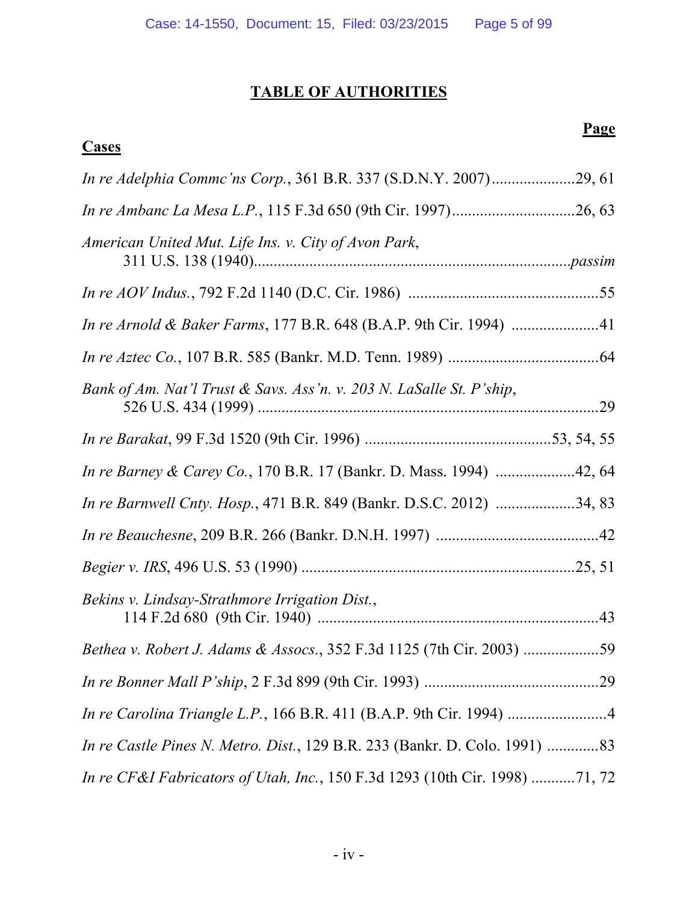# TABLE OF AUTHORITIES

**Page**

**Cases**

*In re Adelphia Commc'ns Corp.*, 361 B.R. 337 (S.D.N.Y. 2007)....................29, 61

*In re Ambanc La Mesa L.P.*, 115 F.3d 650 (9th Cir. 1997)..............................26, 63

*American United Mut. Life Ins. v. City of Avon Park*,
311 U.S. 138 (1940)............................................................................*passim*

*In re AOV Indus.*, 792 F.2d 1140 (D.C. Cir. 1986) ................................................55

*In re Arnold & Baker Farms*, 177 B.R. 648 (B.A.P. 9th Cir. 1994) ......................41

*In re Aztec Co.*, 107 B.R. 585 (Bankr. M.D. Tenn. 1989) ......................................64

*Bank of Am. Nat'l Trust & Savs. Ass'n. v. 203 N. LaSalle St. P'ship*,
526 U.S. 434 (1999) .......................................................................................29

*In re Barakat*, 99 F.3d 1520 (9th Cir. 1996) ...............................................53, 54, 55

*In re Barney & Carey Co.*, 170 B.R. 17 (Bankr. D. Mass. 1994) ....................42, 64

*In re Barnwell Cnty. Hosp.*, 471 B.R. 849 (Bankr. D.S.C. 2012) ....................34, 83

*In re Beauchesne*, 209 B.R. 266 (Bankr. D.N.H. 1997) .........................................42

*Begier v. IRS*, 496 U.S. 53 (1990) ....................................................................25, 51

*Bekins v. Lindsay-Strathmore Irrigation Dist.*,
114 F.2d 680 (9th Cir. 1940) .......................................................................43

*Bethea v. Robert J. Adams & Assocs.*, 352 F.3d 1125 (7th Cir. 2003) ...................59

*In re Bonner Mall P'ship*, 2 F.3d 899 (9th Cir. 1993) ............................................29

*In re Carolina Triangle L.P.*, 166 B.R. 411 (B.A.P. 9th Cir. 1994) .........................4

*In re Castle Pines N. Metro. Dist.*, 129 B.R. 233 (Bankr. D. Colo. 1991) .............83

*In re CF&I Fabricators of Utah, Inc.*, 150 F.3d 1293 (10th Cir. 1998) ...........71, 72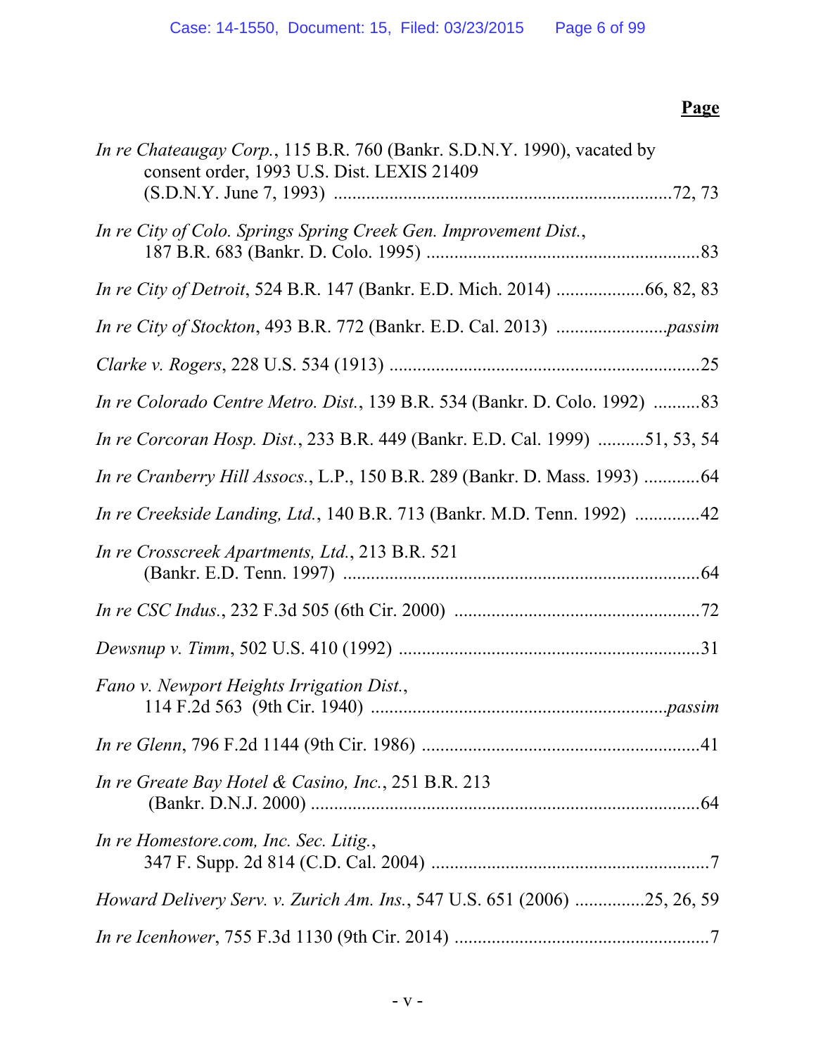**Page**

*In re Chateaugay Corp.*, 115 B.R. 760 (Bankr. S.D.N.Y. 1990), vacated by consent order, 1993 U.S. Dist. LEXIS 21409 (S.D.N.Y. June 7, 1993) ........................................................................72, 73

*In re City of Colo. Springs Spring Creek Gen. Improvement Dist.*, 187 B.R. 683 (Bankr. D. Colo. 1995) ..........................................................83

*In re City of Detroit*, 524 B.R. 147 (Bankr. E.D. Mich. 2014) ...................66, 82, 83

*In re City of Stockton*, 493 B.R. 772 (Bankr. E.D. Cal. 2013) ........................*passim*

*Clarke v. Rogers*, 228 U.S. 534 (1913) ..................................................................25

*In re Colorado Centre Metro. Dist.*, 139 B.R. 534 (Bankr. D. Colo. 1992) ..........83

*In re Corcoran Hosp. Dist.*, 233 B.R. 449 (Bankr. E.D. Cal. 1999) ..........51, 53, 54

*In re Cranberry Hill Assocs.*, L.P., 150 B.R. 289 (Bankr. D. Mass. 1993) ............64

*In re Creekside Landing, Ltd.*, 140 B.R. 713 (Bankr. M.D. Tenn. 1992) ..............42

*In re Crosscreek Apartments, Ltd.*, 213 B.R. 521 (Bankr. E.D. Tenn. 1997) .............................................................................64

*In re CSC Indus.*, 232 F.3d 505 (6th Cir. 2000) ....................................................72

*Dewsnup v. Timm*, 502 U.S. 410 (1992) ................................................................31

*Fano v. Newport Heights Irrigation Dist.*, 114 F.2d 563 (9th Cir. 1940) ...............................................................*passim*

*In re Glenn*, 796 F.2d 1144 (9th Cir. 1986) ............................................................41

*In re Greate Bay Hotel & Casino, Inc.*, 251 B.R. 213 (Bankr. D.N.J. 2000) ...................................................................................64

*In re Homestore.com, Inc. Sec. Litig.*, 347 F. Supp. 2d 814 (C.D. Cal. 2004) ...........................................................7

*Howard Delivery Serv. v. Zurich Am. Ins.*, 547 U.S. 651 (2006) ...............25, 26, 59

*In re Icenhower*, 755 F.3d 1130 (9th Cir. 2014) ......................................................7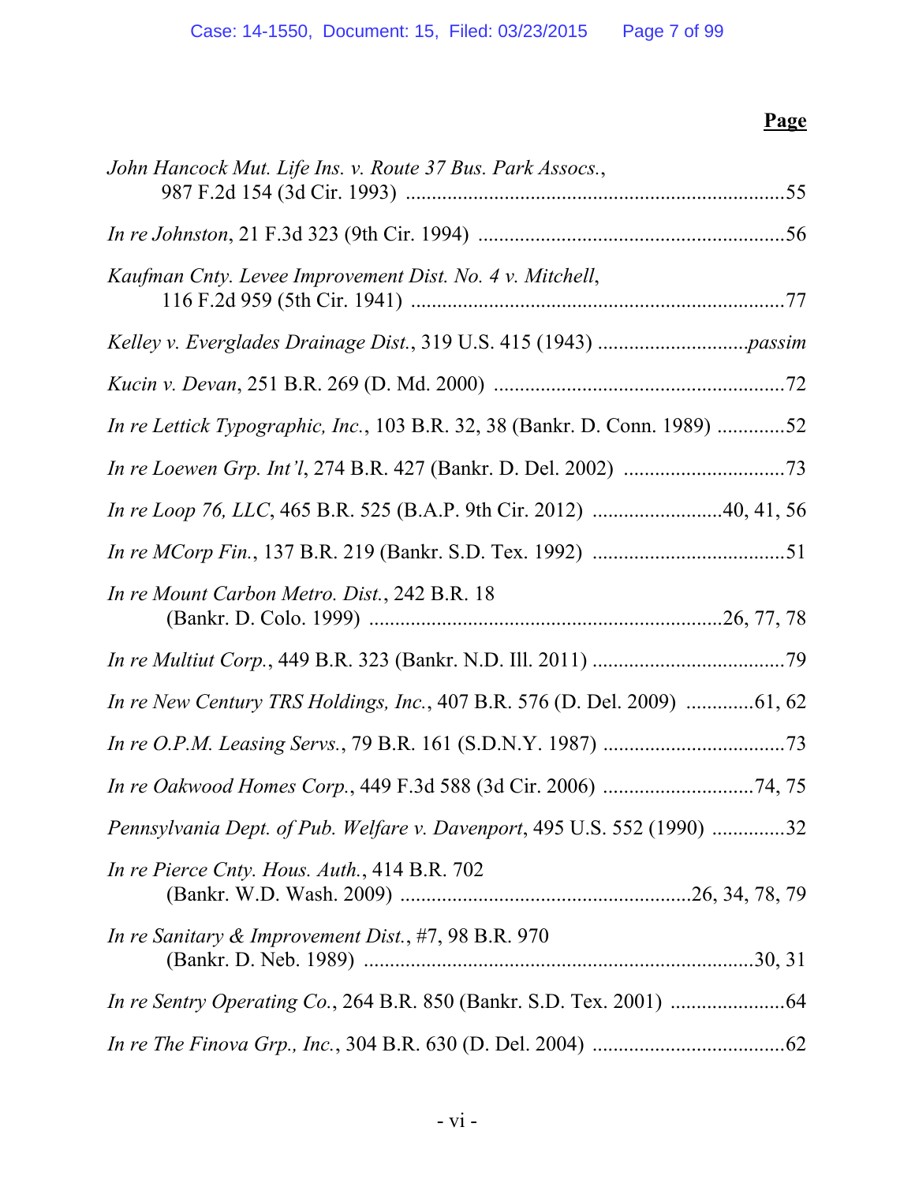**Page**

*John Hancock Mut. Life Ins. v. Route 37 Bus. Park Assocs.*, 987 F.2d 154 (3d Cir. 1993) ........................................................................55

*In re Johnston*, 21 F.3d 323 (9th Cir. 1994) ..........................................................56

*Kaufman Cnty. Levee Improvement Dist. No. 4 v. Mitchell*, 116 F.2d 959 (5th Cir. 1941) .......................................................................77

*Kelley v. Everglades Drainage Dist.*, 319 U.S. 415 (1943) ............................*passim*

*Kucin v. Devan*, 251 B.R. 269 (D. Md. 2000) .......................................................72

*In re Lettick Typographic, Inc.*, 103 B.R. 32, 38 (Bankr. D. Conn. 1989) .............52

*In re Loewen Grp. Int'l*, 274 B.R. 427 (Bankr. D. Del. 2002) ...............................73

*In re Loop 76, LLC*, 465 B.R. 525 (B.A.P. 9th Cir. 2012) .........................40, 41, 56

*In re MCorp Fin.*, 137 B.R. 219 (Bankr. S.D. Tex. 1992) .....................................51

*In re Mount Carbon Metro. Dist.*, 242 B.R. 18 (Bankr. D. Colo. 1999) ...................................................................26, 77, 78

*In re Multiut Corp.*, 449 B.R. 323 (Bankr. N.D. Ill. 2011) .....................................79

*In re New Century TRS Holdings, Inc.*, 407 B.R. 576 (D. Del. 2009) .............61, 62

*In re O.P.M. Leasing Servs.*, 79 B.R. 161 (S.D.N.Y. 1987) ...................................73

*In re Oakwood Homes Corp.*, 449 F.3d 588 (3d Cir. 2006) .............................74, 75

*Pennsylvania Dept. of Pub. Welfare v. Davenport*, 495 U.S. 552 (1990) ..............32

*In re Pierce Cnty. Hous. Auth.*, 414 B.R. 702 (Bankr. W.D. Wash. 2009) .......................................................26, 34, 78, 79

*In re Sanitary & Improvement Dist.*, #7, 98 B.R. 970 (Bankr. D. Neb. 1989) ..........................................................................30, 31

*In re Sentry Operating Co.*, 264 B.R. 850 (Bankr. S.D. Tex. 2001) ......................64

*In re The Finova Grp., Inc.*, 304 B.R. 630 (D. Del. 2004) .....................................62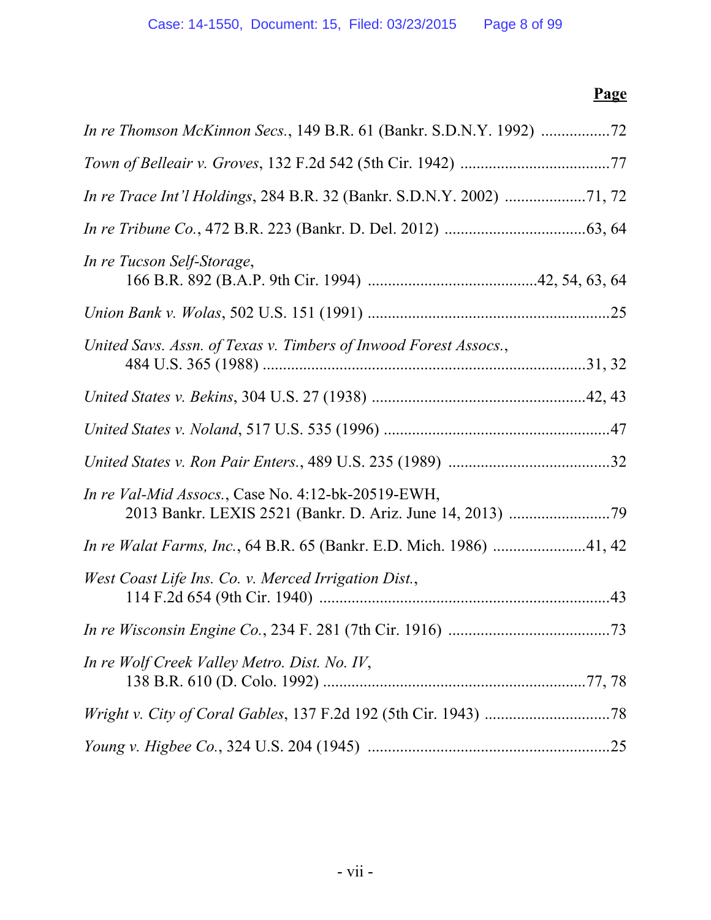**Page**

*In re Thomson McKinnon Secs.*, 149 B.R. 61 (Bankr. S.D.N.Y. 1992) .................72

*Town of Belleair v. Groves*, 132 F.2d 542 (5th Cir. 1942) .....................................77

*In re Trace Int'l Holdings*, 284 B.R. 32 (Bankr. S.D.N.Y. 2002) ....................71, 72

*In re Tribune Co.*, 472 B.R. 223 (Bankr. D. Del. 2012) ..................................63, 64

*In re Tucson Self-Storage*,
166 B.R. 892 (B.A.P. 9th Cir. 1994) .........................................42, 54, 63, 64

*Union Bank v. Wolas*, 502 U.S. 151 (1991) ............................................................25

*United Savs. Assn. of Texas v. Timbers of Inwood Forest Assocs.*,
484 U.S. 365 (1988) ...............................................................................31, 32

*United States v. Bekins*, 304 U.S. 27 (1938) ....................................................42, 43

*United States v. Noland*, 517 U.S. 535 (1996) .......................................................47

*United States v. Ron Pair Enters.*, 489 U.S. 235 (1989) ........................................32

*In re Val-Mid Assocs.*, Case No. 4:12-bk-20519-EWH,
2013 Bankr. LEXIS 2521 (Bankr. D. Ariz. June 14, 2013) .........................79

*In re Walat Farms, Inc.*, 64 B.R. 65 (Bankr. E.D. Mich. 1986) .......................41, 42

*West Coast Life Ins. Co. v. Merced Irrigation Dist.*,
114 F.2d 654 (9th Cir. 1940) .......................................................................43

*In re Wisconsin Engine Co.*, 234 F. 281 (7th Cir. 1916) ........................................73

*In re Wolf Creek Valley Metro. Dist. No. IV*,
138 B.R. 610 (D. Colo. 1992) ................................................................77, 78

*Wright v. City of Coral Gables*, 137 F.2d 192 (5th Cir. 1943) ...............................78

*Young v. Higbee Co.*, 324 U.S. 204 (1945) ...........................................................25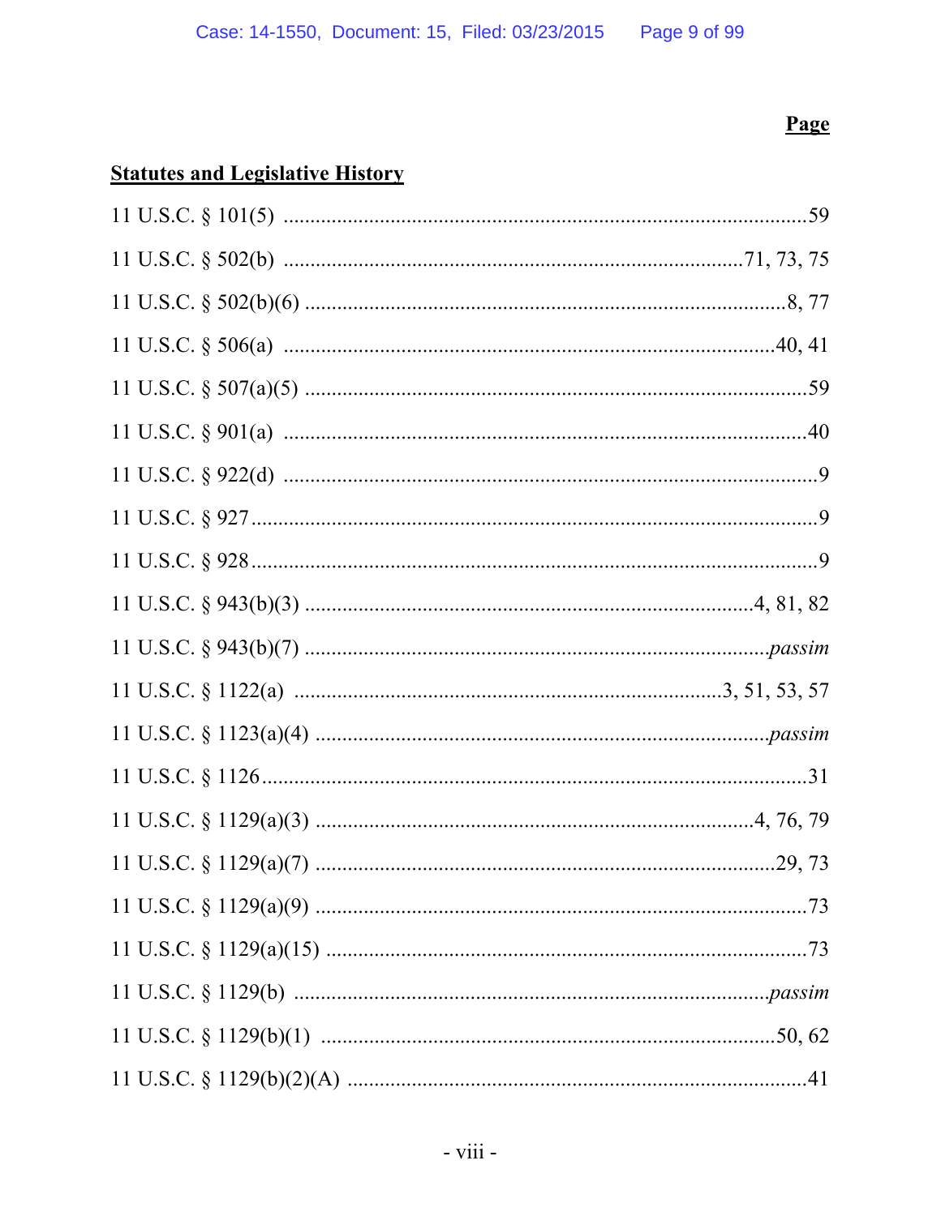| | Page |
|---|---|
| **Statutes and Legislative History** | |
| 11 U.S.C. § 101(5) | 59 |
| 11 U.S.C. § 502(b) | 71, 73, 75 |
| 11 U.S.C. § 502(b)(6) | 8, 77 |
| 11 U.S.C. § 506(a) | 40, 41 |
| 11 U.S.C. § 507(a)(5) | 59 |
| 11 U.S.C. § 901(a) | 40 |
| 11 U.S.C. § 922(d) | 9 |
| 11 U.S.C. § 927 | 9 |
| 11 U.S.C. § 928 | 9 |
| 11 U.S.C. § 943(b)(3) | 4, 81, 82 |
| 11 U.S.C. § 943(b)(7) | *passim* |
| 11 U.S.C. § 1122(a) | 3, 51, 53, 57 |
| 11 U.S.C. § 1123(a)(4) | *passim* |
| 11 U.S.C. § 1126 | 31 |
| 11 U.S.C. § 1129(a)(3) | 4, 76, 79 |
| 11 U.S.C. § 1129(a)(7) | 29, 73 |
| 11 U.S.C. § 1129(a)(9) | 73 |
| 11 U.S.C. § 1129(a)(15) | 73 |
| 11 U.S.C. § 1129(b) | *passim* |
| 11 U.S.C. § 1129(b)(1) | 50, 62 |
| 11 U.S.C. § 1129(b)(2)(A) | 41 |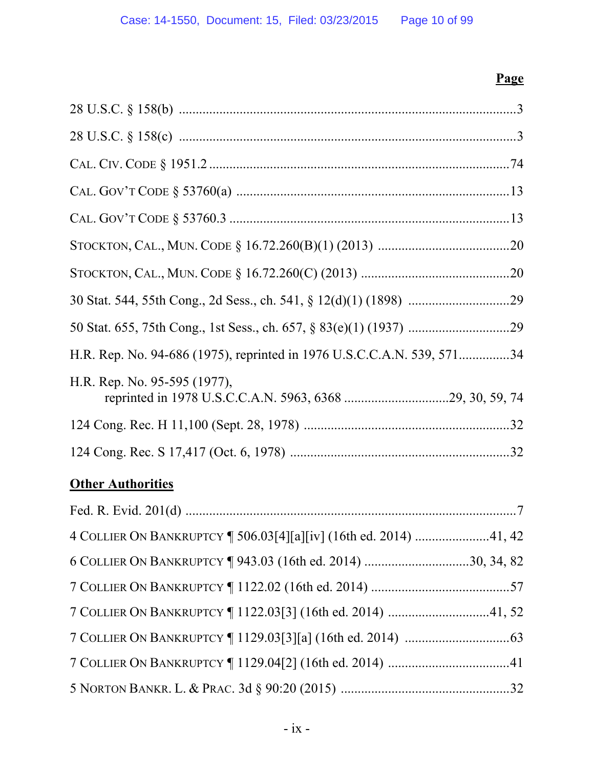**Page**

28 U.S.C. § 158(b) ....................................................................................................3

28 U.S.C. § 158(c) ....................................................................................................3

CAL. CIV. CODE § 1951.2 ........................................................................................74

CAL. GOV'T CODE § 53760(a) ................................................................................13

CAL. GOV'T CODE § 53760.3 ..................................................................................13

STOCKTON, CAL., MUN. CODE § 16.72.260(B)(1) (2013) .......................................20

STOCKTON, CAL., MUN. CODE § 16.72.260(C) (2013) ............................................20

30 Stat. 544, 55th Cong., 2d Sess., ch. 541, § 12(d)(1) (1898) ..............................29

50 Stat. 655, 75th Cong., 1st Sess., ch. 657, § 83(e)(1) (1937) ..............................29

H.R. Rep. No. 94-686 (1975), reprinted in 1976 U.S.C.C.A.N. 539, 571...............34

H.R. Rep. No. 95-595 (1977),
reprinted in 1978 U.S.C.C.A.N. 5963, 6368 ..............................29, 30, 59, 74

124 Cong. Rec. H 11,100 (Sept. 28, 1978) ............................................................32

124 Cong. Rec. S 17,417 (Oct. 6, 1978) ................................................................32

**Other Authorities**

Fed. R. Evid. 201(d) ..................................................................................................7

4 COLLIER ON BANKRUPTCY ¶ 506.03[4][a][iv] (16th ed. 2014) ......................41, 42

6 COLLIER ON BANKRUPTCY ¶ 943.03 (16th ed. 2014) ..............................30, 34, 82

7 COLLIER ON BANKRUPTCY ¶ 1122.02 (16th ed. 2014) .........................................57

7 COLLIER ON BANKRUPTCY ¶ 1122.03[3] (16th ed. 2014) .............................41, 52

7 COLLIER ON BANKRUPTCY ¶ 1129.03[3][a] (16th ed. 2014) ...............................63

7 COLLIER ON BANKRUPTCY ¶ 1129.04[2] (16th ed. 2014) ....................................41

5 NORTON BANKR. L. & PRAC. 3d § 90:20 (2015) ..................................................32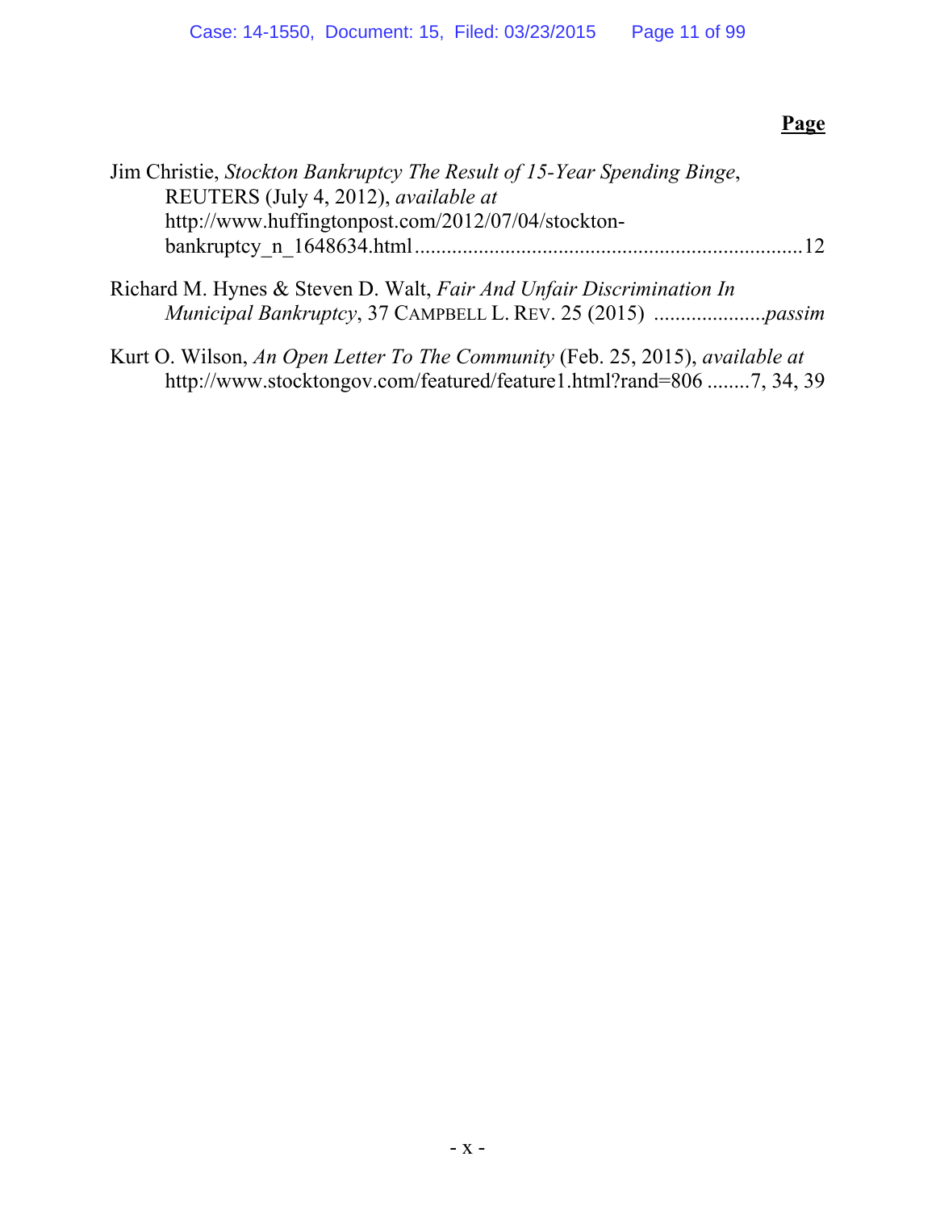**Page**

Jim Christie, *Stockton Bankruptcy The Result of 15-Year Spending Binge*, REUTERS (July 4, 2012), *available at* http://www.huffingtonpost.com/2012/07/04/stockton-bankruptcy_n_1648634.html ........................................................................12

Richard M. Hynes & Steven D. Walt, *Fair And Unfair Discrimination In Municipal Bankruptcy*, 37 CAMPBELL L. REV. 25 (2015) ....................*passim*

Kurt O. Wilson, *An Open Letter To The Community* (Feb. 25, 2015), *available at* http://www.stocktongov.com/featured/feature1.html?rand=806 ........7, 34, 39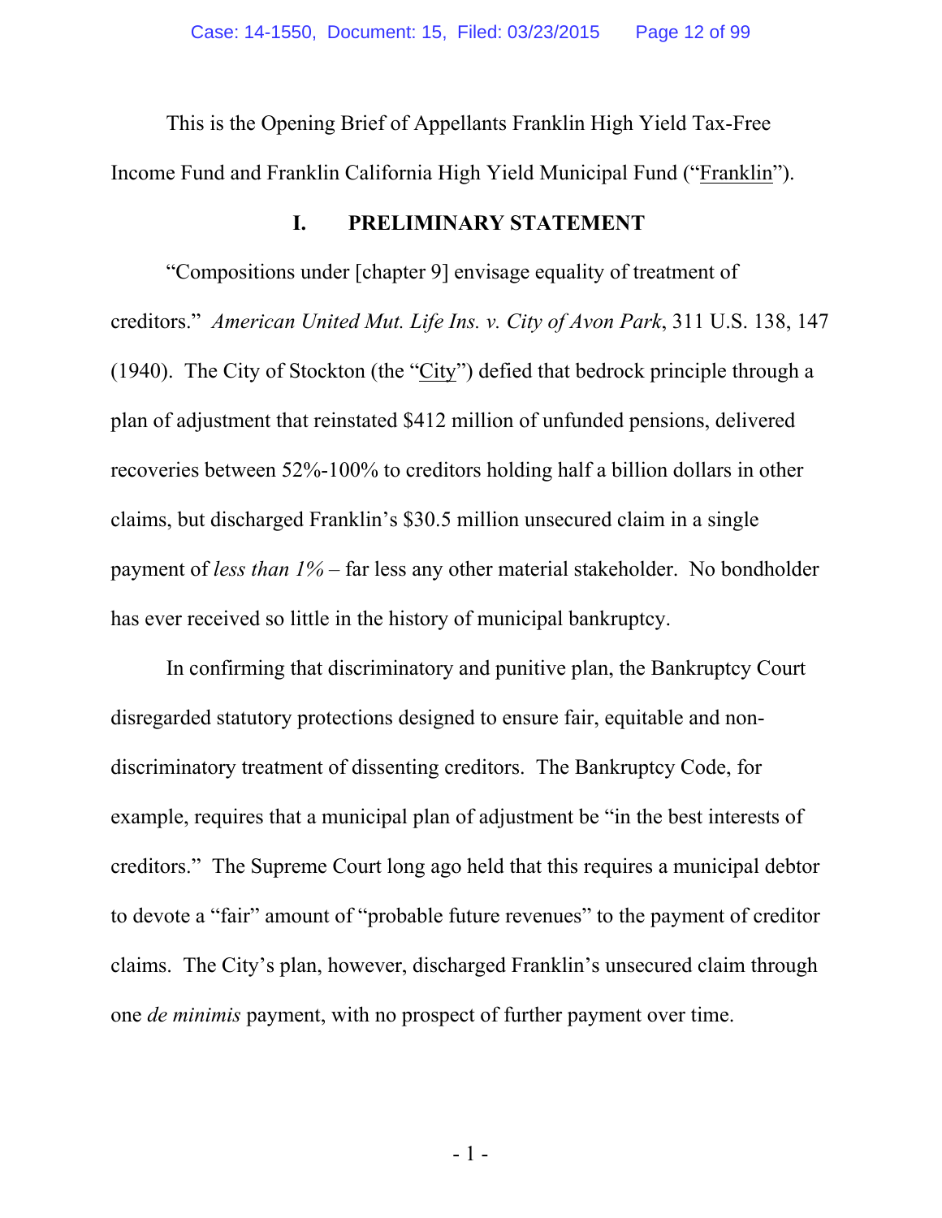This is the Opening Brief of Appellants Franklin High Yield Tax-Free Income Fund and Franklin California High Yield Municipal Fund ("Franklin").

## I. PRELIMINARY STATEMENT

"Compositions under [chapter 9] envisage equality of treatment of creditors." *American United Mut. Life Ins. v. City of Avon Park*, 311 U.S. 138, 147 (1940). The City of Stockton (the "City") defied that bedrock principle through a plan of adjustment that reinstated $412 million of unfunded pensions, delivered recoveries between 52%-100% to creditors holding half a billion dollars in other claims, but discharged Franklin's $30.5 million unsecured claim in a single payment of *less than 1%* – far less any other material stakeholder. No bondholder has ever received so little in the history of municipal bankruptcy.

In confirming that discriminatory and punitive plan, the Bankruptcy Court disregarded statutory protections designed to ensure fair, equitable and non-discriminatory treatment of dissenting creditors. The Bankruptcy Code, for example, requires that a municipal plan of adjustment be "in the best interests of creditors." The Supreme Court long ago held that this requires a municipal debtor to devote a "fair" amount of "probable future revenues" to the payment of creditor claims. The City's plan, however, discharged Franklin's unsecured claim through one *de minimis* payment, with no prospect of further payment over time.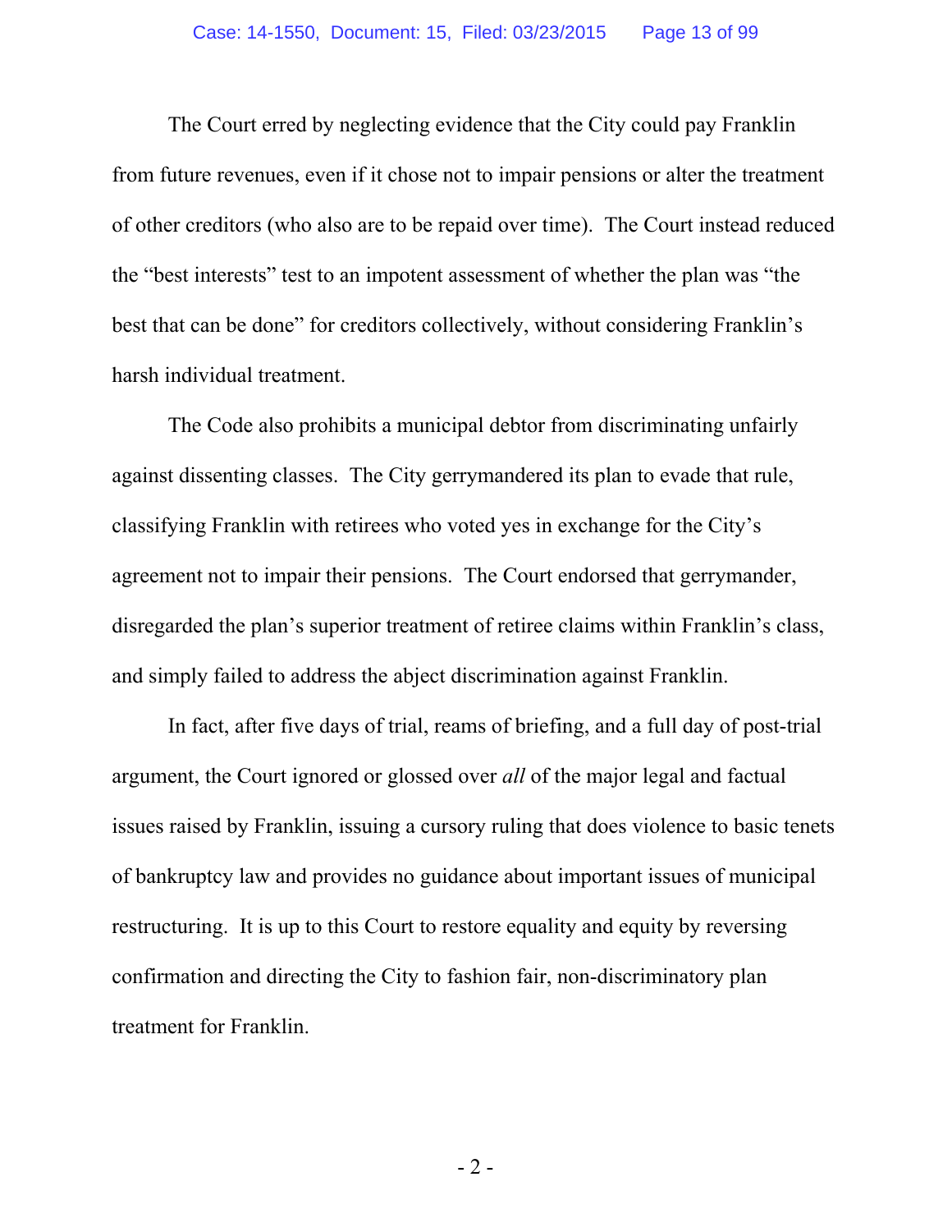The Court erred by neglecting evidence that the City could pay Franklin from future revenues, even if it chose not to impair pensions or alter the treatment of other creditors (who also are to be repaid over time). The Court instead reduced the "best interests" test to an impotent assessment of whether the plan was "the best that can be done" for creditors collectively, without considering Franklin's harsh individual treatment.

The Code also prohibits a municipal debtor from discriminating unfairly against dissenting classes. The City gerrymandered its plan to evade that rule, classifying Franklin with retirees who voted yes in exchange for the City's agreement not to impair their pensions. The Court endorsed that gerrymander, disregarded the plan's superior treatment of retiree claims within Franklin's class, and simply failed to address the abject discrimination against Franklin.

In fact, after five days of trial, reams of briefing, and a full day of post-trial argument, the Court ignored or glossed over *all* of the major legal and factual issues raised by Franklin, issuing a cursory ruling that does violence to basic tenets of bankruptcy law and provides no guidance about important issues of municipal restructuring. It is up to this Court to restore equality and equity by reversing confirmation and directing the City to fashion fair, non-discriminatory plan treatment for Franklin.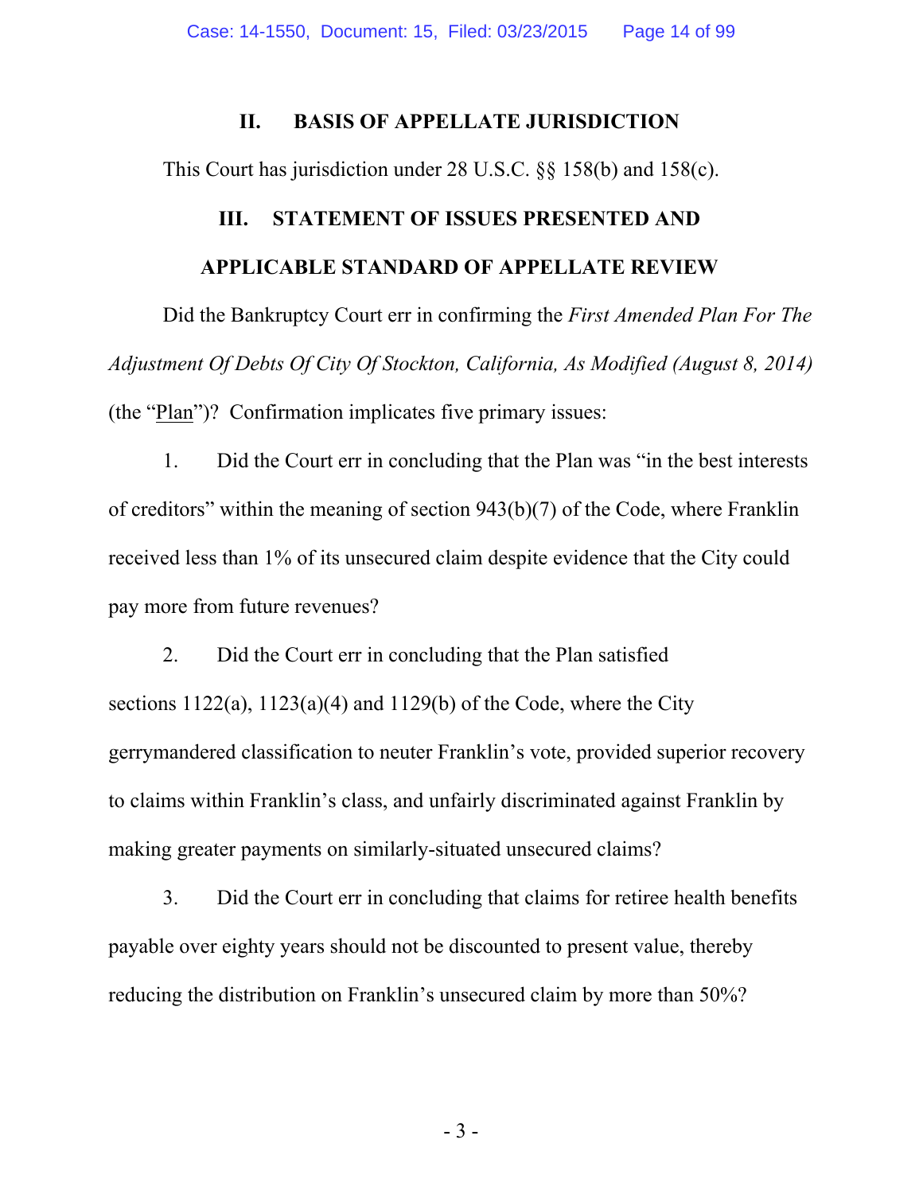## II. BASIS OF APPELLATE JURISDICTION

This Court has jurisdiction under 28 U.S.C. §§ 158(b) and 158(c).

## III. STATEMENT OF ISSUES PRESENTED AND APPLICABLE STANDARD OF APPELLATE REVIEW

Did the Bankruptcy Court err in confirming the *First Amended Plan For The Adjustment Of Debts Of City Of Stockton, California, As Modified (August 8, 2014)* (the "Plan")? Confirmation implicates five primary issues:

1. Did the Court err in concluding that the Plan was "in the best interests of creditors" within the meaning of section 943(b)(7) of the Code, where Franklin received less than 1% of its unsecured claim despite evidence that the City could pay more from future revenues?

2. Did the Court err in concluding that the Plan satisfied sections 1122(a), 1123(a)(4) and 1129(b) of the Code, where the City gerrymandered classification to neuter Franklin's vote, provided superior recovery to claims within Franklin's class, and unfairly discriminated against Franklin by making greater payments on similarly-situated unsecured claims?

3. Did the Court err in concluding that claims for retiree health benefits payable over eighty years should not be discounted to present value, thereby reducing the distribution on Franklin's unsecured claim by more than 50%?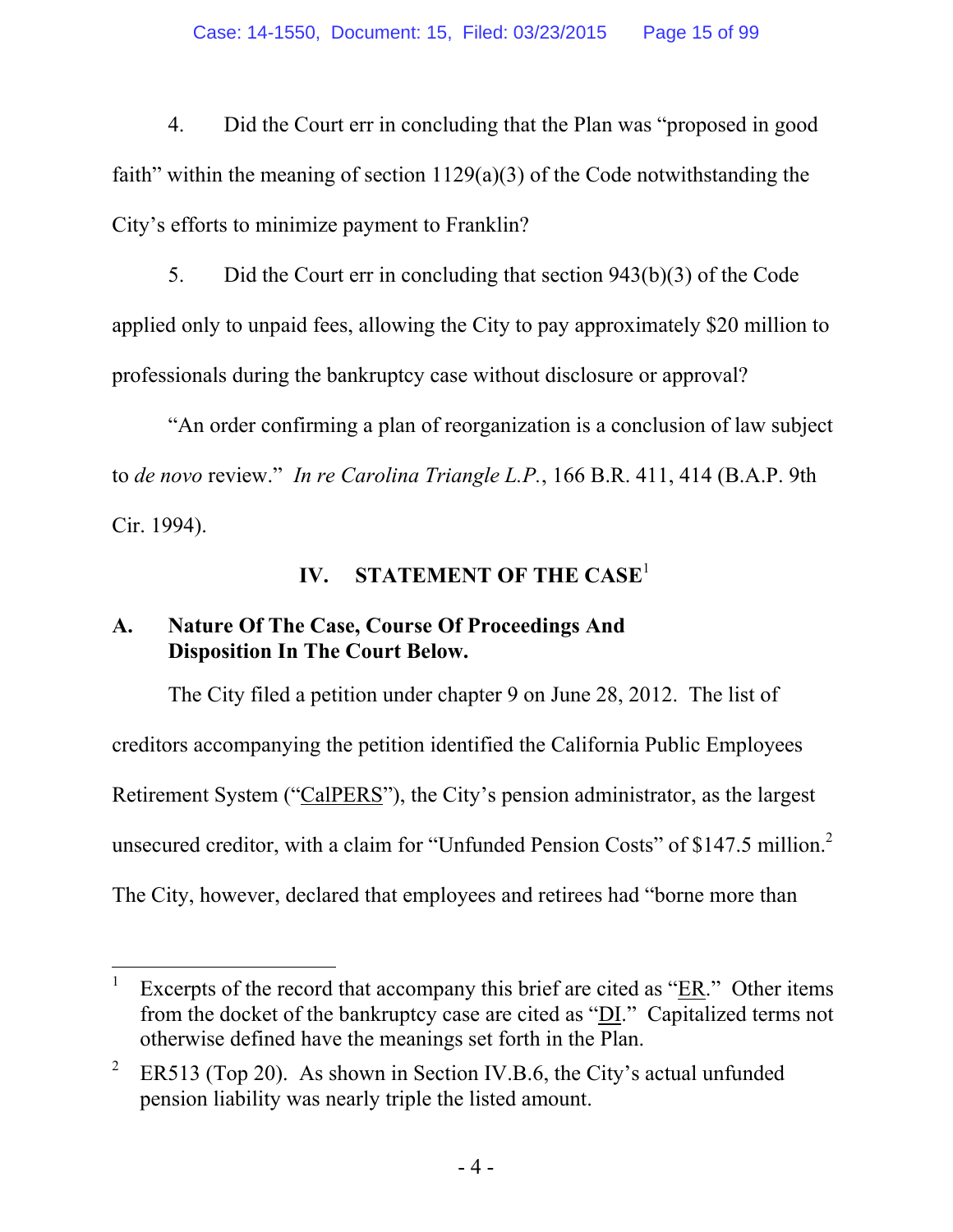4. Did the Court err in concluding that the Plan was "proposed in good faith" within the meaning of section 1129(a)(3) of the Code notwithstanding the City's efforts to minimize payment to Franklin?

5. Did the Court err in concluding that section 943(b)(3) of the Code applied only to unpaid fees, allowing the City to pay approximately $20 million to professionals during the bankruptcy case without disclosure or approval?

"An order confirming a plan of reorganization is a conclusion of law subject to *de novo* review." *In re Carolina Triangle L.P.*, 166 B.R. 411, 414 (B.A.P. 9th Cir. 1994).

## IV. STATEMENT OF THE CASE[1]

### A. Nature Of The Case, Course Of Proceedings And Disposition In The Court Below.

The City filed a petition under chapter 9 on June 28, 2012. The list of creditors accompanying the petition identified the California Public Employees Retirement System ("CalPERS"), the City's pension administrator, as the largest unsecured creditor, with a claim for "Unfunded Pension Costs" of $147.5 million.[2] The City, however, declared that employees and retirees had "borne more than

---

[1] Excerpts of the record that accompany this brief are cited as "ER." Other items from the docket of the bankruptcy case are cited as "DI." Capitalized terms not otherwise defined have the meanings set forth in the Plan.

[2] ER513 (Top 20). As shown in Section IV.B.6, the City's actual unfunded pension liability was nearly triple the listed amount.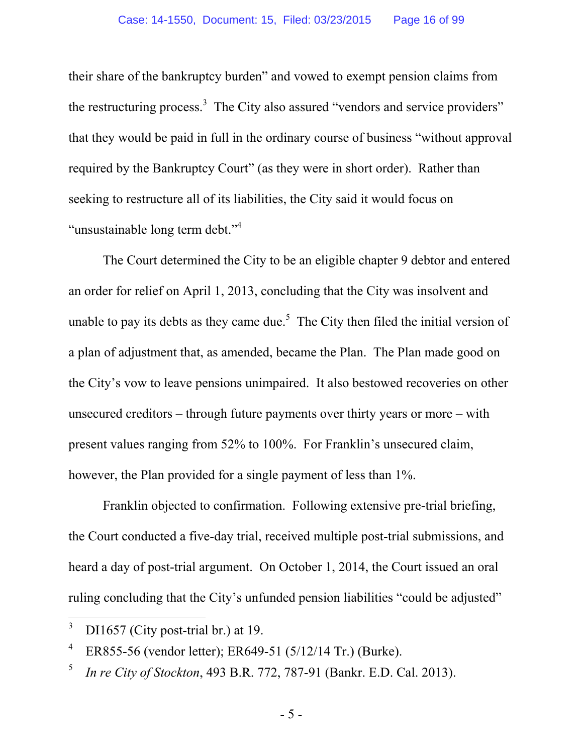their share of the bankruptcy burden" and vowed to exempt pension claims from the restructuring process.[3] The City also assured "vendors and service providers" that they would be paid in full in the ordinary course of business "without approval required by the Bankruptcy Court" (as they were in short order). Rather than seeking to restructure all of its liabilities, the City said it would focus on "unsustainable long term debt."[4]

The Court determined the City to be an eligible chapter 9 debtor and entered an order for relief on April 1, 2013, concluding that the City was insolvent and unable to pay its debts as they came due.[5] The City then filed the initial version of a plan of adjustment that, as amended, became the Plan. The Plan made good on the City's vow to leave pensions unimpaired. It also bestowed recoveries on other unsecured creditors – through future payments over thirty years or more – with present values ranging from 52% to 100%. For Franklin's unsecured claim, however, the Plan provided for a single payment of less than 1%.

Franklin objected to confirmation. Following extensive pre-trial briefing, the Court conducted a five-day trial, received multiple post-trial submissions, and heard a day of post-trial argument. On October 1, 2014, the Court issued an oral ruling concluding that the City's unfunded pension liabilities "could be adjusted"

---

[3] DI1657 (City post-trial br.) at 19.

[4] ER855-56 (vendor letter); ER649-51 (5/12/14 Tr.) (Burke).

[5] *In re City of Stockton*, 493 B.R. 772, 787-91 (Bankr. E.D. Cal. 2013).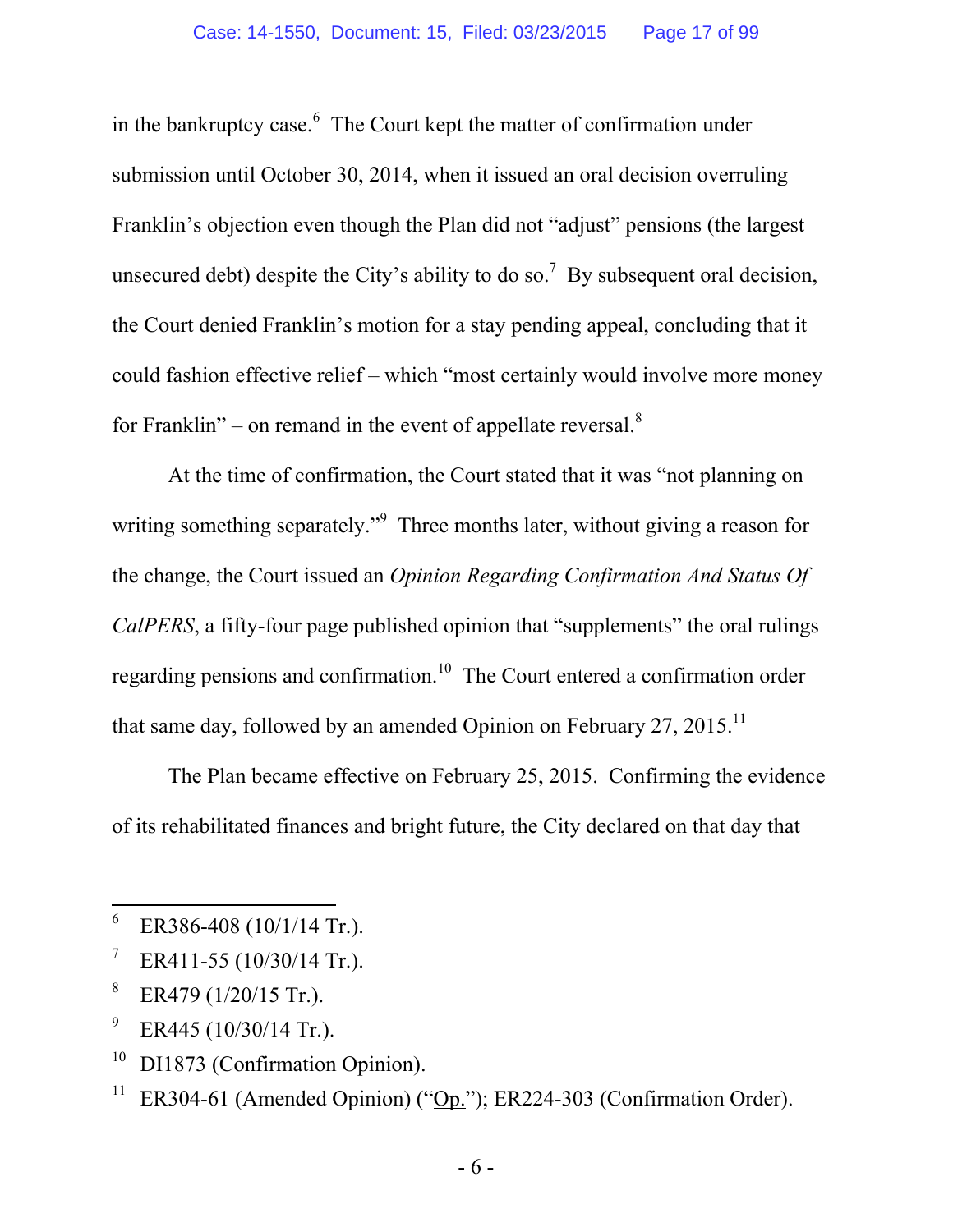in the bankruptcy case.[6] The Court kept the matter of confirmation under submission until October 30, 2014, when it issued an oral decision overruling Franklin's objection even though the Plan did not "adjust" pensions (the largest unsecured debt) despite the City's ability to do so.[7] By subsequent oral decision, the Court denied Franklin's motion for a stay pending appeal, concluding that it could fashion effective relief – which "most certainly would involve more money for Franklin" – on remand in the event of appellate reversal.[8]

At the time of confirmation, the Court stated that it was "not planning on writing something separately."[9] Three months later, without giving a reason for the change, the Court issued an *Opinion Regarding Confirmation And Status Of CalPERS*, a fifty-four page published opinion that "supplements" the oral rulings regarding pensions and confirmation.[10] The Court entered a confirmation order that same day, followed by an amended Opinion on February 27, 2015.[11]

The Plan became effective on February 25, 2015. Confirming the evidence of its rehabilitated finances and bright future, the City declared on that day that

---

[6] ER386-408 (10/1/14 Tr.).

[7] ER411-55 (10/30/14 Tr.).

[8] ER479 (1/20/15 Tr.).

[9] ER445 (10/30/14 Tr.).

[10] DI1873 (Confirmation Opinion).

[11] ER304-61 (Amended Opinion) ("Op."); ER224-303 (Confirmation Order).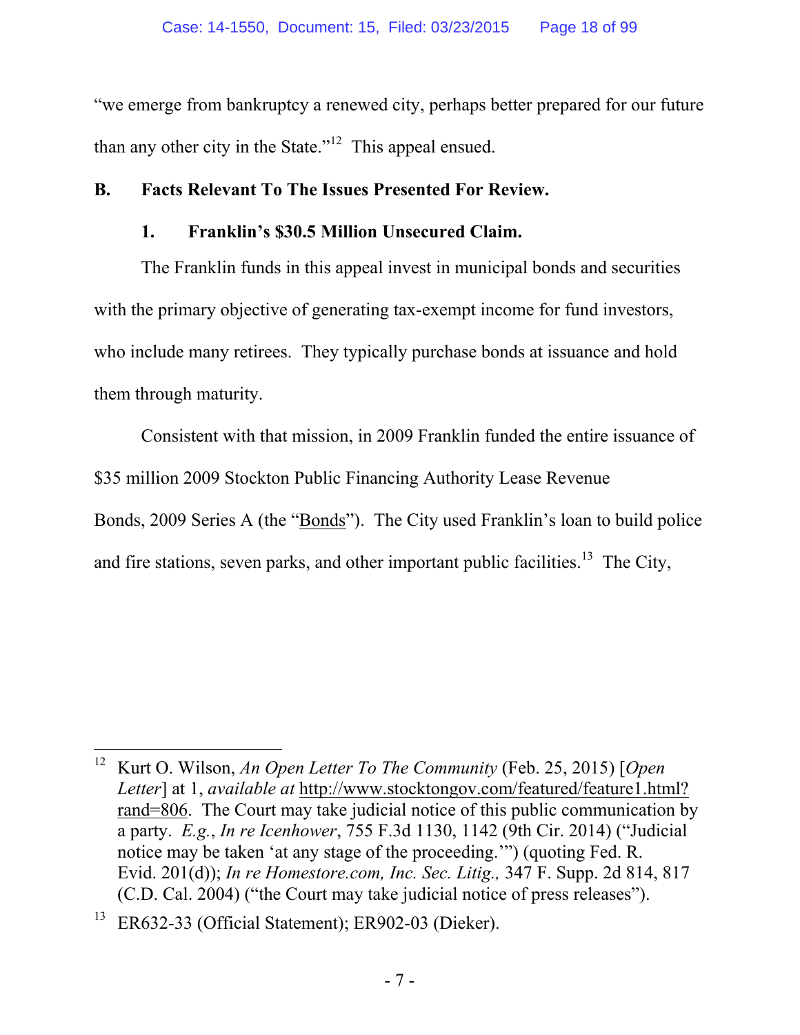"we emerge from bankruptcy a renewed city, perhaps better prepared for our future than any other city in the State."[12] This appeal ensued.

### B. Facts Relevant To The Issues Presented For Review.

#### 1. Franklin's $30.5 Million Unsecured Claim.

The Franklin funds in this appeal invest in municipal bonds and securities with the primary objective of generating tax-exempt income for fund investors, who include many retirees. They typically purchase bonds at issuance and hold them through maturity.

Consistent with that mission, in 2009 Franklin funded the entire issuance of $35 million 2009 Stockton Public Financing Authority Lease Revenue Bonds, 2009 Series A (the "Bonds"). The City used Franklin's loan to build police and fire stations, seven parks, and other important public facilities.[13] The City,

---

[12] Kurt O. Wilson, *An Open Letter To The Community* (Feb. 25, 2015) [*Open Letter*] at 1, *available at* http://www.stocktongov.com/featured/feature1.html?rand=806. The Court may take judicial notice of this public communication by a party. *E.g.*, *In re Icenhower*, 755 F.3d 1130, 1142 (9th Cir. 2014) ("Judicial notice may be taken 'at any stage of the proceeding.'") (quoting Fed. R. Evid. 201(d)); *In re Homestore.com, Inc. Sec. Litig.,* 347 F. Supp. 2d 814, 817 (C.D. Cal. 2004) ("the Court may take judicial notice of press releases").

[13] ER632-33 (Official Statement); ER902-03 (Dieker).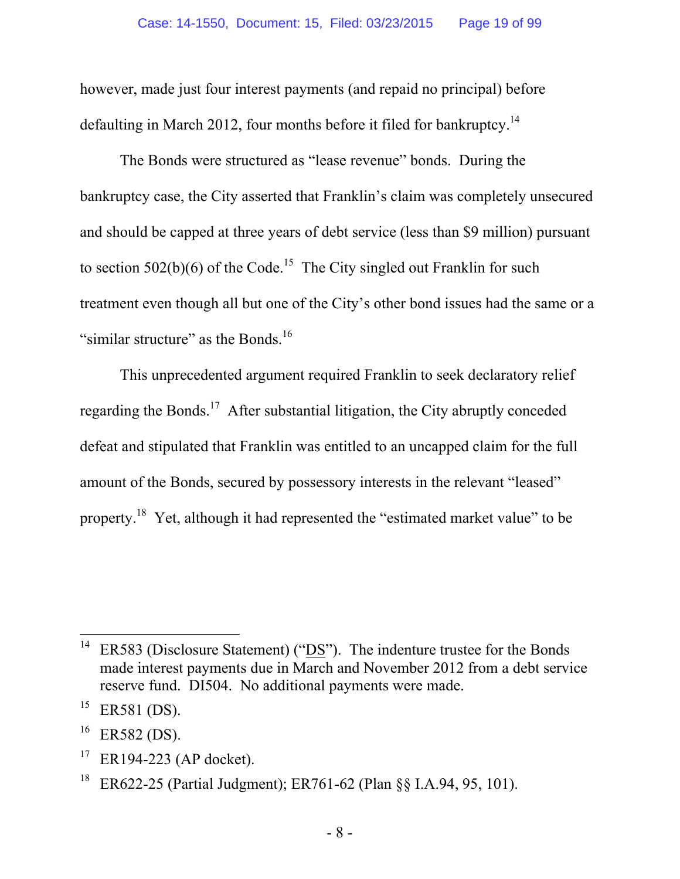however, made just four interest payments (and repaid no principal) before defaulting in March 2012, four months before it filed for bankruptcy.[14]

The Bonds were structured as "lease revenue" bonds. During the bankruptcy case, the City asserted that Franklin's claim was completely unsecured and should be capped at three years of debt service (less than $9 million) pursuant to section 502(b)(6) of the Code.[15] The City singled out Franklin for such treatment even though all but one of the City's other bond issues had the same or a "similar structure" as the Bonds.[16]

This unprecedented argument required Franklin to seek declaratory relief regarding the Bonds.[17] After substantial litigation, the City abruptly conceded defeat and stipulated that Franklin was entitled to an uncapped claim for the full amount of the Bonds, secured by possessory interests in the relevant "leased" property.[18] Yet, although it had represented the "estimated market value" to be

---

[14] ER583 (Disclosure Statement) ("DS"). The indenture trustee for the Bonds made interest payments due in March and November 2012 from a debt service reserve fund. DI504. No additional payments were made.

[15] ER581 (DS).

[16] ER582 (DS).

[17] ER194-223 (AP docket).

[18] ER622-25 (Partial Judgment); ER761-62 (Plan §§ I.A.94, 95, 101).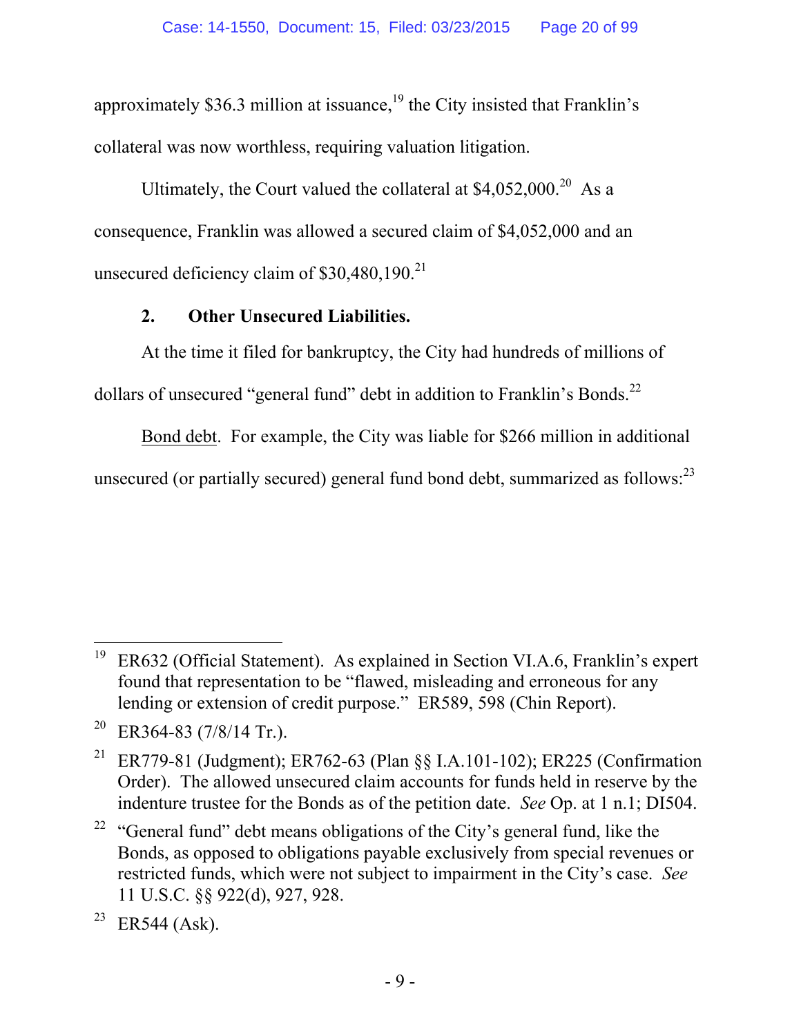approximately $36.3 million at issuance,[19] the City insisted that Franklin's collateral was now worthless, requiring valuation litigation.

Ultimately, the Court valued the collateral at $4,052,000.[20] As a consequence, Franklin was allowed a secured claim of $4,052,000 and an unsecured deficiency claim of $30,480,190.[21]

**2. Other Unsecured Liabilities.**

At the time it filed for bankruptcy, the City had hundreds of millions of dollars of unsecured "general fund" debt in addition to Franklin's Bonds.[22]

Bond debt. For example, the City was liable for $266 million in additional unsecured (or partially secured) general fund bond debt, summarized as follows:[23]

---

[19] ER632 (Official Statement). As explained in Section VI.A.6, Franklin's expert found that representation to be "flawed, misleading and erroneous for any lending or extension of credit purpose." ER589, 598 (Chin Report).

[20] ER364-83 (7/8/14 Tr.).

[21] ER779-81 (Judgment); ER762-63 (Plan §§ I.A.101-102); ER225 (Confirmation Order). The allowed unsecured claim accounts for funds held in reserve by the indenture trustee for the Bonds as of the petition date. *See* Op. at 1 n.1; DI504.

[22] "General fund" debt means obligations of the City's general fund, like the Bonds, as opposed to obligations payable exclusively from special revenues or restricted funds, which were not subject to impairment in the City's case. *See* 11 U.S.C. §§ 922(d), 927, 928.

[23] ER544 (Ask).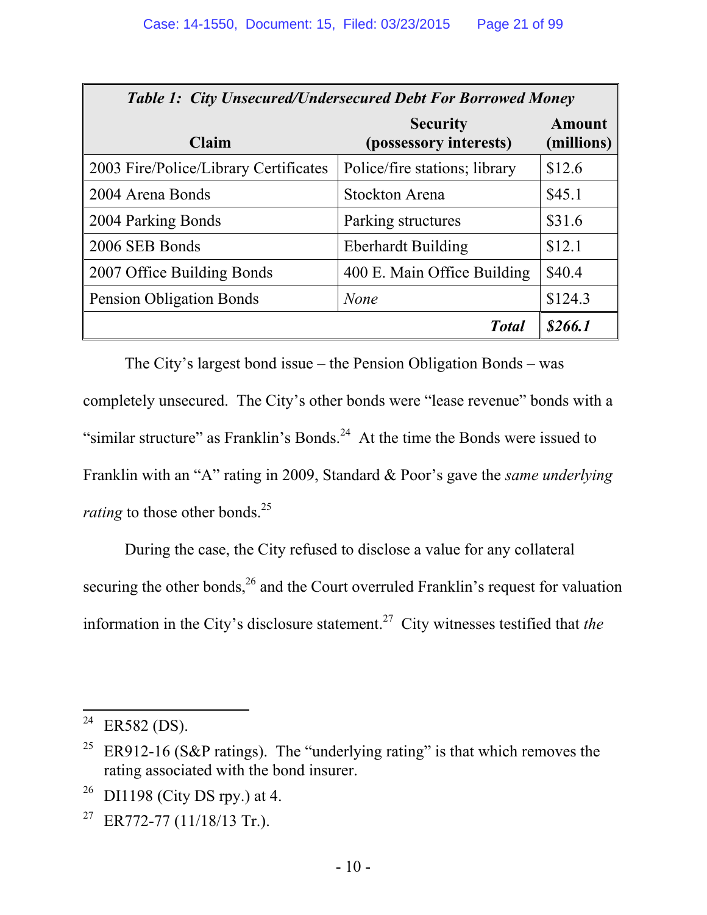| *Table 1: City Unsecured/Undersecured Debt For Borrowed Money* | | |
|---|---|---|
| **Claim** | **Security (possessory interests)** | **Amount (millions)** |
| 2003 Fire/Police/Library Certificates | Police/fire stations; library | $12.6 |
| 2004 Arena Bonds | Stockton Arena | $45.1 |
| 2004 Parking Bonds | Parking structures | $31.6 |
| 2006 SEB Bonds | Eberhardt Building | $12.1 |
| 2007 Office Building Bonds | 400 E. Main Office Building | $40.4 |
| Pension Obligation Bonds | *None* | $124.3 |
| | ***Total*** | ***$266.1*** |

The City's largest bond issue – the Pension Obligation Bonds – was completely unsecured. The City's other bonds were "lease revenue" bonds with a "similar structure" as Franklin's Bonds.[24] At the time the Bonds were issued to Franklin with an "A" rating in 2009, Standard & Poor's gave the *same underlying rating* to those other bonds.[25]

During the case, the City refused to disclose a value for any collateral securing the other bonds,[26] and the Court overruled Franklin's request for valuation information in the City's disclosure statement.[27] City witnesses testified that *the*

---

[24] ER582 (DS).

[25] ER912-16 (S&P ratings). The "underlying rating" is that which removes the rating associated with the bond insurer.

[26] DI1198 (City DS rpy.) at 4.

[27] ER772-77 (11/18/13 Tr.).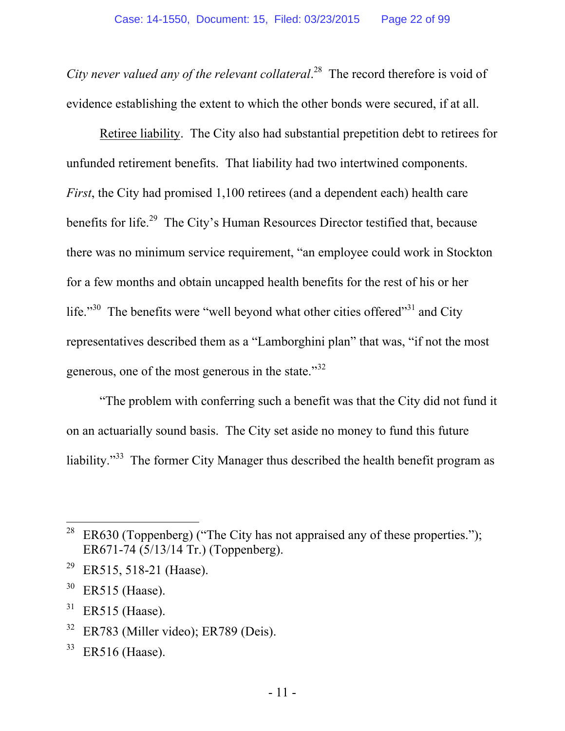*City never valued any of the relevant collateral*.[28] The record therefore is void of evidence establishing the extent to which the other bonds were secured, if at all.

Retiree liability. The City also had substantial prepetition debt to retirees for unfunded retirement benefits. That liability had two intertwined components. *First*, the City had promised 1,100 retirees (and a dependent each) health care benefits for life.[29] The City's Human Resources Director testified that, because there was no minimum service requirement, "an employee could work in Stockton for a few months and obtain uncapped health benefits for the rest of his or her life."[30] The benefits were "well beyond what other cities offered"[31] and City representatives described them as a "Lamborghini plan" that was, "if not the most generous, one of the most generous in the state."[32]

"The problem with conferring such a benefit was that the City did not fund it on an actuarially sound basis. The City set aside no money to fund this future liability."[33] The former City Manager thus described the health benefit program as

---

[28] ER630 (Toppenberg) ("The City has not appraised any of these properties."); ER671-74 (5/13/14 Tr.) (Toppenberg).

[29] ER515, 518-21 (Haase).

[30] ER515 (Haase).

[31] ER515 (Haase).

[32] ER783 (Miller video); ER789 (Deis).

[33] ER516 (Haase).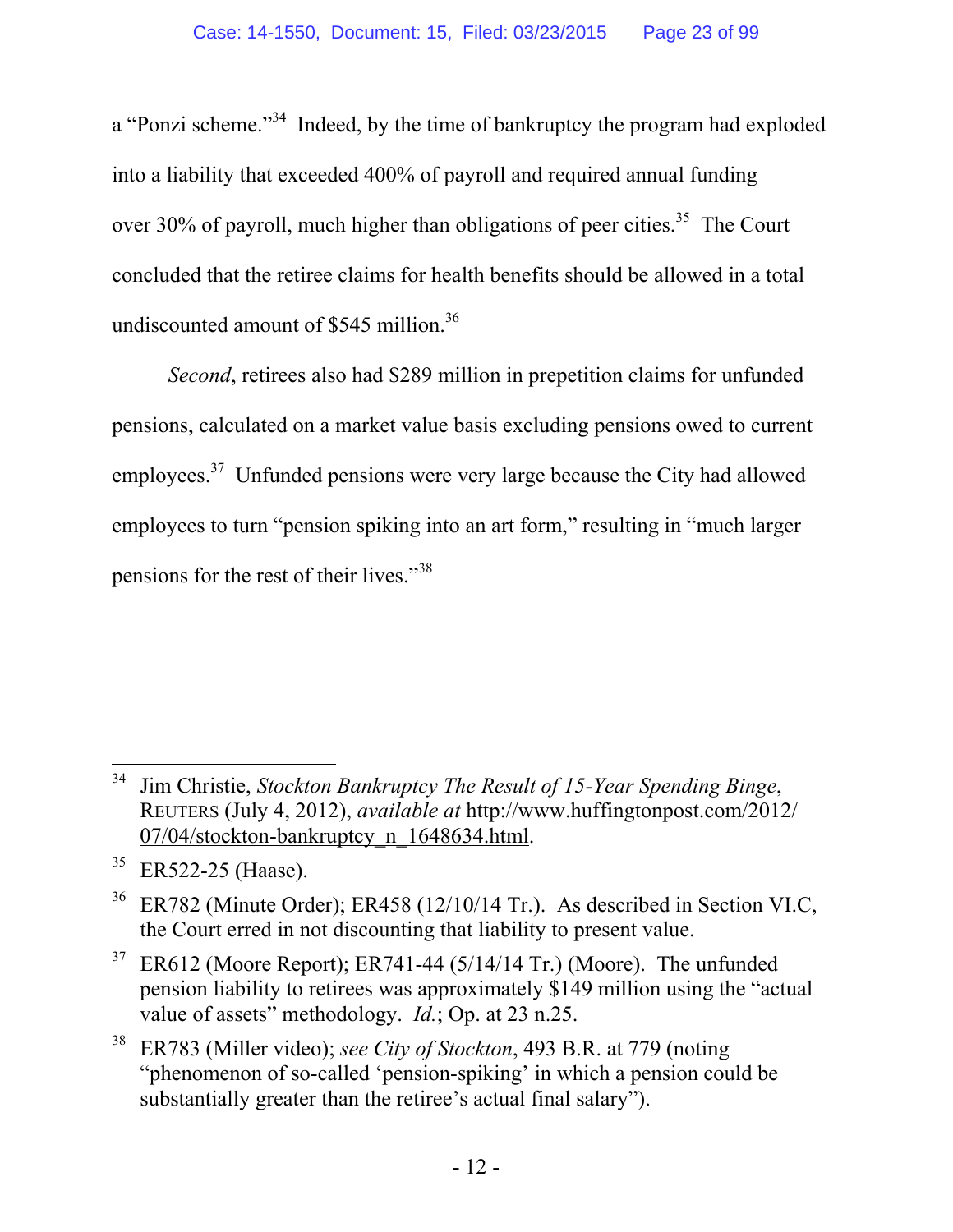a "Ponzi scheme."[34] Indeed, by the time of bankruptcy the program had exploded into a liability that exceeded 400% of payroll and required annual funding over 30% of payroll, much higher than obligations of peer cities.[35] The Court concluded that the retiree claims for health benefits should be allowed in a total undiscounted amount of $545 million.[36]

*Second*, retirees also had $289 million in prepetition claims for unfunded pensions, calculated on a market value basis excluding pensions owed to current employees.[37] Unfunded pensions were very large because the City had allowed employees to turn "pension spiking into an art form," resulting in "much larger pensions for the rest of their lives."[38]

---

[34] Jim Christie, *Stockton Bankruptcy The Result of 15-Year Spending Binge*, REUTERS (July 4, 2012), *available at* http://www.huffingtonpost.com/2012/07/04/stockton-bankruptcy_n_1648634.html.

[35] ER522-25 (Haase).

[36] ER782 (Minute Order); ER458 (12/10/14 Tr.). As described in Section VI.C, the Court erred in not discounting that liability to present value.

[37] ER612 (Moore Report); ER741-44 (5/14/14 Tr.) (Moore). The unfunded pension liability to retirees was approximately $149 million using the "actual value of assets" methodology. *Id.*; Op. at 23 n.25.

[38] ER783 (Miller video); *see City of Stockton*, 493 B.R. at 779 (noting "phenomenon of so-called 'pension-spiking' in which a pension could be substantially greater than the retiree's actual final salary").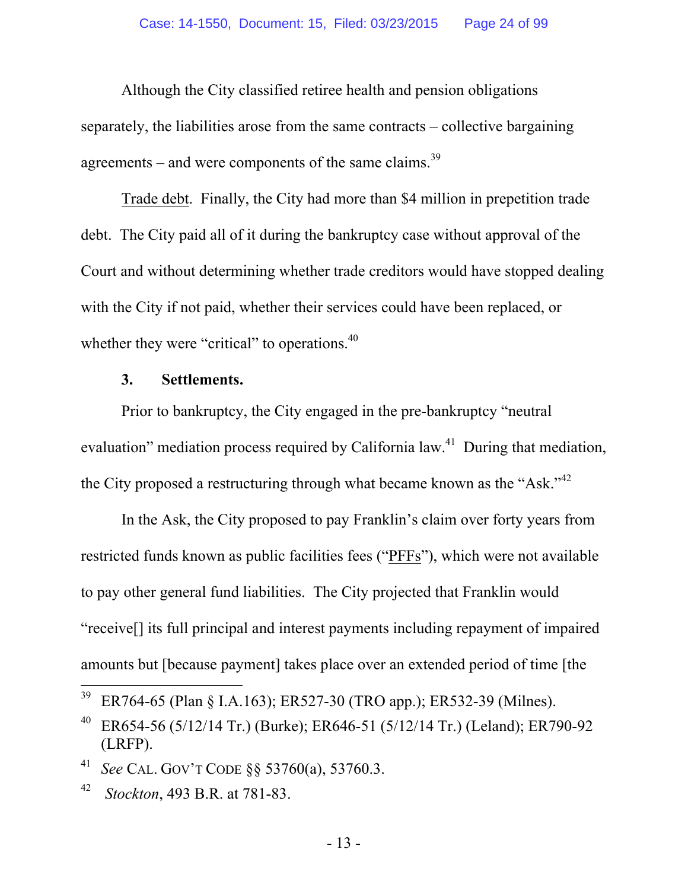Although the City classified retiree health and pension obligations separately, the liabilities arose from the same contracts – collective bargaining agreements – and were components of the same claims.[39]

Trade debt. Finally, the City had more than $4 million in prepetition trade debt. The City paid all of it during the bankruptcy case without approval of the Court and without determining whether trade creditors would have stopped dealing with the City if not paid, whether their services could have been replaced, or whether they were "critical" to operations.[40]

### 3. Settlements.

Prior to bankruptcy, the City engaged in the pre-bankruptcy "neutral evaluation" mediation process required by California law.[41] During that mediation, the City proposed a restructuring through what became known as the "Ask."[42]

In the Ask, the City proposed to pay Franklin's claim over forty years from restricted funds known as public facilities fees ("PFFs"), which were not available to pay other general fund liabilities. The City projected that Franklin would "receive[] its full principal and interest payments including repayment of impaired amounts but [because payment] takes place over an extended period of time [the

---

[39] ER764-65 (Plan § I.A.163); ER527-30 (TRO app.); ER532-39 (Milnes).

[40] ER654-56 (5/12/14 Tr.) (Burke); ER646-51 (5/12/14 Tr.) (Leland); ER790-92 (LRFP).

[41] *See* CAL. GOV'T CODE §§ 53760(a), 53760.3.

[42] *Stockton*, 493 B.R. at 781-83.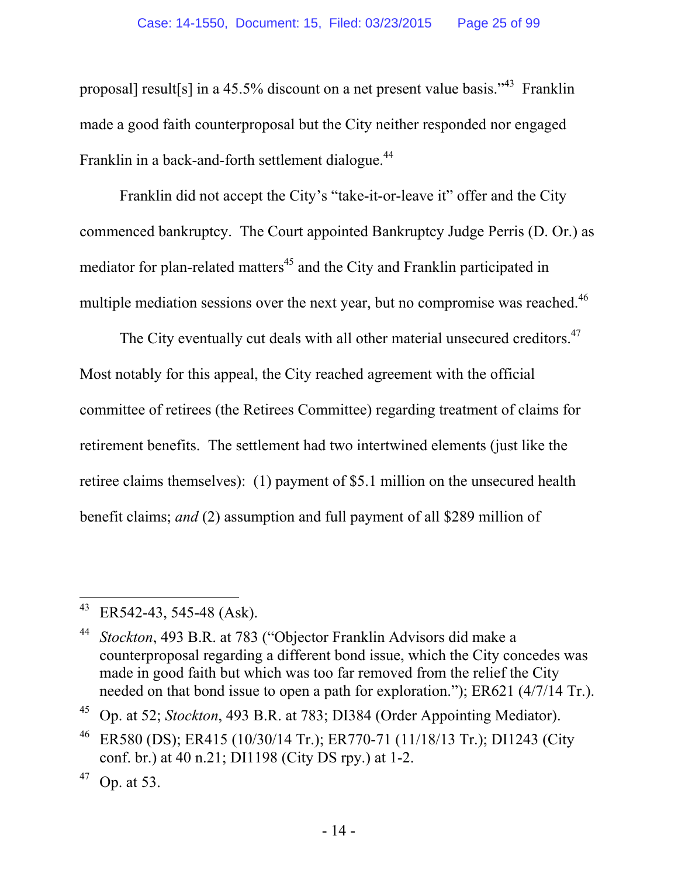proposal] result[s] in a 45.5% discount on a net present value basis."[43] Franklin made a good faith counterproposal but the City neither responded nor engaged Franklin in a back-and-forth settlement dialogue.[44]

Franklin did not accept the City's "take-it-or-leave it" offer and the City commenced bankruptcy. The Court appointed Bankruptcy Judge Perris (D. Or.) as mediator for plan-related matters[45] and the City and Franklin participated in multiple mediation sessions over the next year, but no compromise was reached.[46]

The City eventually cut deals with all other material unsecured creditors.[47] Most notably for this appeal, the City reached agreement with the official committee of retirees (the Retirees Committee) regarding treatment of claims for retirement benefits. The settlement had two intertwined elements (just like the retiree claims themselves): (1) payment of $5.1 million on the unsecured health benefit claims; *and* (2) assumption and full payment of all $289 million of

---

[43] ER542-43, 545-48 (Ask).

[44] *Stockton*, 493 B.R. at 783 ("Objector Franklin Advisors did make a counterproposal regarding a different bond issue, which the City concedes was made in good faith but which was too far removed from the relief the City needed on that bond issue to open a path for exploration."); ER621 (4/7/14 Tr.).

[45] Op. at 52; *Stockton*, 493 B.R. at 783; DI384 (Order Appointing Mediator).

[46] ER580 (DS); ER415 (10/30/14 Tr.); ER770-71 (11/18/13 Tr.); DI1243 (City conf. br.) at 40 n.21; DI1198 (City DS rpy.) at 1-2.

[47] Op. at 53.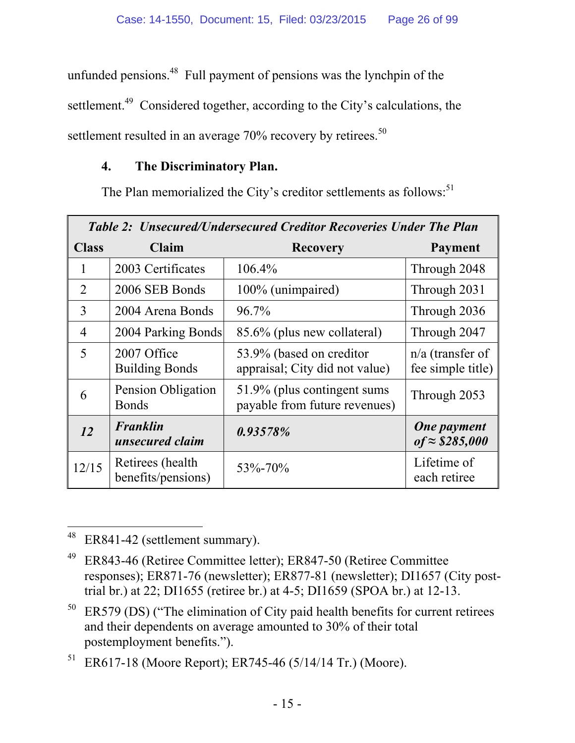unfunded pensions.[48] Full payment of pensions was the lynchpin of the settlement.[49] Considered together, according to the City's calculations, the settlement resulted in an average 70% recovery by retirees.[50]

#### 4. The Discriminatory Plan.

The Plan memorialized the City's creditor settlements as follows:[51]

| ***Table 2: Unsecured/Undersecured Creditor Recoveries Under The Plan*** | | | |
|---|---|---|---|
| **Class** | **Claim** | **Recovery** | **Payment** |
| 1 | 2003 Certificates | 106.4% | Through 2048 |
| 2 | 2006 SEB Bonds | 100% (unimpaired) | Through 2031 |
| 3 | 2004 Arena Bonds | 96.7% | Through 2036 |
| 4 | 2004 Parking Bonds | 85.6% (plus new collateral) | Through 2047 |
| 5 | 2007 Office Building Bonds | 53.9% (based on creditor appraisal; City did not value) | n/a (transfer of fee simple title) |
| 6 | Pension Obligation Bonds | 51.9% (plus contingent sums payable from future revenues) | Through 2053 |
| ***12*** | ***Franklin unsecured claim*** | ***0.93578%*** | ***One payment of ≈ $285,000*** |
| 12/15 | Retirees (health benefits/pensions) | 53%-70% | Lifetime of each retiree |

---

[48] ER841-42 (settlement summary).

[49] ER843-46 (Retiree Committee letter); ER847-50 (Retiree Committee responses); ER871-76 (newsletter); ER877-81 (newsletter); DI1657 (City post-trial br.) at 22; DI1655 (retiree br.) at 4-5; DI1659 (SPOA br.) at 12-13.

[50] ER579 (DS) ("The elimination of City paid health benefits for current retirees and their dependents on average amounted to 30% of their total postemployment benefits.").

[51] ER617-18 (Moore Report); ER745-46 (5/14/14 Tr.) (Moore).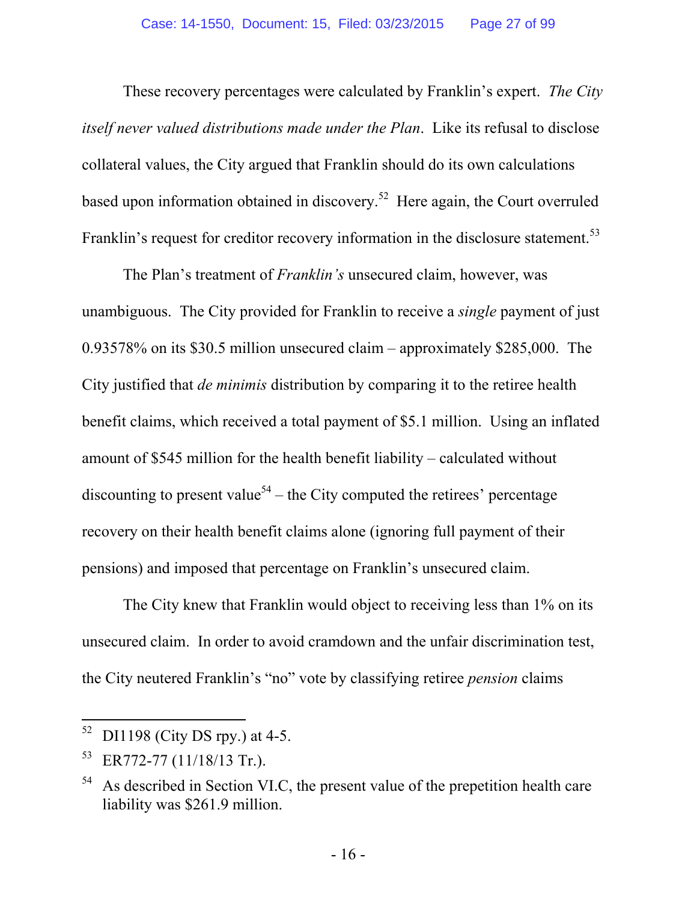These recovery percentages were calculated by Franklin's expert. *The City itself never valued distributions made under the Plan*. Like its refusal to disclose collateral values, the City argued that Franklin should do its own calculations based upon information obtained in discovery.[52] Here again, the Court overruled Franklin's request for creditor recovery information in the disclosure statement.[53]

The Plan's treatment of *Franklin's* unsecured claim, however, was unambiguous. The City provided for Franklin to receive a *single* payment of just 0.93578% on its $30.5 million unsecured claim – approximately $285,000. The City justified that *de minimis* distribution by comparing it to the retiree health benefit claims, which received a total payment of $5.1 million. Using an inflated amount of $545 million for the health benefit liability – calculated without discounting to present value[54] – the City computed the retirees' percentage recovery on their health benefit claims alone (ignoring full payment of their pensions) and imposed that percentage on Franklin's unsecured claim.

The City knew that Franklin would object to receiving less than 1% on its unsecured claim. In order to avoid cramdown and the unfair discrimination test, the City neutered Franklin's "no" vote by classifying retiree *pension* claims

---

[52] DI1198 (City DS rpy.) at 4-5.

[53] ER772-77 (11/18/13 Tr.).

[54] As described in Section VI.C, the present value of the prepetition health care liability was $261.9 million.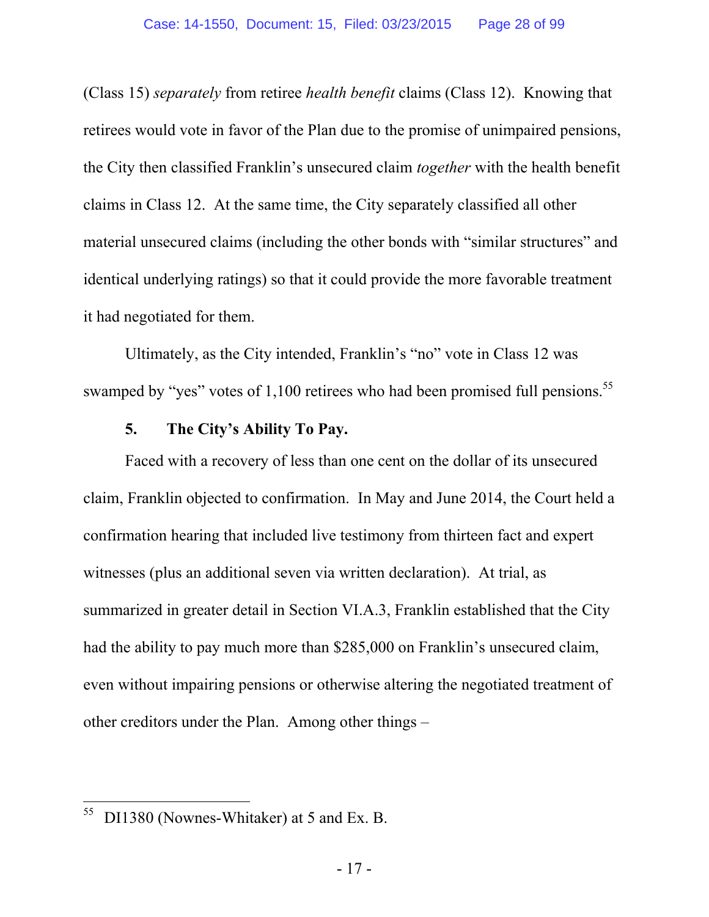(Class 15) *separately* from retiree *health benefit* claims (Class 12). Knowing that retirees would vote in favor of the Plan due to the promise of unimpaired pensions, the City then classified Franklin's unsecured claim *together* with the health benefit claims in Class 12. At the same time, the City separately classified all other material unsecured claims (including the other bonds with "similar structures" and identical underlying ratings) so that it could provide the more favorable treatment it had negotiated for them.

Ultimately, as the City intended, Franklin's "no" vote in Class 12 was swamped by "yes" votes of 1,100 retirees who had been promised full pensions.[55]

### 5. The City's Ability To Pay.

Faced with a recovery of less than one cent on the dollar of its unsecured claim, Franklin objected to confirmation. In May and June 2014, the Court held a confirmation hearing that included live testimony from thirteen fact and expert witnesses (plus an additional seven via written declaration). At trial, as summarized in greater detail in Section VI.A.3, Franklin established that the City had the ability to pay much more than $285,000 on Franklin's unsecured claim, even without impairing pensions or otherwise altering the negotiated treatment of other creditors under the Plan. Among other things –

---

[55] DI1380 (Nownes-Whitaker) at 5 and Ex. B.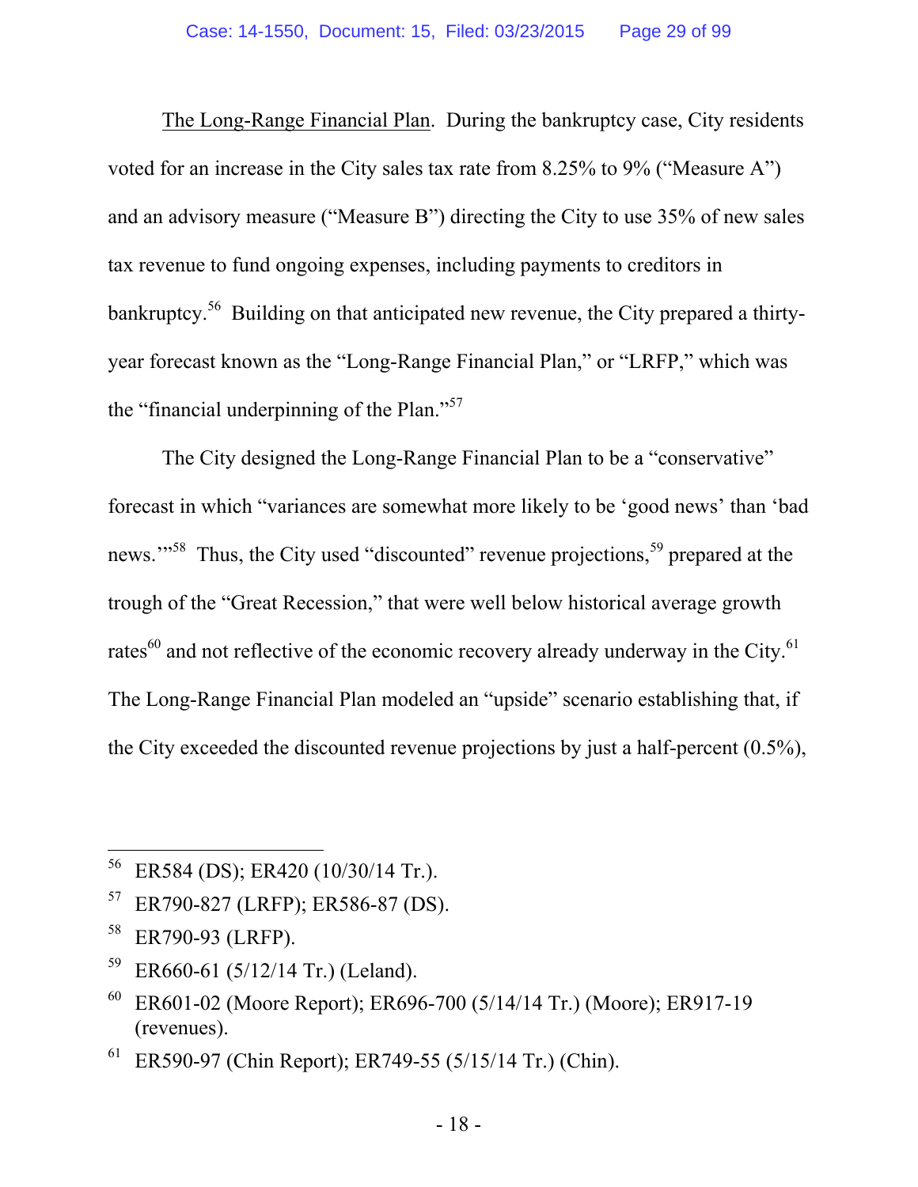<u>The Long-Range Financial Plan</u>. During the bankruptcy case, City residents voted for an increase in the City sales tax rate from 8.25% to 9% ("Measure A") and an advisory measure ("Measure B") directing the City to use 35% of new sales tax revenue to fund ongoing expenses, including payments to creditors in bankruptcy.[56] Building on that anticipated new revenue, the City prepared a thirty-year forecast known as the "Long-Range Financial Plan," or "LRFP," which was the "financial underpinning of the Plan."[57]

The City designed the Long-Range Financial Plan to be a "conservative" forecast in which "variances are somewhat more likely to be 'good news' than 'bad news.'"[58] Thus, the City used "discounted" revenue projections,[59] prepared at the trough of the "Great Recession," that were well below historical average growth rates[60] and not reflective of the economic recovery already underway in the City.[61] The Long-Range Financial Plan modeled an "upside" scenario establishing that, if the City exceeded the discounted revenue projections by just a half-percent (0.5%),

---

[56] ER584 (DS); ER420 (10/30/14 Tr.).

[57] ER790-827 (LRFP); ER586-87 (DS).

[58] ER790-93 (LRFP).

[59] ER660-61 (5/12/14 Tr.) (Leland).

[60] ER601-02 (Moore Report); ER696-700 (5/14/14 Tr.) (Moore); ER917-19 (revenues).

[61] ER590-97 (Chin Report); ER749-55 (5/15/14 Tr.) (Chin).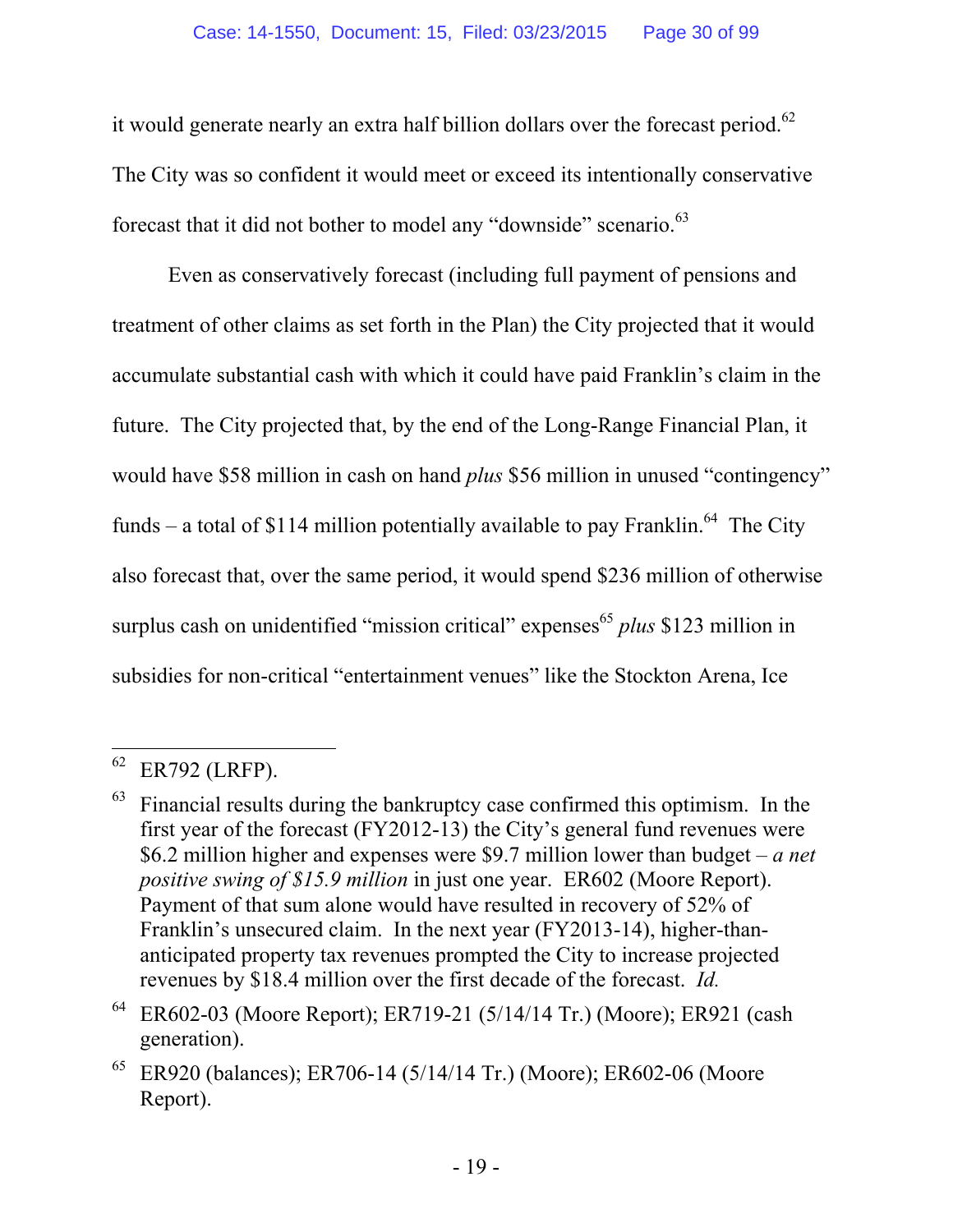it would generate nearly an extra half billion dollars over the forecast period.[62] The City was so confident it would meet or exceed its intentionally conservative forecast that it did not bother to model any "downside" scenario.[63]

Even as conservatively forecast (including full payment of pensions and treatment of other claims as set forth in the Plan) the City projected that it would accumulate substantial cash with which it could have paid Franklin's claim in the future. The City projected that, by the end of the Long-Range Financial Plan, it would have $58 million in cash on hand *plus* $56 million in unused "contingency" funds – a total of $114 million potentially available to pay Franklin.[64] The City also forecast that, over the same period, it would spend $236 million of otherwise surplus cash on unidentified "mission critical" expenses[65] *plus* $123 million in subsidies for non-critical "entertainment venues" like the Stockton Arena, Ice

---

[62] ER792 (LRFP).

[63] Financial results during the bankruptcy case confirmed this optimism. In the first year of the forecast (FY2012-13) the City's general fund revenues were $6.2 million higher and expenses were $9.7 million lower than budget – *a net positive swing of $15.9 million* in just one year. ER602 (Moore Report). Payment of that sum alone would have resulted in recovery of 52% of Franklin's unsecured claim. In the next year (FY2013-14), higher-than-anticipated property tax revenues prompted the City to increase projected revenues by $18.4 million over the first decade of the forecast. *Id.*

[64] ER602-03 (Moore Report); ER719-21 (5/14/14 Tr.) (Moore); ER921 (cash generation).

[65] ER920 (balances); ER706-14 (5/14/14 Tr.) (Moore); ER602-06 (Moore Report).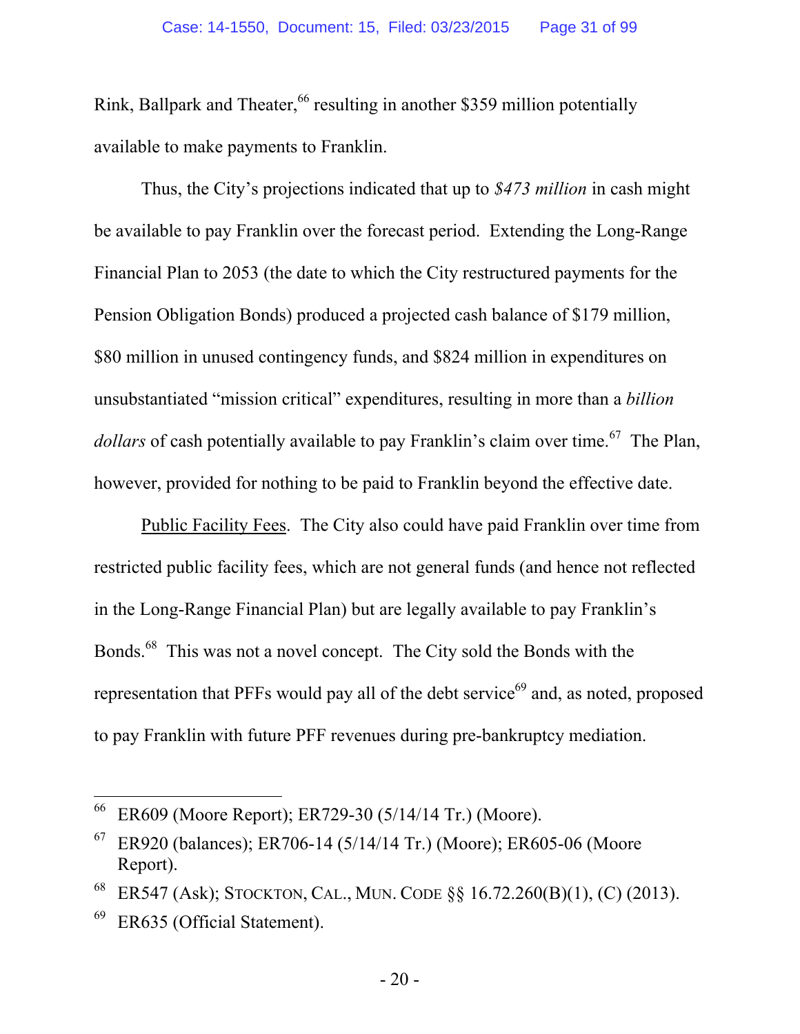Rink, Ballpark and Theater,[66] resulting in another $359 million potentially available to make payments to Franklin.

Thus, the City's projections indicated that up to *$473 million* in cash might be available to pay Franklin over the forecast period. Extending the Long-Range Financial Plan to 2053 (the date to which the City restructured payments for the Pension Obligation Bonds) produced a projected cash balance of $179 million, $80 million in unused contingency funds, and $824 million in expenditures on unsubstantiated "mission critical" expenditures, resulting in more than a *billion dollars* of cash potentially available to pay Franklin's claim over time.[67] The Plan, however, provided for nothing to be paid to Franklin beyond the effective date.

Public Facility Fees. The City also could have paid Franklin over time from restricted public facility fees, which are not general funds (and hence not reflected in the Long-Range Financial Plan) but are legally available to pay Franklin's Bonds.[68] This was not a novel concept. The City sold the Bonds with the representation that PFFs would pay all of the debt service[69] and, as noted, proposed to pay Franklin with future PFF revenues during pre-bankruptcy mediation.

---

[66] ER609 (Moore Report); ER729-30 (5/14/14 Tr.) (Moore).

[67] ER920 (balances); ER706-14 (5/14/14 Tr.) (Moore); ER605-06 (Moore Report).

[68] ER547 (Ask); STOCKTON, CAL., MUN. CODE §§ 16.72.260(B)(1), (C) (2013).

[69] ER635 (Official Statement).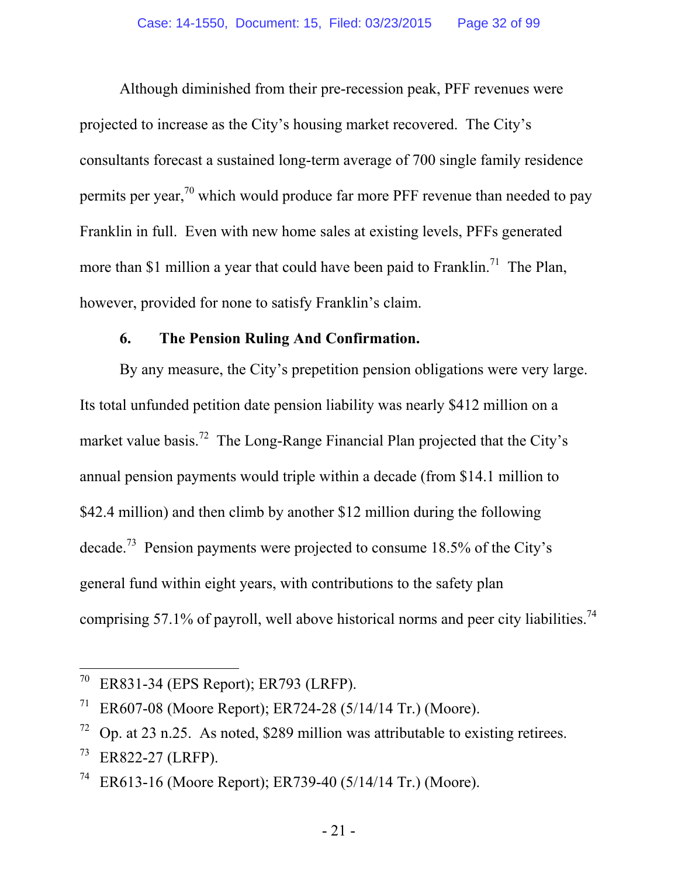Although diminished from their pre-recession peak, PFF revenues were projected to increase as the City's housing market recovered. The City's consultants forecast a sustained long-term average of 700 single family residence permits per year,[70] which would produce far more PFF revenue than needed to pay Franklin in full. Even with new home sales at existing levels, PFFs generated more than $1 million a year that could have been paid to Franklin.[71] The Plan, however, provided for none to satisfy Franklin's claim.

### 6. The Pension Ruling And Confirmation.

By any measure, the City's prepetition pension obligations were very large. Its total unfunded petition date pension liability was nearly $412 million on a market value basis.[72] The Long-Range Financial Plan projected that the City's annual pension payments would triple within a decade (from $14.1 million to $42.4 million) and then climb by another $12 million during the following decade.[73] Pension payments were projected to consume 18.5% of the City's general fund within eight years, with contributions to the safety plan comprising 57.1% of payroll, well above historical norms and peer city liabilities.[74]

---

[70] ER831-34 (EPS Report); ER793 (LRFP).

[71] ER607-08 (Moore Report); ER724-28 (5/14/14 Tr.) (Moore).

[72] Op. at 23 n.25. As noted, $289 million was attributable to existing retirees.

[73] ER822-27 (LRFP).

[74] ER613-16 (Moore Report); ER739-40 (5/14/14 Tr.) (Moore).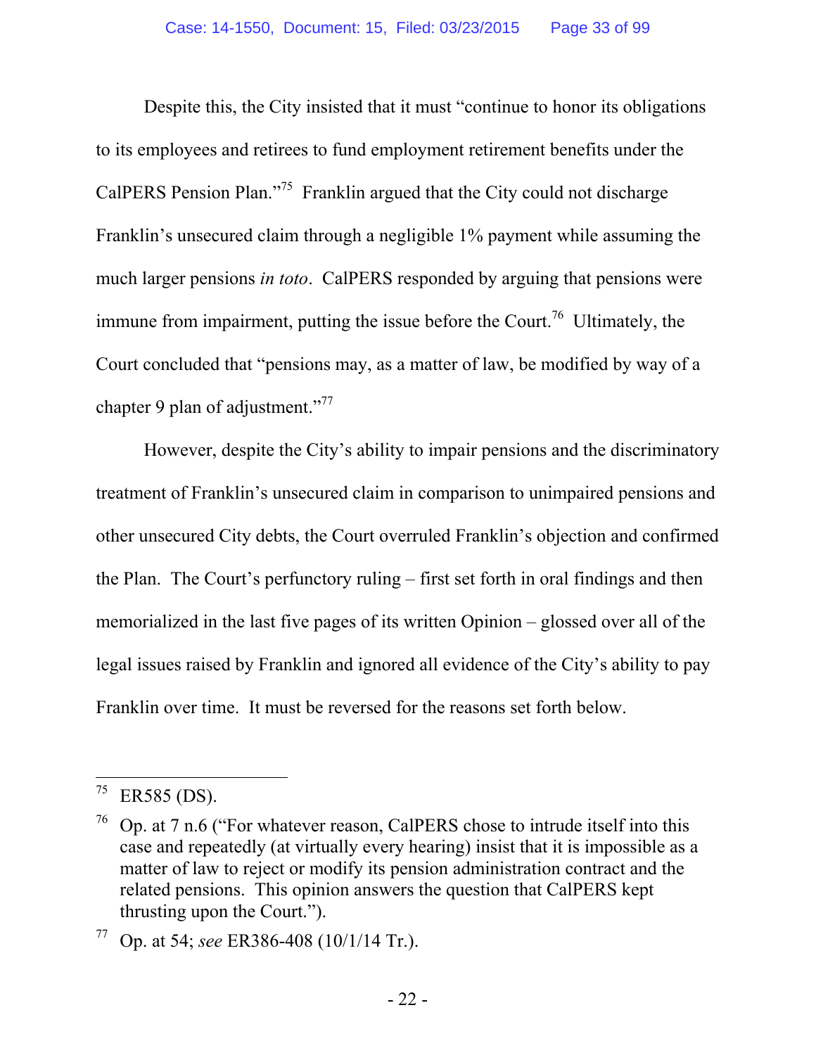Despite this, the City insisted that it must "continue to honor its obligations to its employees and retirees to fund employment retirement benefits under the CalPERS Pension Plan."[75] Franklin argued that the City could not discharge Franklin's unsecured claim through a negligible 1% payment while assuming the much larger pensions *in toto*. CalPERS responded by arguing that pensions were immune from impairment, putting the issue before the Court.[76] Ultimately, the Court concluded that "pensions may, as a matter of law, be modified by way of a chapter 9 plan of adjustment."[77]

However, despite the City's ability to impair pensions and the discriminatory treatment of Franklin's unsecured claim in comparison to unimpaired pensions and other unsecured City debts, the Court overruled Franklin's objection and confirmed the Plan. The Court's perfunctory ruling – first set forth in oral findings and then memorialized in the last five pages of its written Opinion – glossed over all of the legal issues raised by Franklin and ignored all evidence of the City's ability to pay Franklin over time. It must be reversed for the reasons set forth below.

---

[75] ER585 (DS).

[76] Op. at 7 n.6 ("For whatever reason, CalPERS chose to intrude itself into this case and repeatedly (at virtually every hearing) insist that it is impossible as a matter of law to reject or modify its pension administration contract and the related pensions. This opinion answers the question that CalPERS kept thrusting upon the Court.").

[77] Op. at 54; *see* ER386-408 (10/1/14 Tr.).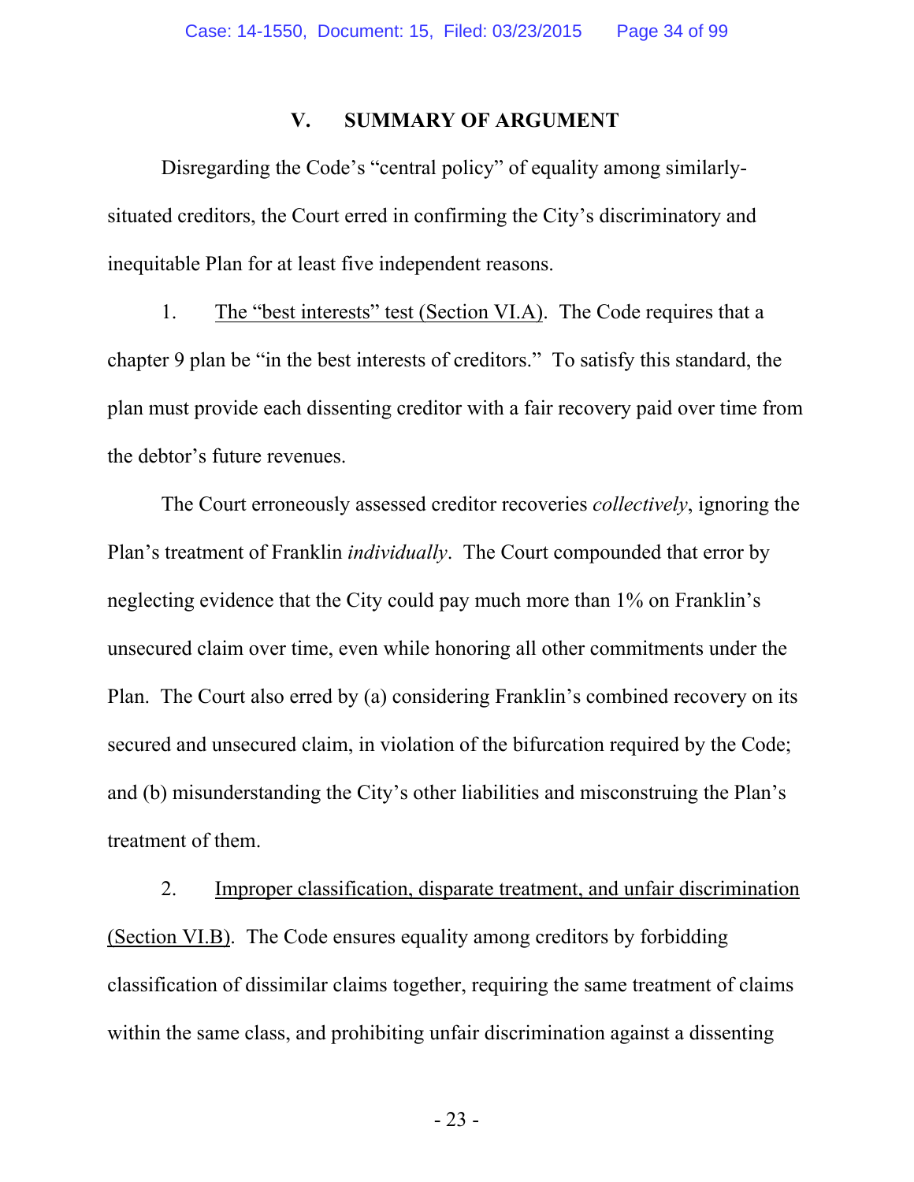## V. SUMMARY OF ARGUMENT

Disregarding the Code's "central policy" of equality among similarly-situated creditors, the Court erred in confirming the City's discriminatory and inequitable Plan for at least five independent reasons.

1. The "best interests" test (Section VI.A). The Code requires that a chapter 9 plan be "in the best interests of creditors." To satisfy this standard, the plan must provide each dissenting creditor with a fair recovery paid over time from the debtor's future revenues.

The Court erroneously assessed creditor recoveries *collectively*, ignoring the Plan's treatment of Franklin *individually*. The Court compounded that error by neglecting evidence that the City could pay much more than 1% on Franklin's unsecured claim over time, even while honoring all other commitments under the Plan. The Court also erred by (a) considering Franklin's combined recovery on its secured and unsecured claim, in violation of the bifurcation required by the Code; and (b) misunderstanding the City's other liabilities and misconstruing the Plan's treatment of them.

2. Improper classification, disparate treatment, and unfair discrimination (Section VI.B). The Code ensures equality among creditors by forbidding classification of dissimilar claims together, requiring the same treatment of claims within the same class, and prohibiting unfair discrimination against a dissenting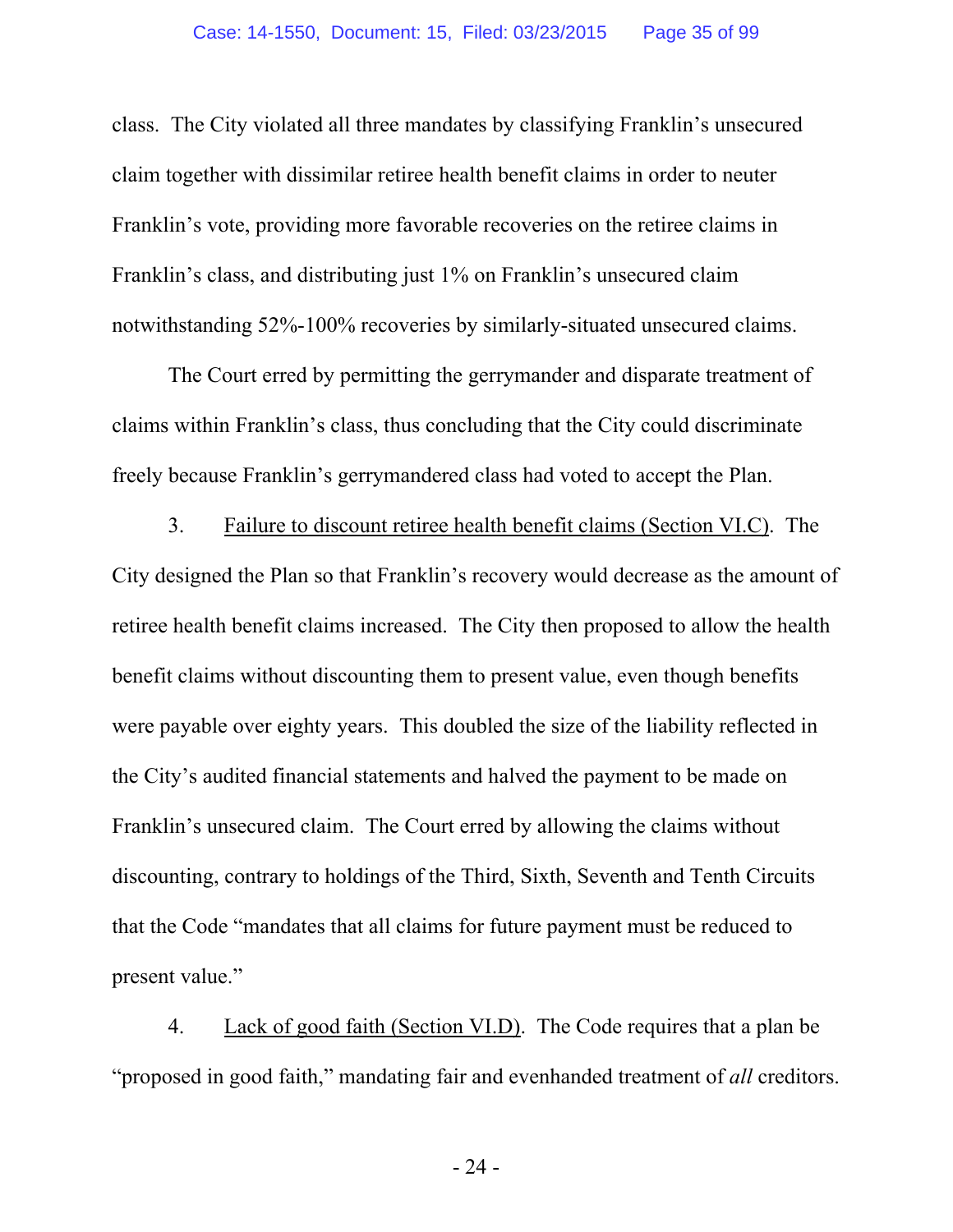class. The City violated all three mandates by classifying Franklin's unsecured claim together with dissimilar retiree health benefit claims in order to neuter Franklin's vote, providing more favorable recoveries on the retiree claims in Franklin's class, and distributing just 1% on Franklin's unsecured claim notwithstanding 52%-100% recoveries by similarly-situated unsecured claims.

The Court erred by permitting the gerrymander and disparate treatment of claims within Franklin's class, thus concluding that the City could discriminate freely because Franklin's gerrymandered class had voted to accept the Plan.

3. <u>Failure to discount retiree health benefit claims (Section VI.C)</u>. The City designed the Plan so that Franklin's recovery would decrease as the amount of retiree health benefit claims increased. The City then proposed to allow the health benefit claims without discounting them to present value, even though benefits were payable over eighty years. This doubled the size of the liability reflected in the City's audited financial statements and halved the payment to be made on Franklin's unsecured claim. The Court erred by allowing the claims without discounting, contrary to holdings of the Third, Sixth, Seventh and Tenth Circuits that the Code "mandates that all claims for future payment must be reduced to present value."

4. <u>Lack of good faith (Section VI.D)</u>. The Code requires that a plan be "proposed in good faith," mandating fair and evenhanded treatment of *all* creditors.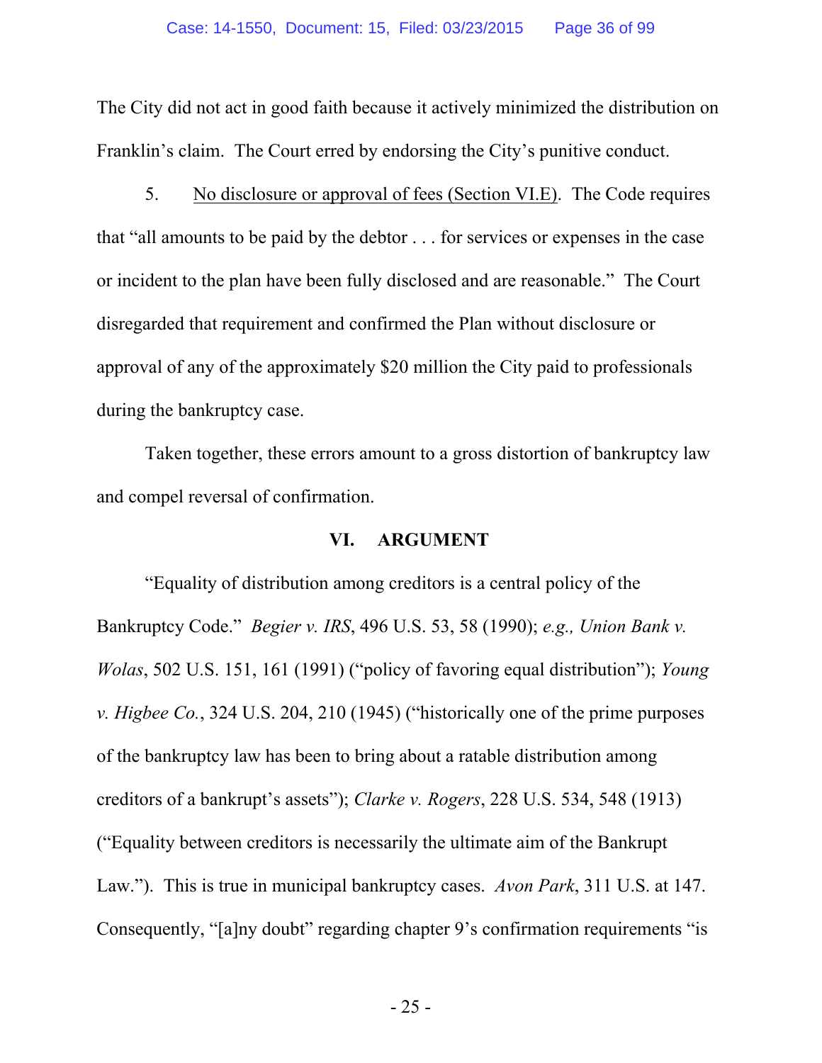The City did not act in good faith because it actively minimized the distribution on Franklin's claim. The Court erred by endorsing the City's punitive conduct.

5. <u>No disclosure or approval of fees (Section VI.E)</u>. The Code requires that "all amounts to be paid by the debtor . . . for services or expenses in the case or incident to the plan have been fully disclosed and are reasonable." The Court disregarded that requirement and confirmed the Plan without disclosure or approval of any of the approximately $20 million the City paid to professionals during the bankruptcy case.

Taken together, these errors amount to a gross distortion of bankruptcy law and compel reversal of confirmation.

## VI. ARGUMENT

"Equality of distribution among creditors is a central policy of the Bankruptcy Code." *Begier v. IRS*, 496 U.S. 53, 58 (1990); *e.g., Union Bank v. Wolas*, 502 U.S. 151, 161 (1991) ("policy of favoring equal distribution"); *Young v. Higbee Co.*, 324 U.S. 204, 210 (1945) ("historically one of the prime purposes of the bankruptcy law has been to bring about a ratable distribution among creditors of a bankrupt's assets"); *Clarke v. Rogers*, 228 U.S. 534, 548 (1913) ("Equality between creditors is necessarily the ultimate aim of the Bankrupt Law."). This is true in municipal bankruptcy cases. *Avon Park*, 311 U.S. at 147. Consequently, "[a]ny doubt" regarding chapter 9's confirmation requirements "is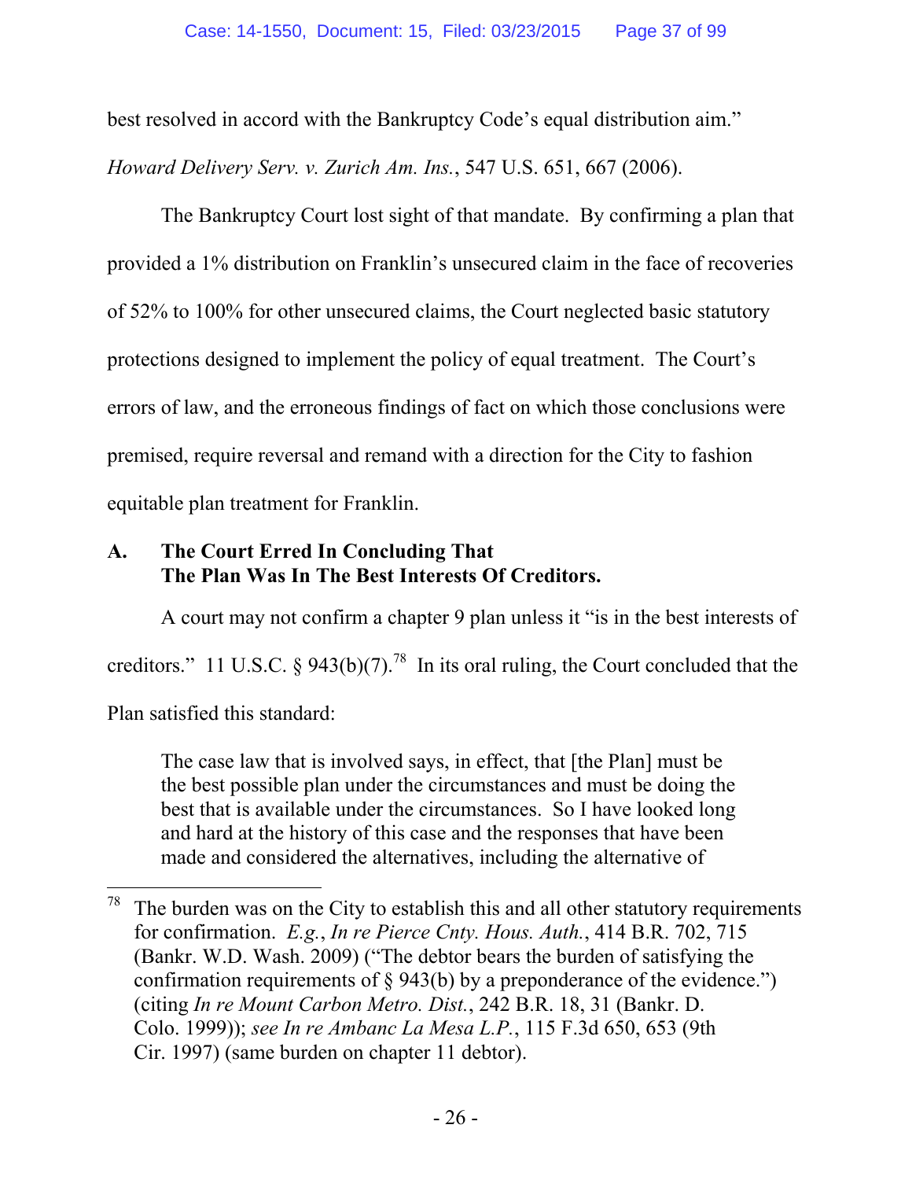best resolved in accord with the Bankruptcy Code's equal distribution aim." *Howard Delivery Serv. v. Zurich Am. Ins.*, 547 U.S. 651, 667 (2006).

The Bankruptcy Court lost sight of that mandate. By confirming a plan that provided a 1% distribution on Franklin's unsecured claim in the face of recoveries of 52% to 100% for other unsecured claims, the Court neglected basic statutory protections designed to implement the policy of equal treatment. The Court's errors of law, and the erroneous findings of fact on which those conclusions were premised, require reversal and remand with a direction for the City to fashion equitable plan treatment for Franklin.

### A. The Court Erred In Concluding That The Plan Was In The Best Interests Of Creditors.

A court may not confirm a chapter 9 plan unless it "is in the best interests of creditors." 11 U.S.C. § 943(b)(7).[78] In its oral ruling, the Court concluded that the Plan satisfied this standard:

> The case law that is involved says, in effect, that [the Plan] must be the best possible plan under the circumstances and must be doing the best that is available under the circumstances. So I have looked long and hard at the history of this case and the responses that have been made and considered the alternatives, including the alternative of

---

[78] The burden was on the City to establish this and all other statutory requirements for confirmation. *E.g.*, *In re Pierce Cnty. Hous. Auth.*, 414 B.R. 702, 715 (Bankr. W.D. Wash. 2009) ("The debtor bears the burden of satisfying the confirmation requirements of § 943(b) by a preponderance of the evidence.") (citing *In re Mount Carbon Metro. Dist.*, 242 B.R. 18, 31 (Bankr. D. Colo. 1999)); *see In re Ambanc La Mesa L.P.*, 115 F.3d 650, 653 (9th Cir. 1997) (same burden on chapter 11 debtor).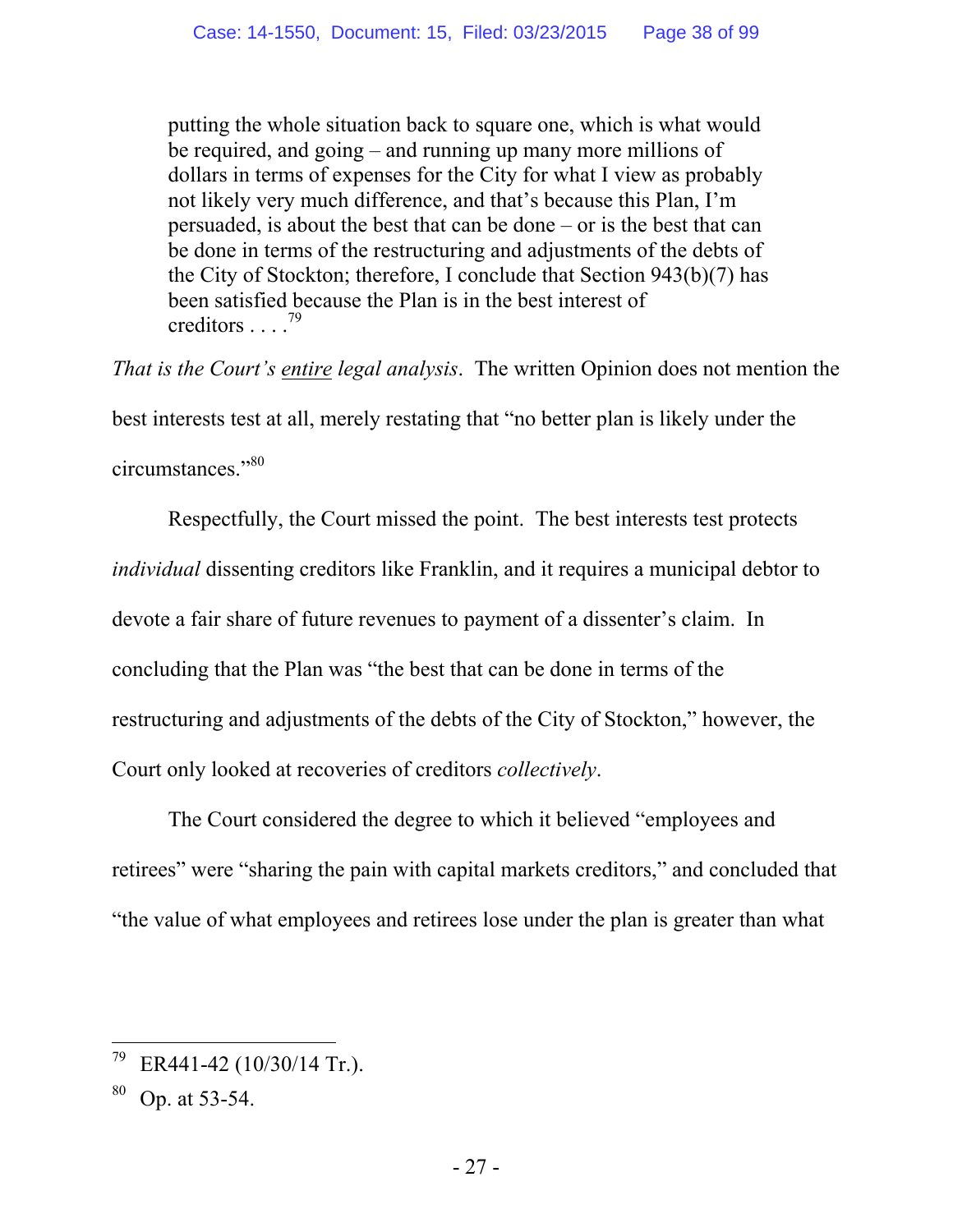> putting the whole situation back to square one, which is what would be required, and going – and running up many more millions of dollars in terms of expenses for the City for what I view as probably not likely very much difference, and that's because this Plan, I'm persuaded, is about the best that can be done – or is the best that can be done in terms of the restructuring and adjustments of the debts of the City of Stockton; therefore, I conclude that Section 943(b)(7) has been satisfied because the Plan is in the best interest of creditors . . . .[79]

*That is the Court's <u>entire</u> legal analysis*. The written Opinion does not mention the best interests test at all, merely restating that "no better plan is likely under the circumstances."[80]

Respectfully, the Court missed the point. The best interests test protects *individual* dissenting creditors like Franklin, and it requires a municipal debtor to devote a fair share of future revenues to payment of a dissenter's claim. In concluding that the Plan was "the best that can be done in terms of the restructuring and adjustments of the debts of the City of Stockton," however, the Court only looked at recoveries of creditors *collectively*.

The Court considered the degree to which it believed "employees and retirees" were "sharing the pain with capital markets creditors," and concluded that "the value of what employees and retirees lose under the plan is greater than what

---

[79] ER441-42 (10/30/14 Tr.).

[80] Op. at 53-54.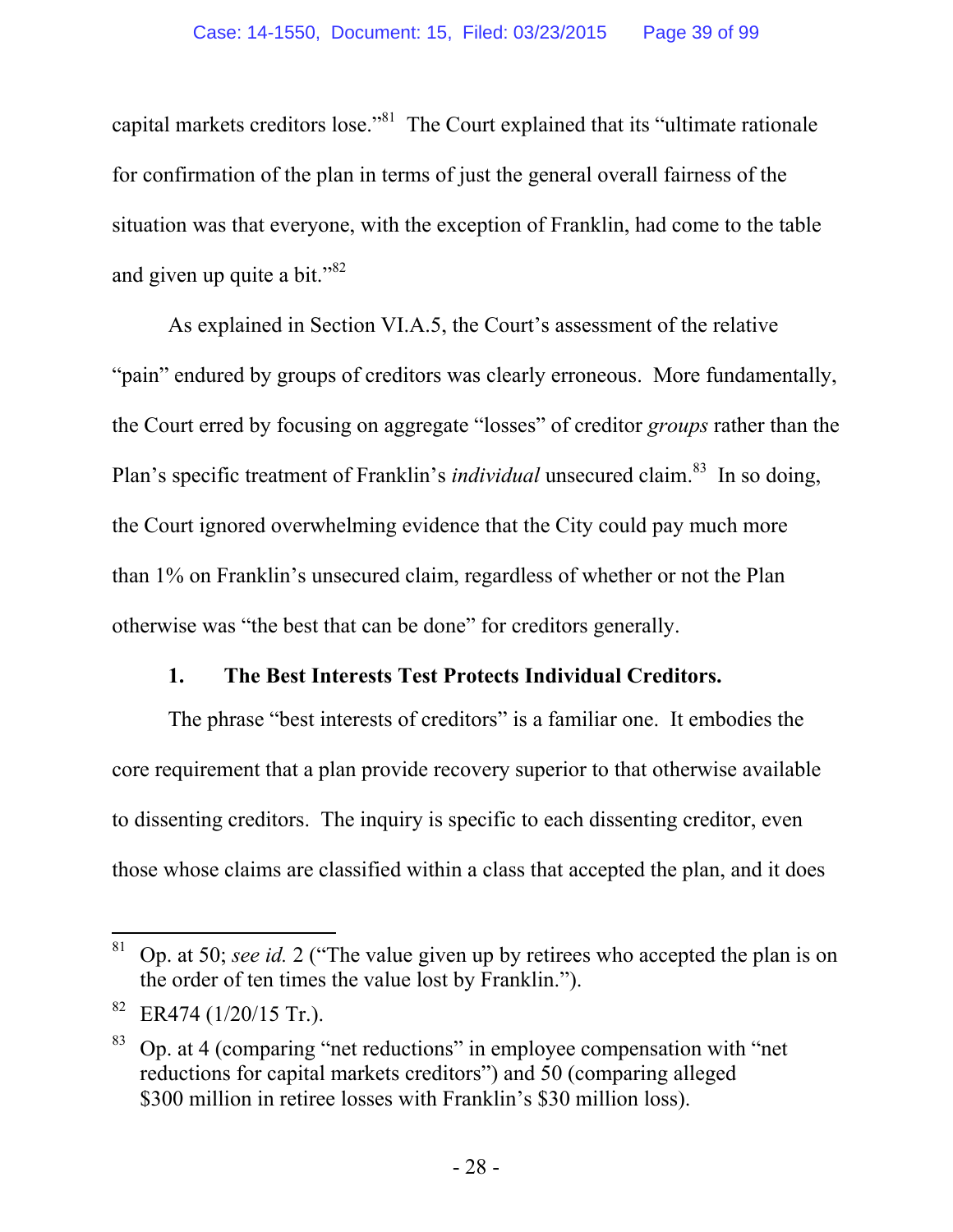capital markets creditors lose."[81] The Court explained that its "ultimate rationale for confirmation of the plan in terms of just the general overall fairness of the situation was that everyone, with the exception of Franklin, had come to the table and given up quite a bit."[82]

As explained in Section VI.A.5, the Court's assessment of the relative "pain" endured by groups of creditors was clearly erroneous. More fundamentally, the Court erred by focusing on aggregate "losses" of creditor *groups* rather than the Plan's specific treatment of Franklin's *individual* unsecured claim.[83] In so doing, the Court ignored overwhelming evidence that the City could pay much more than 1% on Franklin's unsecured claim, regardless of whether or not the Plan otherwise was "the best that can be done" for creditors generally.

### 1. The Best Interests Test Protects Individual Creditors.

The phrase "best interests of creditors" is a familiar one. It embodies the core requirement that a plan provide recovery superior to that otherwise available to dissenting creditors. The inquiry is specific to each dissenting creditor, even those whose claims are classified within a class that accepted the plan, and it does

---

[81] Op. at 50; *see id.* 2 ("The value given up by retirees who accepted the plan is on the order of ten times the value lost by Franklin.").

[82] ER474 (1/20/15 Tr.).

[83] Op. at 4 (comparing "net reductions" in employee compensation with "net reductions for capital markets creditors") and 50 (comparing alleged \$300 million in retiree losses with Franklin's \$30 million loss).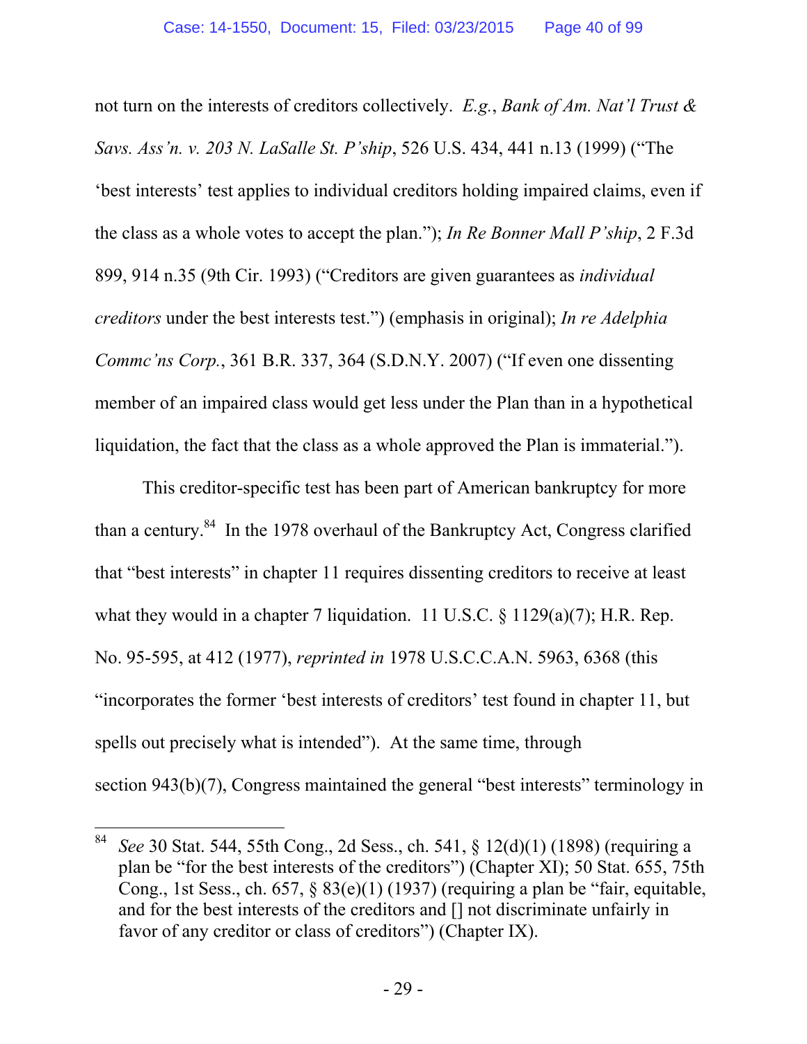not turn on the interests of creditors collectively. *E.g.*, *Bank of Am. Nat'l Trust & Savs. Ass'n. v. 203 N. LaSalle St. P'ship*, 526 U.S. 434, 441 n.13 (1999) ("The 'best interests' test applies to individual creditors holding impaired claims, even if the class as a whole votes to accept the plan."); *In Re Bonner Mall P'ship*, 2 F.3d 899, 914 n.35 (9th Cir. 1993) ("Creditors are given guarantees as *individual creditors* under the best interests test.") (emphasis in original); *In re Adelphia Commc'ns Corp.*, 361 B.R. 337, 364 (S.D.N.Y. 2007) ("If even one dissenting member of an impaired class would get less under the Plan than in a hypothetical liquidation, the fact that the class as a whole approved the Plan is immaterial.").

This creditor-specific test has been part of American bankruptcy for more than a century.[84] In the 1978 overhaul of the Bankruptcy Act, Congress clarified that "best interests" in chapter 11 requires dissenting creditors to receive at least what they would in a chapter 7 liquidation. 11 U.S.C. § 1129(a)(7); H.R. Rep. No. 95-595, at 412 (1977), *reprinted in* 1978 U.S.C.C.A.N. 5963, 6368 (this "incorporates the former 'best interests of creditors' test found in chapter 11, but spells out precisely what is intended"). At the same time, through section 943(b)(7), Congress maintained the general "best interests" terminology in

---

[84] *See* 30 Stat. 544, 55th Cong., 2d Sess., ch. 541, § 12(d)(1) (1898) (requiring a plan be "for the best interests of the creditors") (Chapter XI); 50 Stat. 655, 75th Cong., 1st Sess., ch. 657, § 83(e)(1) (1937) (requiring a plan be "fair, equitable, and for the best interests of the creditors and [] not discriminate unfairly in favor of any creditor or class of creditors") (Chapter IX).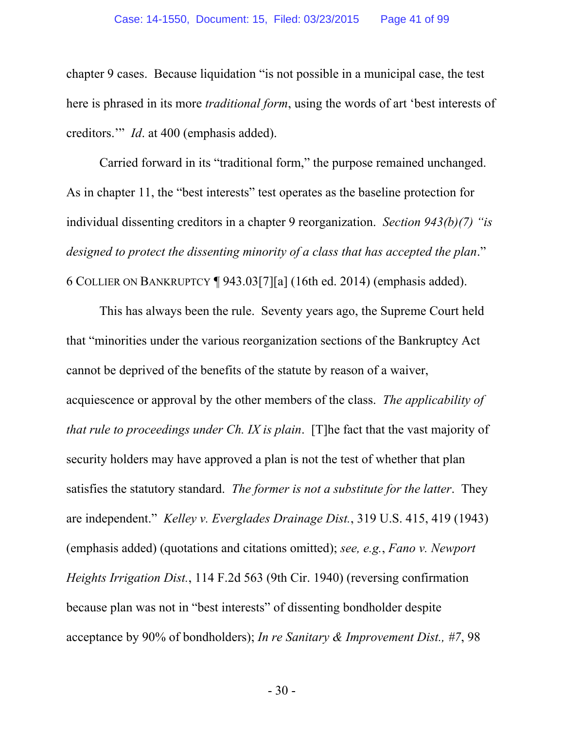chapter 9 cases. Because liquidation "is not possible in a municipal case, the test here is phrased in its more *traditional form*, using the words of art 'best interests of creditors.'" *Id*. at 400 (emphasis added).

Carried forward in its "traditional form," the purpose remained unchanged. As in chapter 11, the "best interests" test operates as the baseline protection for individual dissenting creditors in a chapter 9 reorganization. *Section 943(b)(7) "is designed to protect the dissenting minority of a class that has accepted the plan*." 6 COLLIER ON BANKRUPTCY ¶ 943.03[7][a] (16th ed. 2014) (emphasis added).

This has always been the rule. Seventy years ago, the Supreme Court held that "minorities under the various reorganization sections of the Bankruptcy Act cannot be deprived of the benefits of the statute by reason of a waiver, acquiescence or approval by the other members of the class. *The applicability of that rule to proceedings under Ch. IX is plain*. [T]he fact that the vast majority of security holders may have approved a plan is not the test of whether that plan satisfies the statutory standard. *The former is not a substitute for the latter*. They are independent." *Kelley v. Everglades Drainage Dist.*, 319 U.S. 415, 419 (1943) (emphasis added) (quotations and citations omitted); *see, e.g.*, *Fano v. Newport Heights Irrigation Dist.*, 114 F.2d 563 (9th Cir. 1940) (reversing confirmation because plan was not in "best interests" of dissenting bondholder despite acceptance by 90% of bondholders); *In re Sanitary & Improvement Dist., #7*, 98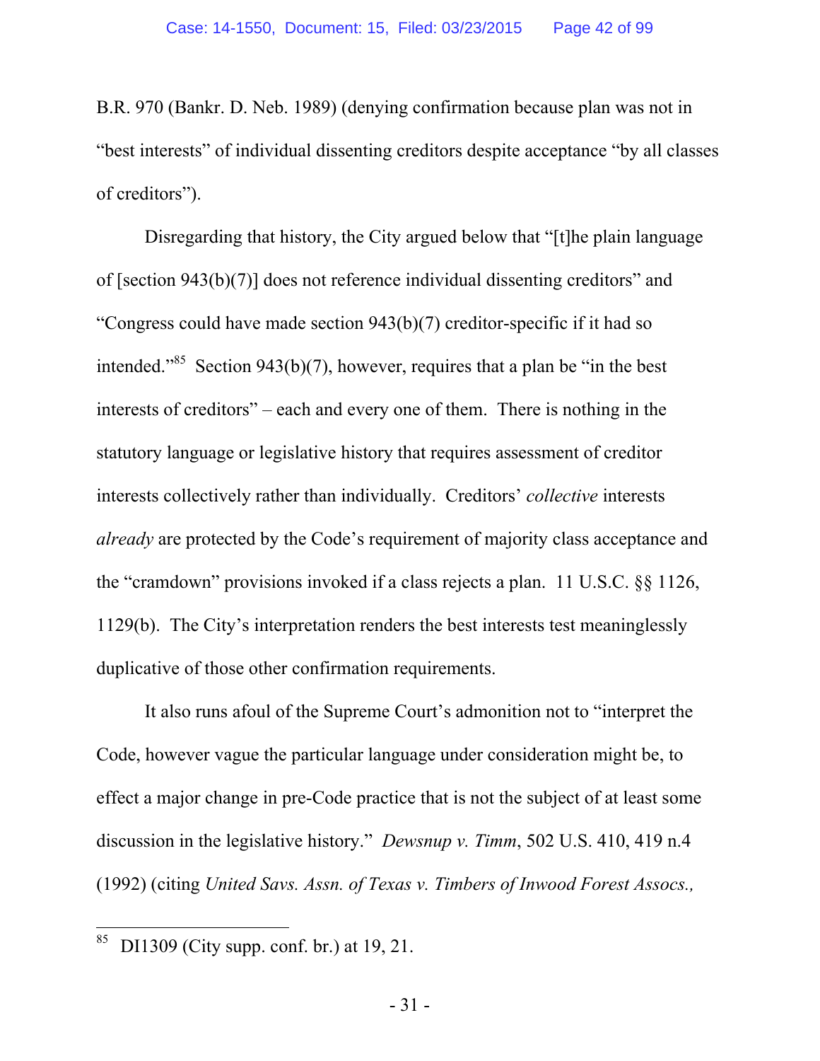B.R. 970 (Bankr. D. Neb. 1989) (denying confirmation because plan was not in "best interests" of individual dissenting creditors despite acceptance "by all classes of creditors").

Disregarding that history, the City argued below that "[t]he plain language of [section 943(b)(7)] does not reference individual dissenting creditors" and "Congress could have made section 943(b)(7) creditor-specific if it had so intended."[85] Section 943(b)(7), however, requires that a plan be "in the best interests of creditors" – each and every one of them. There is nothing in the statutory language or legislative history that requires assessment of creditor interests collectively rather than individually. Creditors' *collective* interests *already* are protected by the Code's requirement of majority class acceptance and the "cramdown" provisions invoked if a class rejects a plan. 11 U.S.C. §§ 1126, 1129(b). The City's interpretation renders the best interests test meaninglessly duplicative of those other confirmation requirements.

It also runs afoul of the Supreme Court's admonition not to "interpret the Code, however vague the particular language under consideration might be, to effect a major change in pre-Code practice that is not the subject of at least some discussion in the legislative history." *Dewsnup v. Timm*, 502 U.S. 410, 419 n.4 (1992) (citing *United Savs. Assn. of Texas v. Timbers of Inwood Forest Assocs.,*

---

[85] DI1309 (City supp. conf. br.) at 19, 21.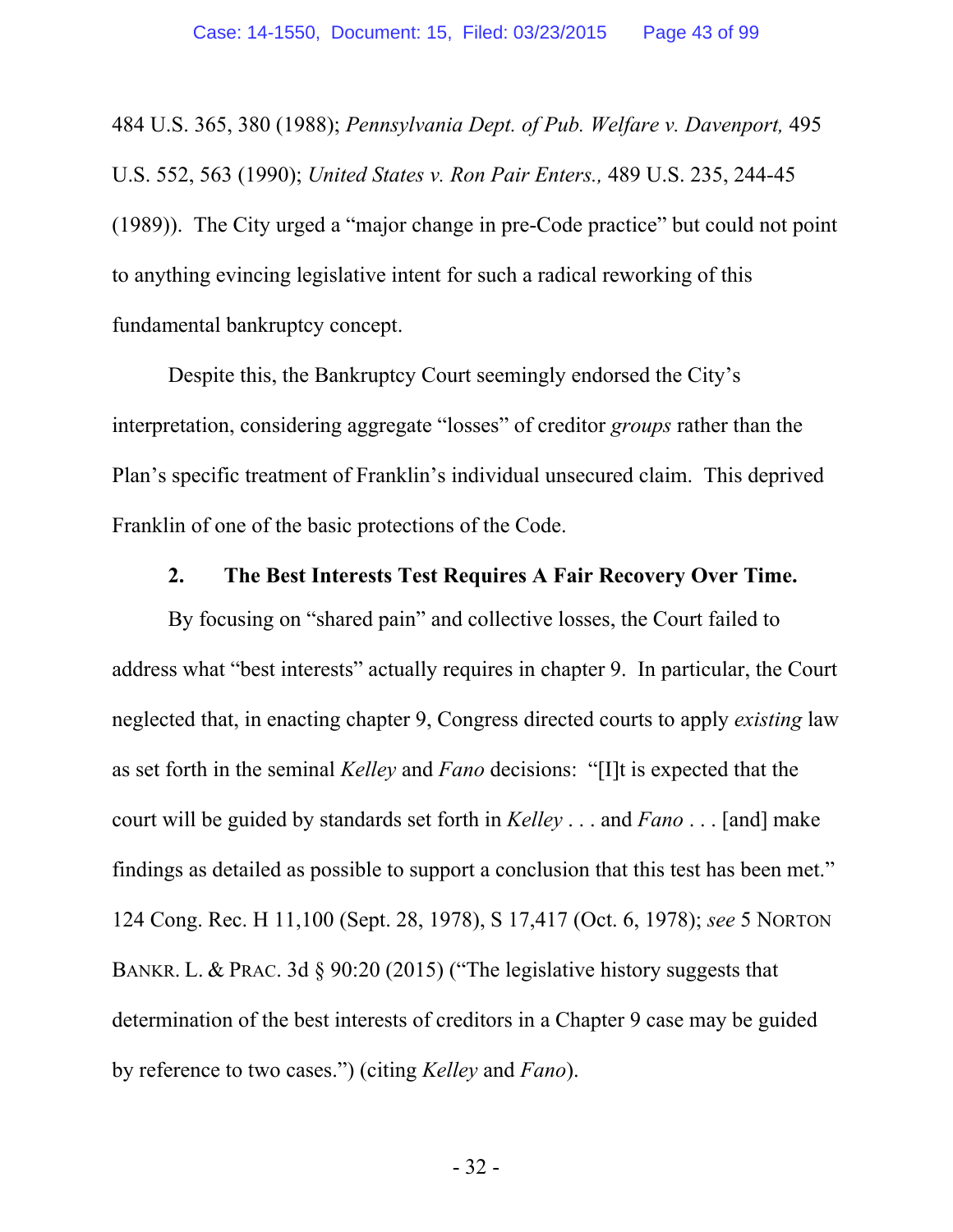484 U.S. 365, 380 (1988); *Pennsylvania Dept. of Pub. Welfare v. Davenport,* 495 U.S. 552, 563 (1990); *United States v. Ron Pair Enters.,* 489 U.S. 235, 244-45 (1989)). The City urged a "major change in pre-Code practice" but could not point to anything evincing legislative intent for such a radical reworking of this fundamental bankruptcy concept.

Despite this, the Bankruptcy Court seemingly endorsed the City's interpretation, considering aggregate "losses" of creditor *groups* rather than the Plan's specific treatment of Franklin's individual unsecured claim. This deprived Franklin of one of the basic protections of the Code.

**2. The Best Interests Test Requires A Fair Recovery Over Time.**

By focusing on "shared pain" and collective losses, the Court failed to address what "best interests" actually requires in chapter 9. In particular, the Court neglected that, in enacting chapter 9, Congress directed courts to apply *existing* law as set forth in the seminal *Kelley* and *Fano* decisions: "[I]t is expected that the court will be guided by standards set forth in *Kelley* . . . and *Fano* . . . [and] make findings as detailed as possible to support a conclusion that this test has been met." 124 Cong. Rec. H 11,100 (Sept. 28, 1978), S 17,417 (Oct. 6, 1978); *see* 5 NORTON BANKR. L. & PRAC. 3d § 90:20 (2015) ("The legislative history suggests that determination of the best interests of creditors in a Chapter 9 case may be guided by reference to two cases.") (citing *Kelley* and *Fano*).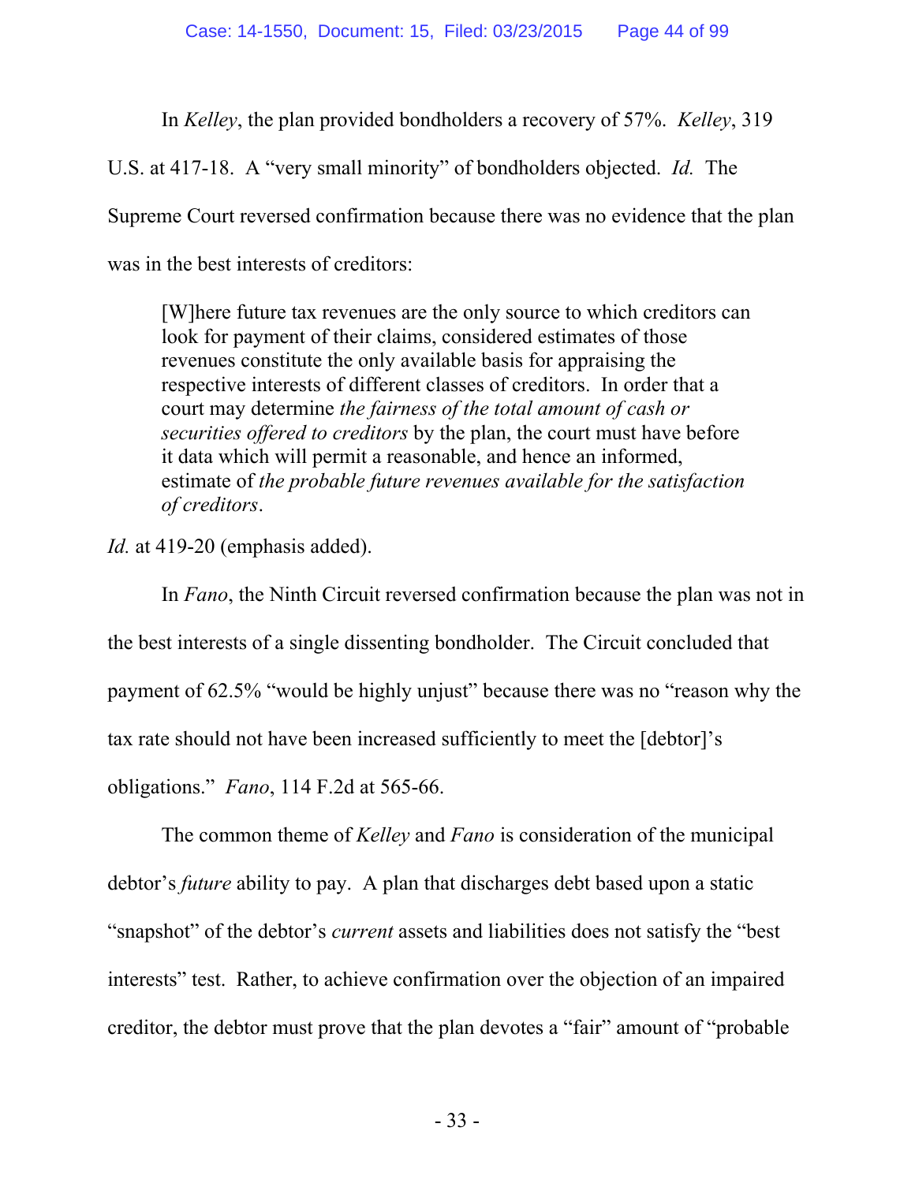In *Kelley*, the plan provided bondholders a recovery of 57%. *Kelley*, 319 U.S. at 417-18. A "very small minority" of bondholders objected. *Id.* The Supreme Court reversed confirmation because there was no evidence that the plan was in the best interests of creditors:

> [W]here future tax revenues are the only source to which creditors can look for payment of their claims, considered estimates of those revenues constitute the only available basis for appraising the respective interests of different classes of creditors. In order that a court may determine *the fairness of the total amount of cash or securities offered to creditors* by the plan, the court must have before it data which will permit a reasonable, and hence an informed, estimate of *the probable future revenues available for the satisfaction of creditors*.

*Id.* at 419-20 (emphasis added).

In *Fano*, the Ninth Circuit reversed confirmation because the plan was not in the best interests of a single dissenting bondholder. The Circuit concluded that payment of 62.5% "would be highly unjust" because there was no "reason why the tax rate should not have been increased sufficiently to meet the [debtor]'s obligations." *Fano*, 114 F.2d at 565-66.

The common theme of *Kelley* and *Fano* is consideration of the municipal debtor's *future* ability to pay. A plan that discharges debt based upon a static "snapshot" of the debtor's *current* assets and liabilities does not satisfy the "best interests" test. Rather, to achieve confirmation over the objection of an impaired creditor, the debtor must prove that the plan devotes a "fair" amount of "probable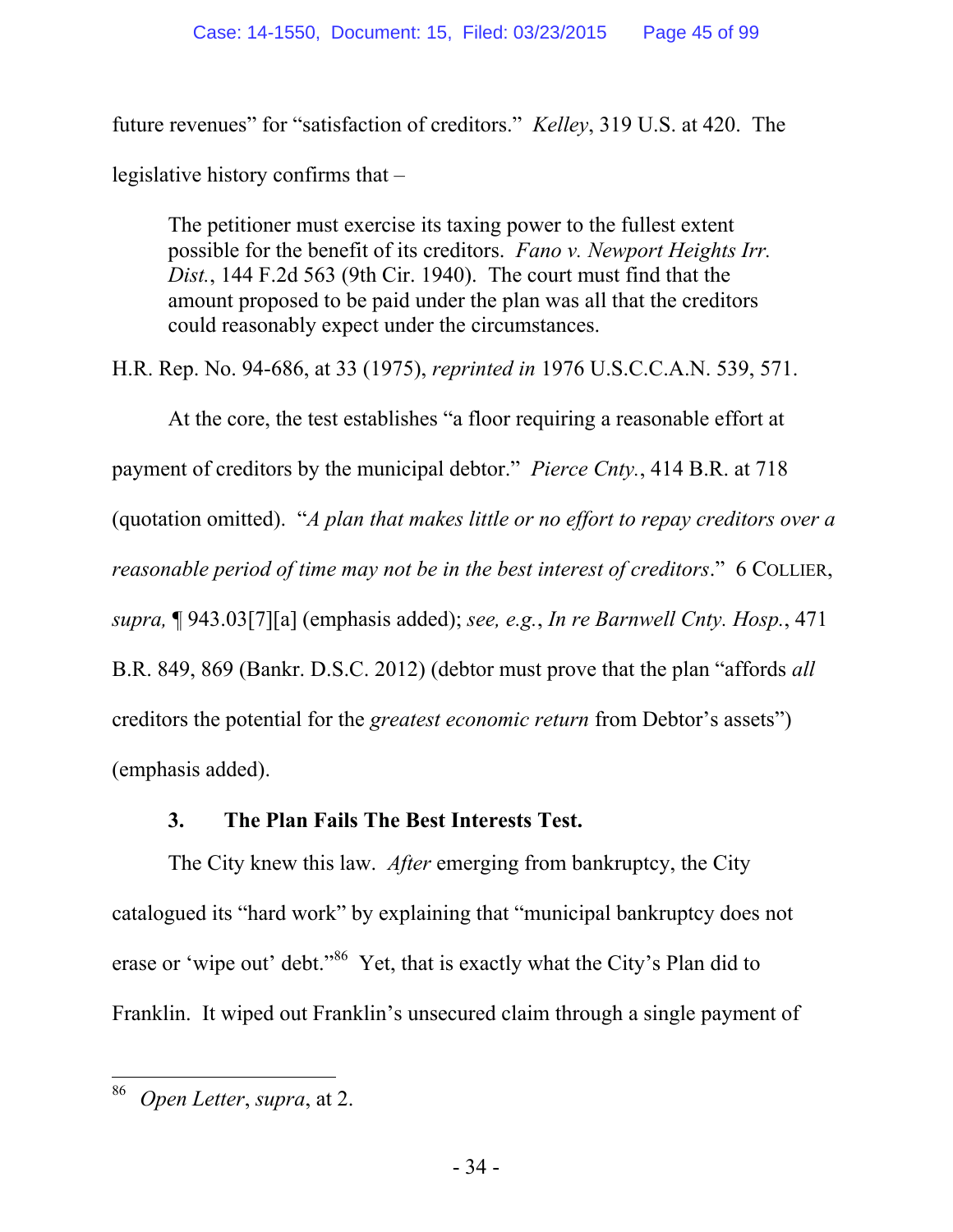future revenues" for "satisfaction of creditors." *Kelley*, 319 U.S. at 420. The legislative history confirms that –

> The petitioner must exercise its taxing power to the fullest extent possible for the benefit of its creditors. *Fano v. Newport Heights Irr. Dist.*, 144 F.2d 563 (9th Cir. 1940). The court must find that the amount proposed to be paid under the plan was all that the creditors could reasonably expect under the circumstances.

H.R. Rep. No. 94-686, at 33 (1975), *reprinted in* 1976 U.S.C.C.A.N. 539, 571.

At the core, the test establishes "a floor requiring a reasonable effort at payment of creditors by the municipal debtor." *Pierce Cnty.*, 414 B.R. at 718 (quotation omitted). "*A plan that makes little or no effort to repay creditors over a reasonable period of time may not be in the best interest of creditors*." 6 COLLIER, *supra,* ¶ 943.03[7][a] (emphasis added); *see, e.g.*, *In re Barnwell Cnty. Hosp.*, 471 B.R. 849, 869 (Bankr. D.S.C. 2012) (debtor must prove that the plan "affords *all* creditors the potential for the *greatest economic return* from Debtor's assets") (emphasis added).

### 3. The Plan Fails The Best Interests Test.

The City knew this law. *After* emerging from bankruptcy, the City catalogued its "hard work" by explaining that "municipal bankruptcy does not erase or 'wipe out' debt."[86] Yet, that is exactly what the City's Plan did to Franklin. It wiped out Franklin's unsecured claim through a single payment of

[86] *Open Letter*, *supra*, at 2.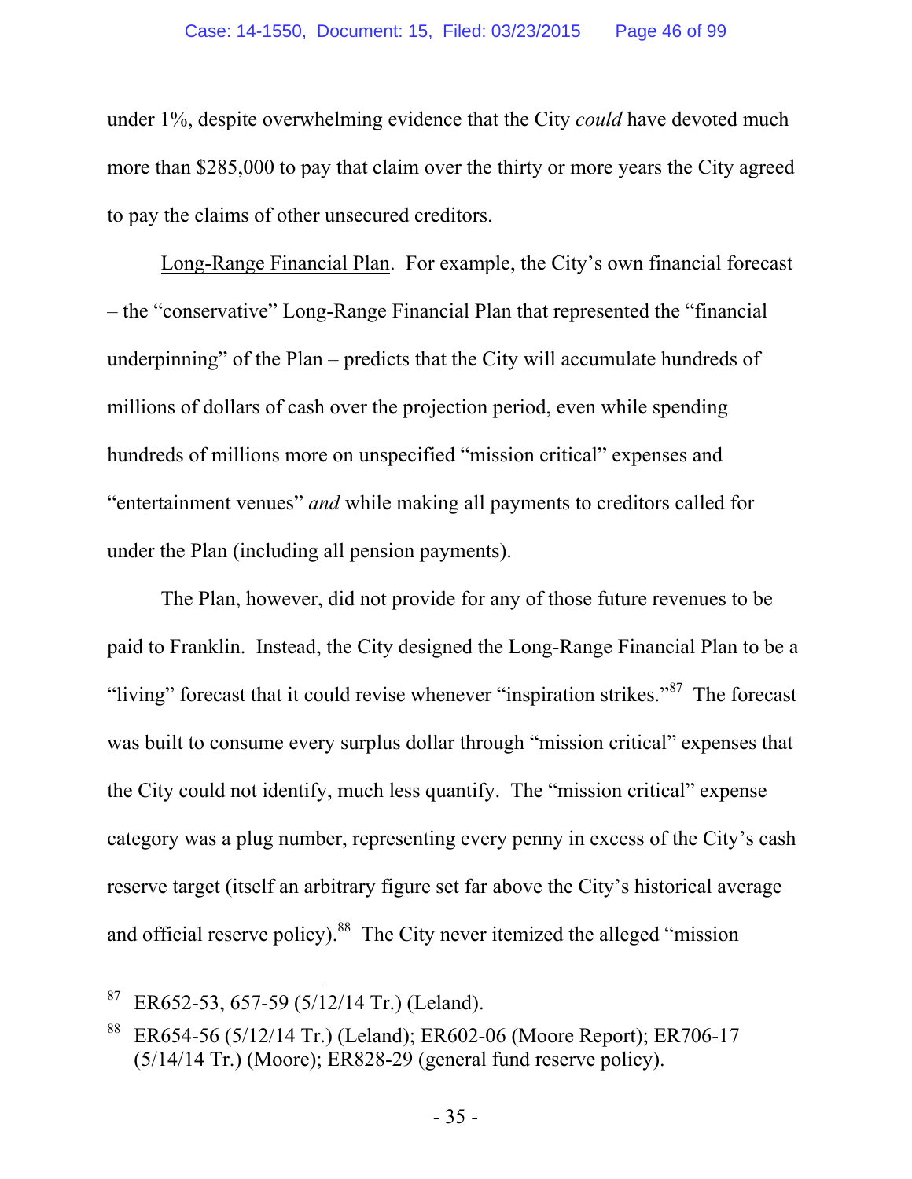under 1%, despite overwhelming evidence that the City *could* have devoted much more than $285,000 to pay that claim over the thirty or more years the City agreed to pay the claims of other unsecured creditors.

Long-Range Financial Plan. For example, the City's own financial forecast – the "conservative" Long-Range Financial Plan that represented the "financial underpinning" of the Plan – predicts that the City will accumulate hundreds of millions of dollars of cash over the projection period, even while spending hundreds of millions more on unspecified "mission critical" expenses and "entertainment venues" *and* while making all payments to creditors called for under the Plan (including all pension payments).

The Plan, however, did not provide for any of those future revenues to be paid to Franklin. Instead, the City designed the Long-Range Financial Plan to be a "living" forecast that it could revise whenever "inspiration strikes."[87] The forecast was built to consume every surplus dollar through "mission critical" expenses that the City could not identify, much less quantify. The "mission critical" expense category was a plug number, representing every penny in excess of the City's cash reserve target (itself an arbitrary figure set far above the City's historical average and official reserve policy).[88] The City never itemized the alleged "mission

---

[87] ER652-53, 657-59 (5/12/14 Tr.) (Leland).

[88] ER654-56 (5/12/14 Tr.) (Leland); ER602-06 (Moore Report); ER706-17 (5/14/14 Tr.) (Moore); ER828-29 (general fund reserve policy).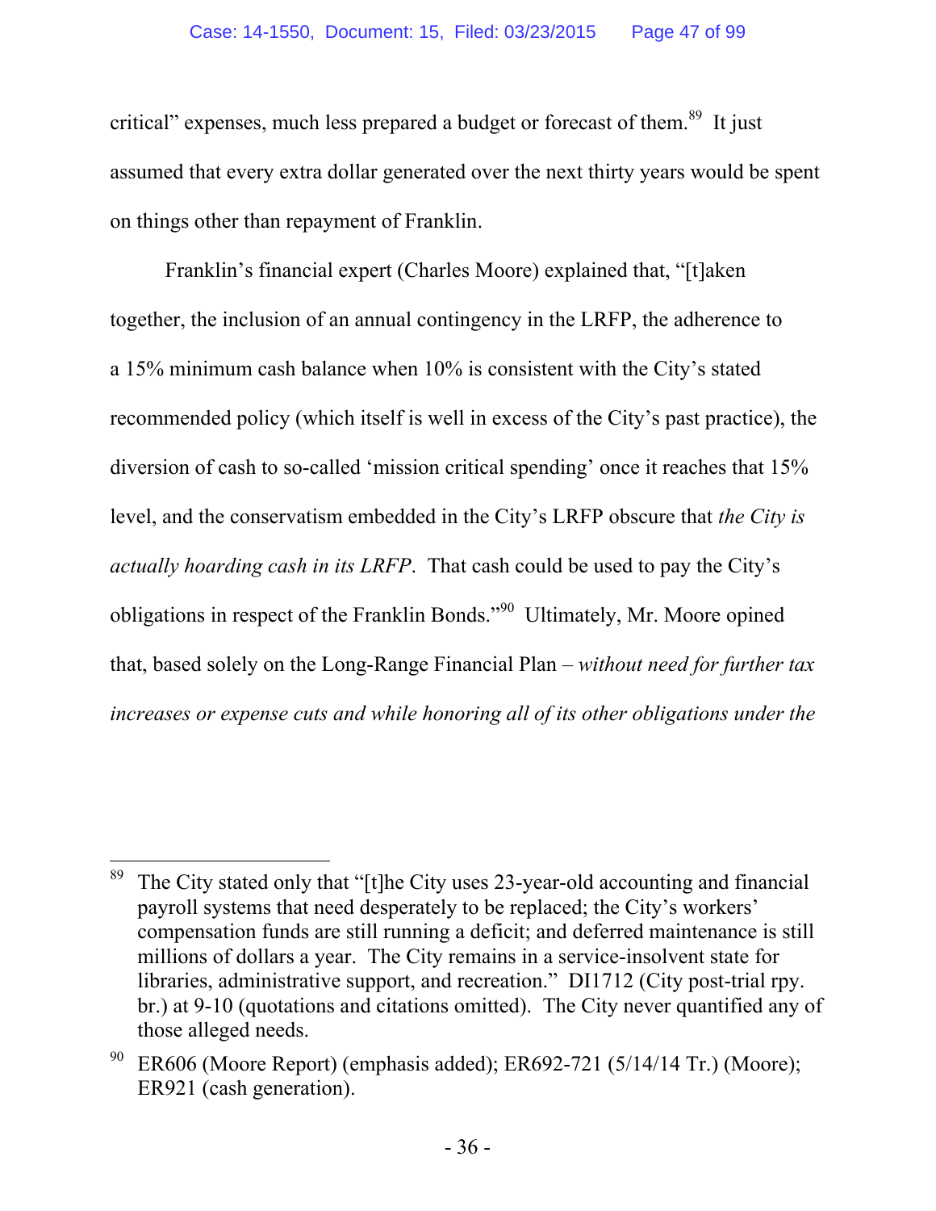critical" expenses, much less prepared a budget or forecast of them.[89] It just assumed that every extra dollar generated over the next thirty years would be spent on things other than repayment of Franklin.

Franklin's financial expert (Charles Moore) explained that, "[t]aken together, the inclusion of an annual contingency in the LRFP, the adherence to a 15% minimum cash balance when 10% is consistent with the City's stated recommended policy (which itself is well in excess of the City's past practice), the diversion of cash to so-called 'mission critical spending' once it reaches that 15% level, and the conservatism embedded in the City's LRFP obscure that *the City is actually hoarding cash in its LRFP*. That cash could be used to pay the City's obligations in respect of the Franklin Bonds."[90] Ultimately, Mr. Moore opined that, based solely on the Long-Range Financial Plan – *without need for further tax increases or expense cuts and while honoring all of its other obligations under the*

---

[89] The City stated only that "[t]he City uses 23-year-old accounting and financial payroll systems that need desperately to be replaced; the City's workers' compensation funds are still running a deficit; and deferred maintenance is still millions of dollars a year. The City remains in a service-insolvent state for libraries, administrative support, and recreation." DI1712 (City post-trial rpy. br.) at 9-10 (quotations and citations omitted). The City never quantified any of those alleged needs.

[90] ER606 (Moore Report) (emphasis added); ER692-721 (5/14/14 Tr.) (Moore); ER921 (cash generation).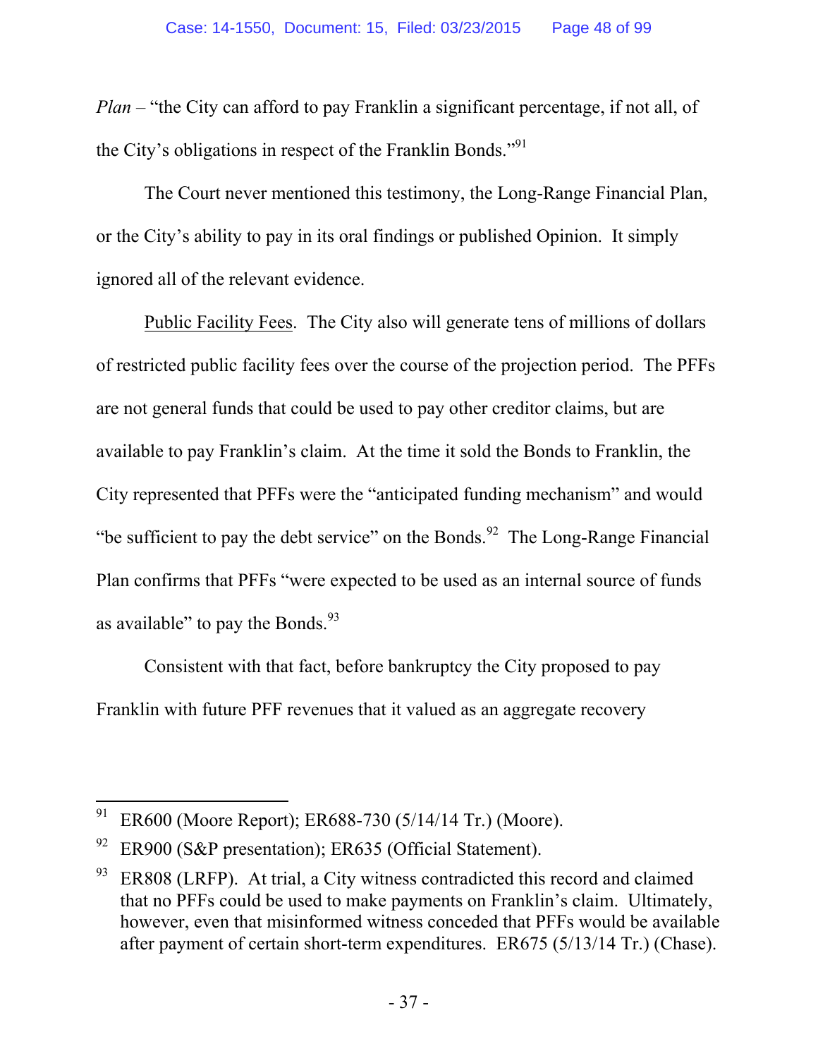*Plan* – "the City can afford to pay Franklin a significant percentage, if not all, of the City's obligations in respect of the Franklin Bonds."[91]

The Court never mentioned this testimony, the Long-Range Financial Plan, or the City's ability to pay in its oral findings or published Opinion. It simply ignored all of the relevant evidence.

Public Facility Fees. The City also will generate tens of millions of dollars of restricted public facility fees over the course of the projection period. The PFFs are not general funds that could be used to pay other creditor claims, but are available to pay Franklin's claim. At the time it sold the Bonds to Franklin, the City represented that PFFs were the "anticipated funding mechanism" and would "be sufficient to pay the debt service" on the Bonds.[92] The Long-Range Financial Plan confirms that PFFs "were expected to be used as an internal source of funds as available" to pay the Bonds.[93]

Consistent with that fact, before bankruptcy the City proposed to pay Franklin with future PFF revenues that it valued as an aggregate recovery

---

[91] ER600 (Moore Report); ER688-730 (5/14/14 Tr.) (Moore).

[92] ER900 (S&P presentation); ER635 (Official Statement).

[93] ER808 (LRFP). At trial, a City witness contradicted this record and claimed that no PFFs could be used to make payments on Franklin's claim. Ultimately, however, even that misinformed witness conceded that PFFs would be available after payment of certain short-term expenditures. ER675 (5/13/14 Tr.) (Chase).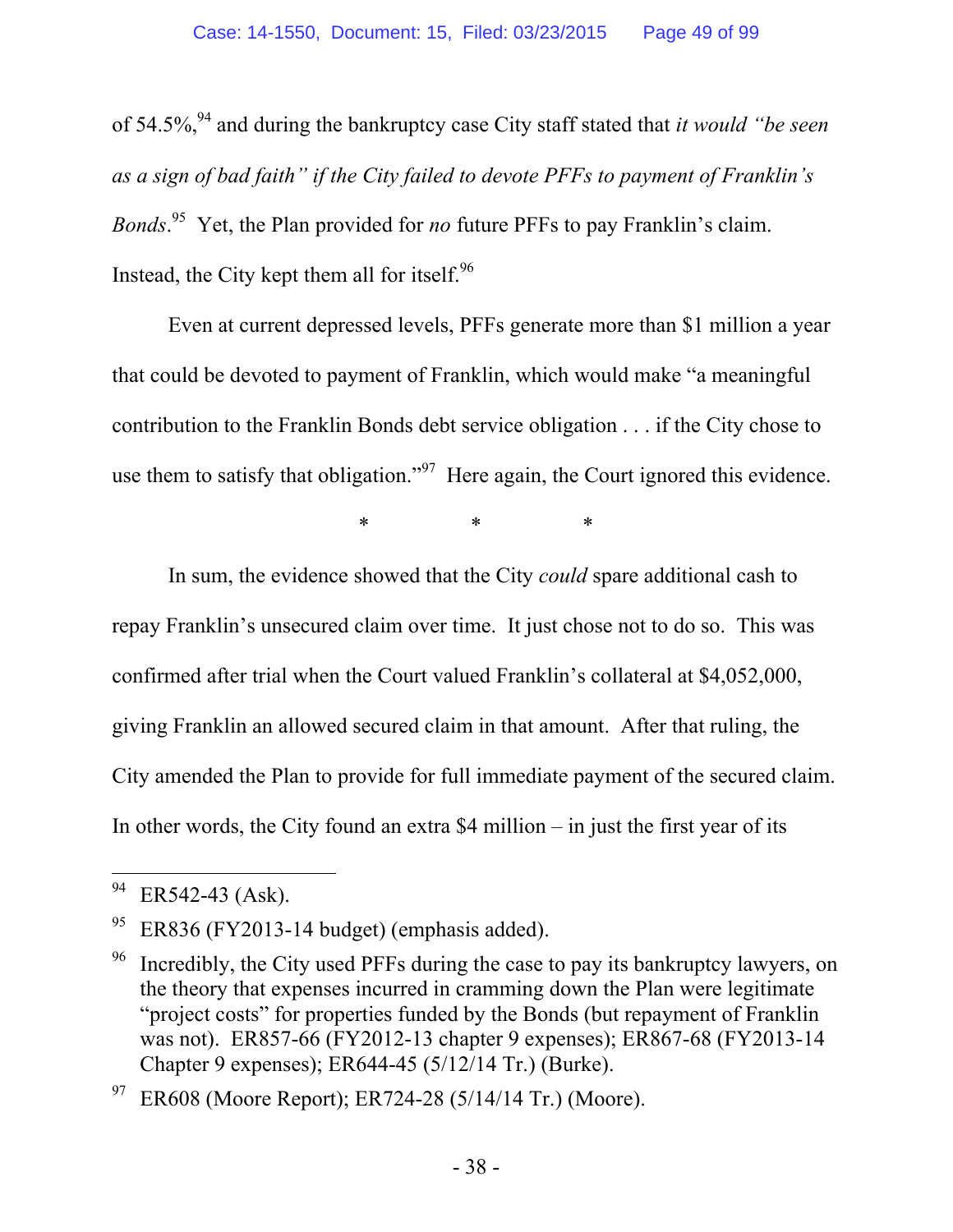of 54.5%,[94] and during the bankruptcy case City staff stated that *it would "be seen as a sign of bad faith" if the City failed to devote PFFs to payment of Franklin's Bonds*.[95] Yet, the Plan provided for *no* future PFFs to pay Franklin's claim. Instead, the City kept them all for itself.[96]

Even at current depressed levels, PFFs generate more than $1 million a year that could be devoted to payment of Franklin, which would make "a meaningful contribution to the Franklin Bonds debt service obligation . . . if the City chose to use them to satisfy that obligation."[97] Here again, the Court ignored this evidence.

\* \* \*

In sum, the evidence showed that the City *could* spare additional cash to repay Franklin's unsecured claim over time. It just chose not to do so. This was confirmed after trial when the Court valued Franklin's collateral at $4,052,000, giving Franklin an allowed secured claim in that amount. After that ruling, the City amended the Plan to provide for full immediate payment of the secured claim. In other words, the City found an extra $4 million – in just the first year of its

---

[94] ER542-43 (Ask).

[95] ER836 (FY2013-14 budget) (emphasis added).

[96] Incredibly, the City used PFFs during the case to pay its bankruptcy lawyers, on the theory that expenses incurred in cramming down the Plan were legitimate "project costs" for properties funded by the Bonds (but repayment of Franklin was not). ER857-66 (FY2012-13 chapter 9 expenses); ER867-68 (FY2013-14 Chapter 9 expenses); ER644-45 (5/12/14 Tr.) (Burke).

[97] ER608 (Moore Report); ER724-28 (5/14/14 Tr.) (Moore).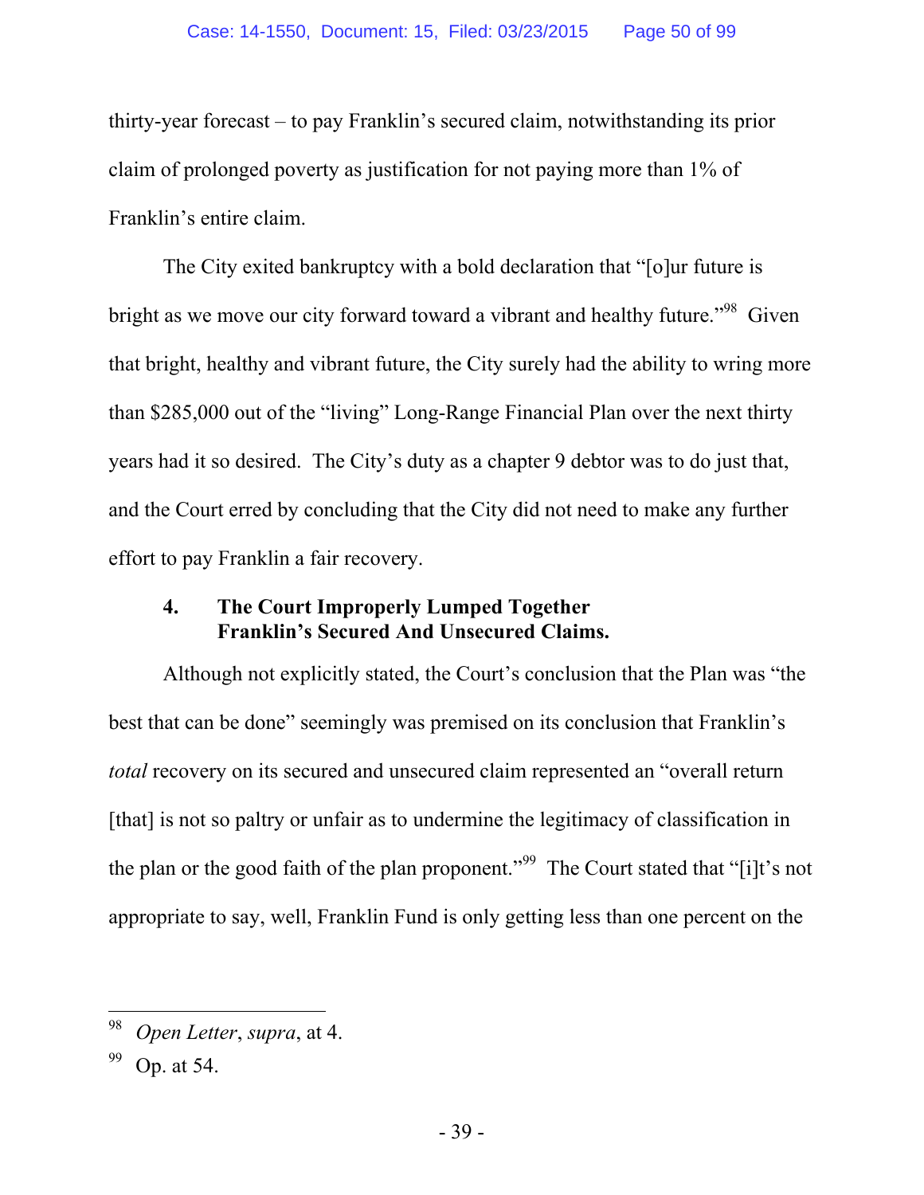thirty-year forecast – to pay Franklin's secured claim, notwithstanding its prior claim of prolonged poverty as justification for not paying more than 1% of Franklin's entire claim.

The City exited bankruptcy with a bold declaration that "[o]ur future is bright as we move our city forward toward a vibrant and healthy future."[98] Given that bright, healthy and vibrant future, the City surely had the ability to wring more than $285,000 out of the "living" Long-Range Financial Plan over the next thirty years had it so desired. The City's duty as a chapter 9 debtor was to do just that, and the Court erred by concluding that the City did not need to make any further effort to pay Franklin a fair recovery.

#### 4. The Court Improperly Lumped Together Franklin's Secured And Unsecured Claims.

Although not explicitly stated, the Court's conclusion that the Plan was "the best that can be done" seemingly was premised on its conclusion that Franklin's *total* recovery on its secured and unsecured claim represented an "overall return [that] is not so paltry or unfair as to undermine the legitimacy of classification in the plan or the good faith of the plan proponent."[99] The Court stated that "[i]t's not appropriate to say, well, Franklin Fund is only getting less than one percent on the

---

[98] *Open Letter*, *supra*, at 4.

[99] Op. at 54.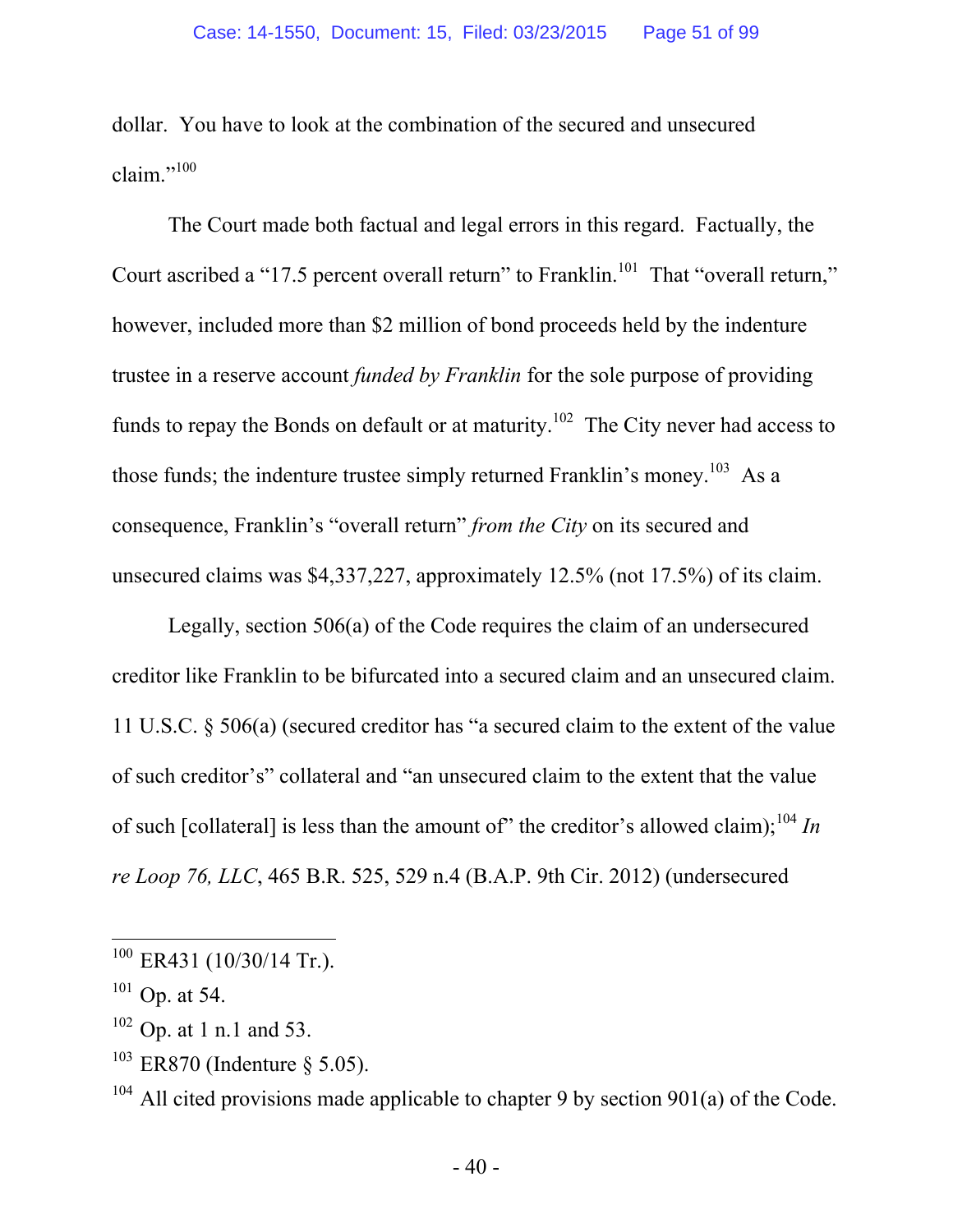dollar. You have to look at the combination of the secured and unsecured claim."[100]

The Court made both factual and legal errors in this regard. Factually, the Court ascribed a "17.5 percent overall return" to Franklin.[101] That "overall return," however, included more than $2 million of bond proceeds held by the indenture trustee in a reserve account *funded by Franklin* for the sole purpose of providing funds to repay the Bonds on default or at maturity.[102] The City never had access to those funds; the indenture trustee simply returned Franklin's money.[103] As a consequence, Franklin's "overall return" *from the City* on its secured and unsecured claims was $4,337,227, approximately 12.5% (not 17.5%) of its claim.

Legally, section 506(a) of the Code requires the claim of an undersecured creditor like Franklin to be bifurcated into a secured claim and an unsecured claim. 11 U.S.C. § 506(a) (secured creditor has "a secured claim to the extent of the value of such creditor's" collateral and "an unsecured claim to the extent that the value of such [collateral] is less than the amount of" the creditor's allowed claim);[104] *In re Loop 76, LLC*, 465 B.R. 525, 529 n.4 (B.A.P. 9th Cir. 2012) (undersecured

---

[100] ER431 (10/30/14 Tr.).

[101] Op. at 54.

[102] Op. at 1 n.1 and 53.

[103] ER870 (Indenture § 5.05).

[104] All cited provisions made applicable to chapter 9 by section 901(a) of the Code.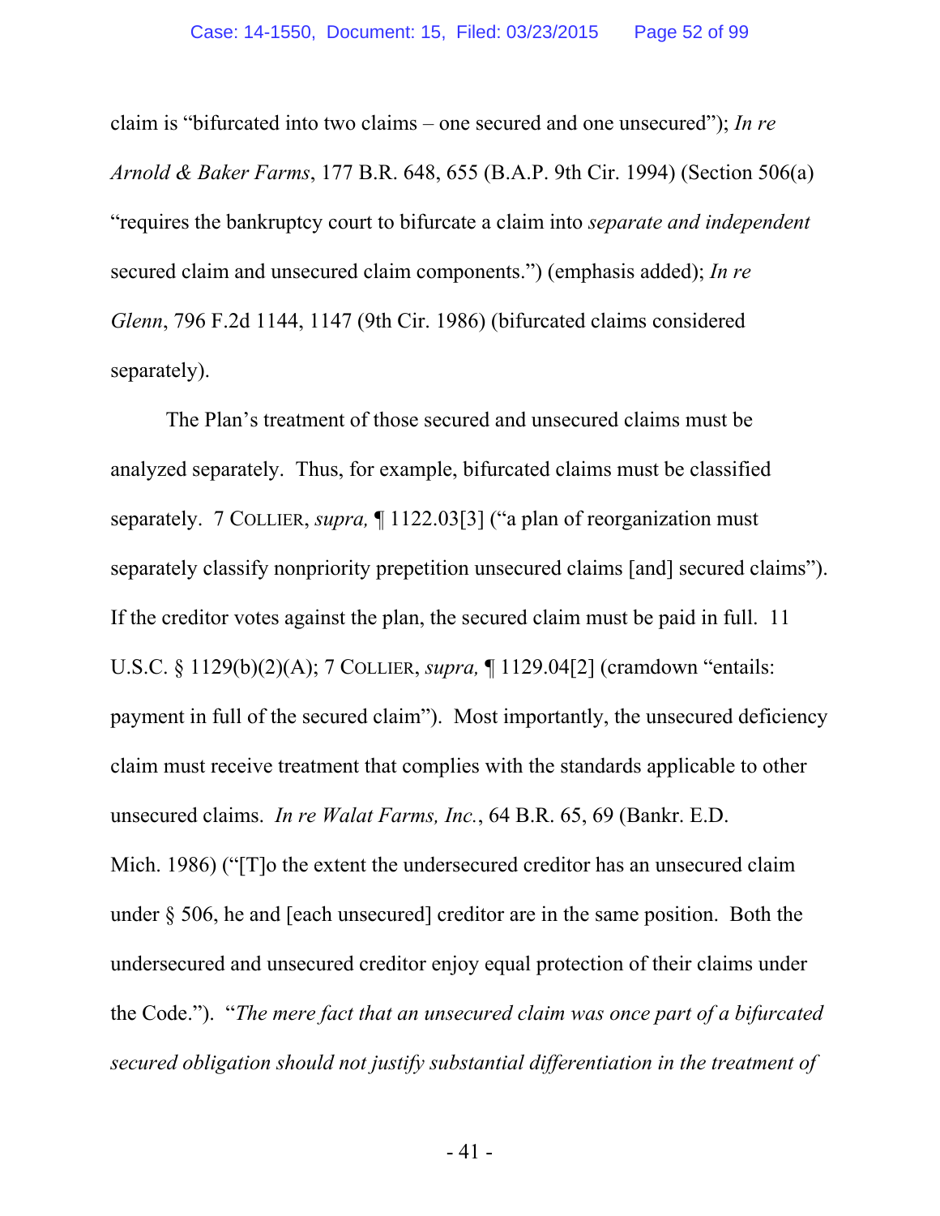claim is "bifurcated into two claims – one secured and one unsecured"); *In re Arnold & Baker Farms*, 177 B.R. 648, 655 (B.A.P. 9th Cir. 1994) (Section 506(a) "requires the bankruptcy court to bifurcate a claim into *separate and independent* secured claim and unsecured claim components.") (emphasis added); *In re Glenn*, 796 F.2d 1144, 1147 (9th Cir. 1986) (bifurcated claims considered separately).

The Plan's treatment of those secured and unsecured claims must be analyzed separately. Thus, for example, bifurcated claims must be classified separately. 7 COLLIER, *supra,* ¶ 1122.03[3] ("a plan of reorganization must separately classify nonpriority prepetition unsecured claims [and] secured claims"). If the creditor votes against the plan, the secured claim must be paid in full. 11 U.S.C. § 1129(b)(2)(A); 7 COLLIER, *supra,* ¶ 1129.04[2] (cramdown "entails: payment in full of the secured claim"). Most importantly, the unsecured deficiency claim must receive treatment that complies with the standards applicable to other unsecured claims. *In re Walat Farms, Inc.*, 64 B.R. 65, 69 (Bankr. E.D. Mich. 1986) ("[T]o the extent the undersecured creditor has an unsecured claim under § 506, he and [each unsecured] creditor are in the same position. Both the undersecured and unsecured creditor enjoy equal protection of their claims under the Code."). "*The mere fact that an unsecured claim was once part of a bifurcated secured obligation should not justify substantial differentiation in the treatment of*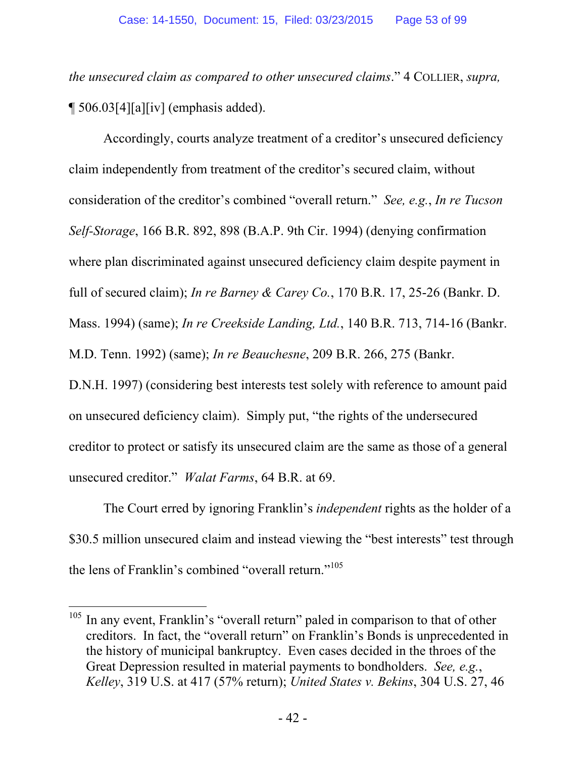*the unsecured claim as compared to other unsecured claims*." 4 COLLIER, *supra,* ¶ 506.03[4][a][iv] (emphasis added).

Accordingly, courts analyze treatment of a creditor's unsecured deficiency claim independently from treatment of the creditor's secured claim, without consideration of the creditor's combined "overall return." *See, e.g.*, *In re Tucson Self-Storage*, 166 B.R. 892, 898 (B.A.P. 9th Cir. 1994) (denying confirmation where plan discriminated against unsecured deficiency claim despite payment in full of secured claim); *In re Barney & Carey Co.*, 170 B.R. 17, 25-26 (Bankr. D. Mass. 1994) (same); *In re Creekside Landing, Ltd.*, 140 B.R. 713, 714-16 (Bankr. M.D. Tenn. 1992) (same); *In re Beauchesne*, 209 B.R. 266, 275 (Bankr. D.N.H. 1997) (considering best interests test solely with reference to amount paid on unsecured deficiency claim). Simply put, "the rights of the undersecured creditor to protect or satisfy its unsecured claim are the same as those of a general unsecured creditor." *Walat Farms*, 64 B.R. at 69.

The Court erred by ignoring Franklin's *independent* rights as the holder of a $30.5 million unsecured claim and instead viewing the "best interests" test through the lens of Franklin's combined "overall return."[105]

---

[105] In any event, Franklin's "overall return" paled in comparison to that of other creditors. In fact, the "overall return" on Franklin's Bonds is unprecedented in the history of municipal bankruptcy. Even cases decided in the throes of the Great Depression resulted in material payments to bondholders. *See, e.g.*, *Kelley*, 319 U.S. at 417 (57% return); *United States v. Bekins*, 304 U.S. 27, 46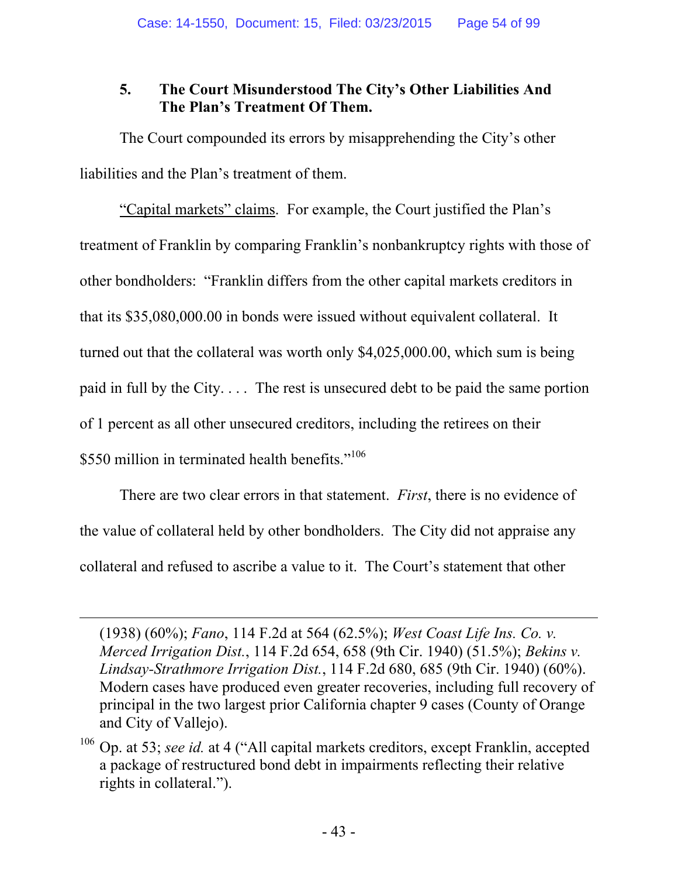### 5. The Court Misunderstood The City's Other Liabilities And The Plan's Treatment Of Them.

The Court compounded its errors by misapprehending the City's other liabilities and the Plan's treatment of them.

<u>"Capital markets" claims</u>. For example, the Court justified the Plan's treatment of Franklin by comparing Franklin's nonbankruptcy rights with those of other bondholders: "Franklin differs from the other capital markets creditors in that its $35,080,000.00 in bonds were issued without equivalent collateral. It turned out that the collateral was worth only $4,025,000.00, which sum is being paid in full by the City. . . . The rest is unsecured debt to be paid the same portion of 1 percent as all other unsecured creditors, including the retirees on their $550 million in terminated health benefits."[106]

There are two clear errors in that statement. *First*, there is no evidence of the value of collateral held by other bondholders. The City did not appraise any collateral and refused to ascribe a value to it. The Court's statement that other

---

(1938) (60%); *Fano*, 114 F.2d at 564 (62.5%); *West Coast Life Ins. Co. v. Merced Irrigation Dist.*, 114 F.2d 654, 658 (9th Cir. 1940) (51.5%); *Bekins v. Lindsay-Strathmore Irrigation Dist.*, 114 F.2d 680, 685 (9th Cir. 1940) (60%). Modern cases have produced even greater recoveries, including full recovery of principal in the two largest prior California chapter 9 cases (County of Orange and City of Vallejo).

[106] Op. at 53; *see id.* at 4 ("All capital markets creditors, except Franklin, accepted a package of restructured bond debt in impairments reflecting their relative rights in collateral.").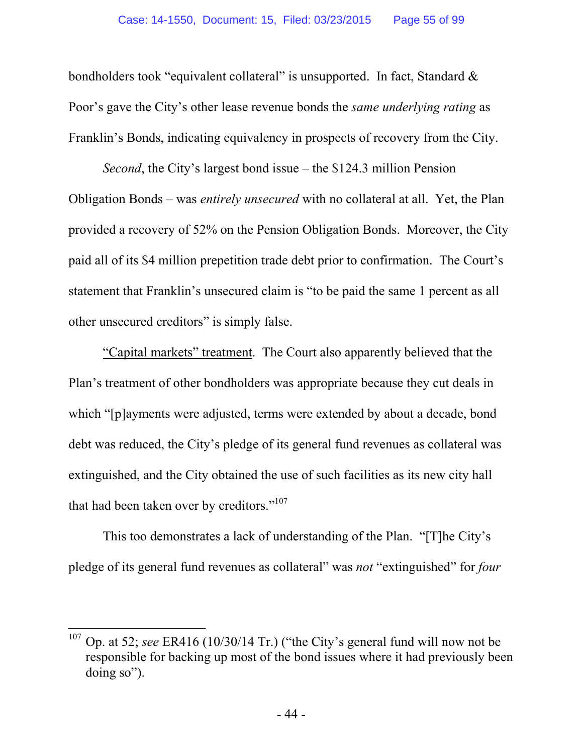bondholders took "equivalent collateral" is unsupported. In fact, Standard & Poor's gave the City's other lease revenue bonds the *same underlying rating* as Franklin's Bonds, indicating equivalency in prospects of recovery from the City.

*Second*, the City's largest bond issue – the $124.3 million Pension Obligation Bonds – was *entirely unsecured* with no collateral at all. Yet, the Plan provided a recovery of 52% on the Pension Obligation Bonds. Moreover, the City paid all of its $4 million prepetition trade debt prior to confirmation. The Court's statement that Franklin's unsecured claim is "to be paid the same 1 percent as all other unsecured creditors" is simply false.

<u>"Capital markets" treatment</u>. The Court also apparently believed that the Plan's treatment of other bondholders was appropriate because they cut deals in which "[p]ayments were adjusted, terms were extended by about a decade, bond debt was reduced, the City's pledge of its general fund revenues as collateral was extinguished, and the City obtained the use of such facilities as its new city hall that had been taken over by creditors."[107]

This too demonstrates a lack of understanding of the Plan. "[T]he City's pledge of its general fund revenues as collateral" was *not* "extinguished" for *four*

---

[107] Op. at 52; *see* ER416 (10/30/14 Tr.) ("the City's general fund will now not be responsible for backing up most of the bond issues where it had previously been doing so").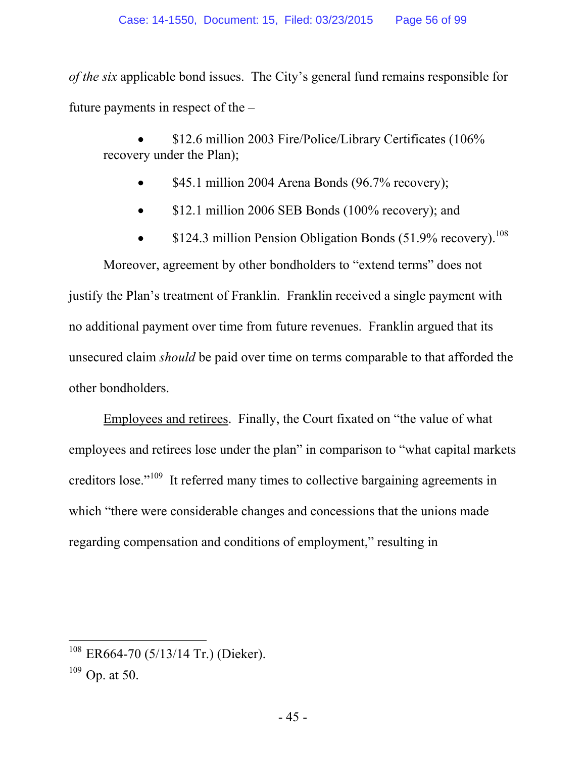*of the six* applicable bond issues. The City's general fund remains responsible for future payments in respect of the –

- $12.6 million 2003 Fire/Police/Library Certificates (106% recovery under the Plan);
- $45.1 million 2004 Arena Bonds (96.7% recovery);
- $12.1 million 2006 SEB Bonds (100% recovery); and
- $124.3 million Pension Obligation Bonds (51.9% recovery).[108]

Moreover, agreement by other bondholders to "extend terms" does not justify the Plan's treatment of Franklin. Franklin received a single payment with no additional payment over time from future revenues. Franklin argued that its unsecured claim *should* be paid over time on terms comparable to that afforded the other bondholders.

Employees and retirees. Finally, the Court fixated on "the value of what employees and retirees lose under the plan" in comparison to "what capital markets creditors lose."[109] It referred many times to collective bargaining agreements in which "there were considerable changes and concessions that the unions made regarding compensation and conditions of employment," resulting in

---

[108] ER664-70 (5/13/14 Tr.) (Dieker).

[109] Op. at 50.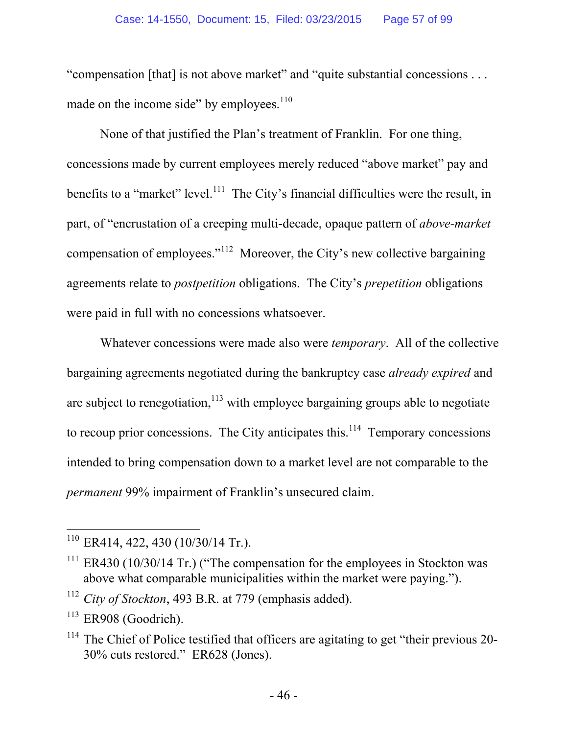"compensation [that] is not above market" and "quite substantial concessions . . . made on the income side" by employees.[110]

None of that justified the Plan's treatment of Franklin. For one thing, concessions made by current employees merely reduced "above market" pay and benefits to a "market" level.[111] The City's financial difficulties were the result, in part, of "encrustation of a creeping multi-decade, opaque pattern of *above-market* compensation of employees."[112] Moreover, the City's new collective bargaining agreements relate to *postpetition* obligations. The City's *prepetition* obligations were paid in full with no concessions whatsoever.

Whatever concessions were made also were *temporary*. All of the collective bargaining agreements negotiated during the bankruptcy case *already expired* and are subject to renegotiation,[113] with employee bargaining groups able to negotiate to recoup prior concessions. The City anticipates this.[114] Temporary concessions intended to bring compensation down to a market level are not comparable to the *permanent* 99% impairment of Franklin's unsecured claim.

---

[110] ER414, 422, 430 (10/30/14 Tr.).

[111] ER430 (10/30/14 Tr.) ("The compensation for the employees in Stockton was above what comparable municipalities within the market were paying.").

[112] *City of Stockton*, 493 B.R. at 779 (emphasis added).

[113] ER908 (Goodrich).

[114] The Chief of Police testified that officers are agitating to get "their previous 20-30% cuts restored." ER628 (Jones).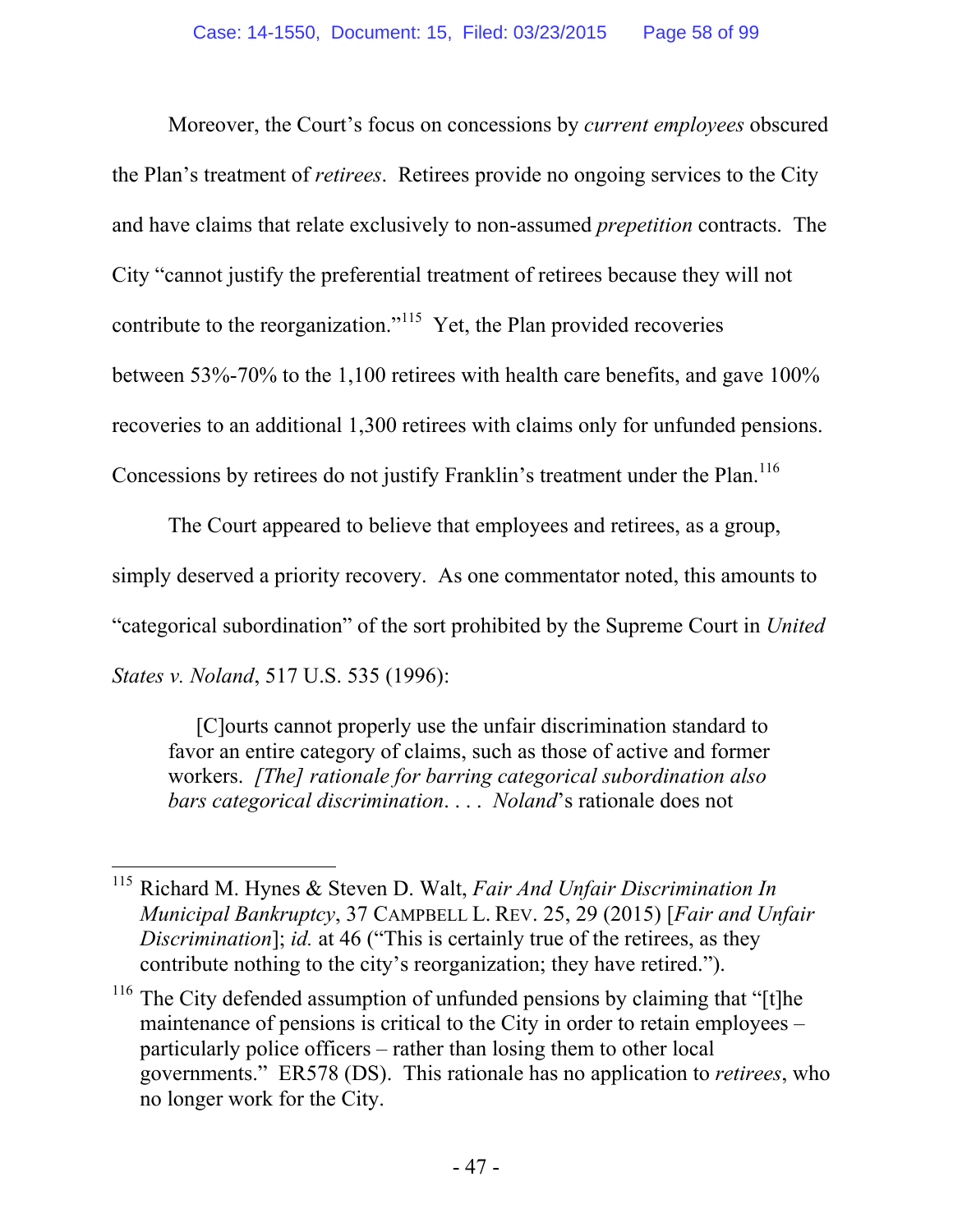Moreover, the Court's focus on concessions by *current employees* obscured the Plan's treatment of *retirees*. Retirees provide no ongoing services to the City and have claims that relate exclusively to non-assumed *prepetition* contracts. The City "cannot justify the preferential treatment of retirees because they will not contribute to the reorganization."[115] Yet, the Plan provided recoveries between 53%-70% to the 1,100 retirees with health care benefits, and gave 100% recoveries to an additional 1,300 retirees with claims only for unfunded pensions. Concessions by retirees do not justify Franklin's treatment under the Plan.[116]

The Court appeared to believe that employees and retirees, as a group, simply deserved a priority recovery. As one commentator noted, this amounts to "categorical subordination" of the sort prohibited by the Supreme Court in *United States v. Noland*, 517 U.S. 535 (1996):

> [C]ourts cannot properly use the unfair discrimination standard to favor an entire category of claims, such as those of active and former workers. *[The] rationale for barring categorical subordination also bars categorical discrimination*. . . . *Noland*'s rationale does not

---

[115] Richard M. Hynes & Steven D. Walt, *Fair And Unfair Discrimination In Municipal Bankruptcy*, 37 CAMPBELL L. REV. 25, 29 (2015) [*Fair and Unfair Discrimination*]; *id.* at 46 ("This is certainly true of the retirees, as they contribute nothing to the city's reorganization; they have retired.").

[116] The City defended assumption of unfunded pensions by claiming that "[t]he maintenance of pensions is critical to the City in order to retain employees – particularly police officers – rather than losing them to other local governments." ER578 (DS). This rationale has no application to *retirees*, who no longer work for the City.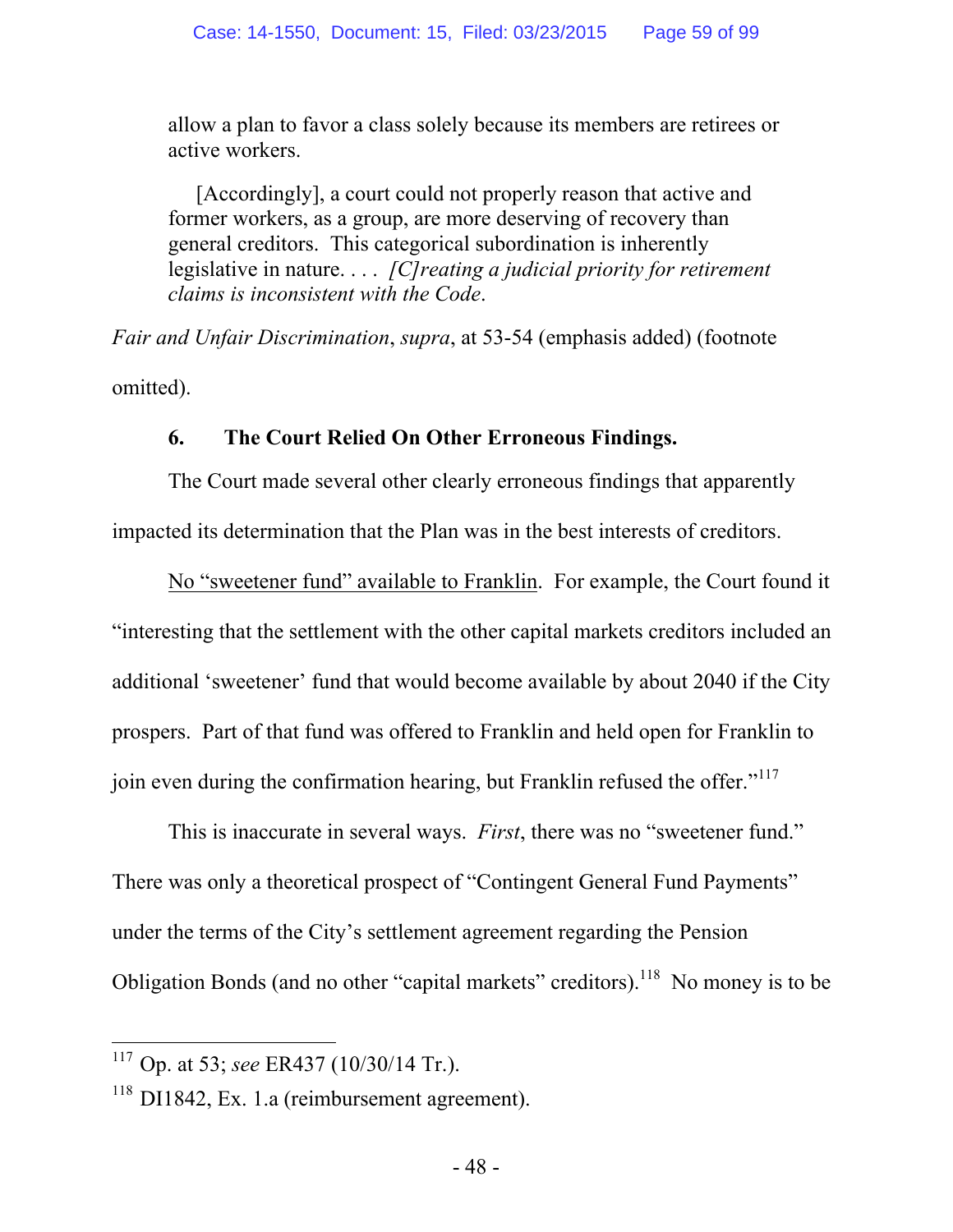> allow a plan to favor a class solely because its members are retirees or active workers.
>
> [Accordingly], a court could not properly reason that active and former workers, as a group, are more deserving of recovery than general creditors. This categorical subordination is inherently legislative in nature. . . . *[C]reating a judicial priority for retirement claims is inconsistent with the Code*.

*Fair and Unfair Discrimination*, *supra*, at 53-54 (emphasis added) (footnote omitted).

### 6. The Court Relied On Other Erroneous Findings.

The Court made several other clearly erroneous findings that apparently impacted its determination that the Plan was in the best interests of creditors.

No "sweetener fund" available to Franklin. For example, the Court found it "interesting that the settlement with the other capital markets creditors included an additional 'sweetener' fund that would become available by about 2040 if the City prospers. Part of that fund was offered to Franklin and held open for Franklin to join even during the confirmation hearing, but Franklin refused the offer."[117]

This is inaccurate in several ways. *First*, there was no "sweetener fund." There was only a theoretical prospect of "Contingent General Fund Payments" under the terms of the City's settlement agreement regarding the Pension Obligation Bonds (and no other "capital markets" creditors).[118] No money is to be

---

[117] Op. at 53; *see* ER437 (10/30/14 Tr.).

[118] DI1842, Ex. 1.a (reimbursement agreement).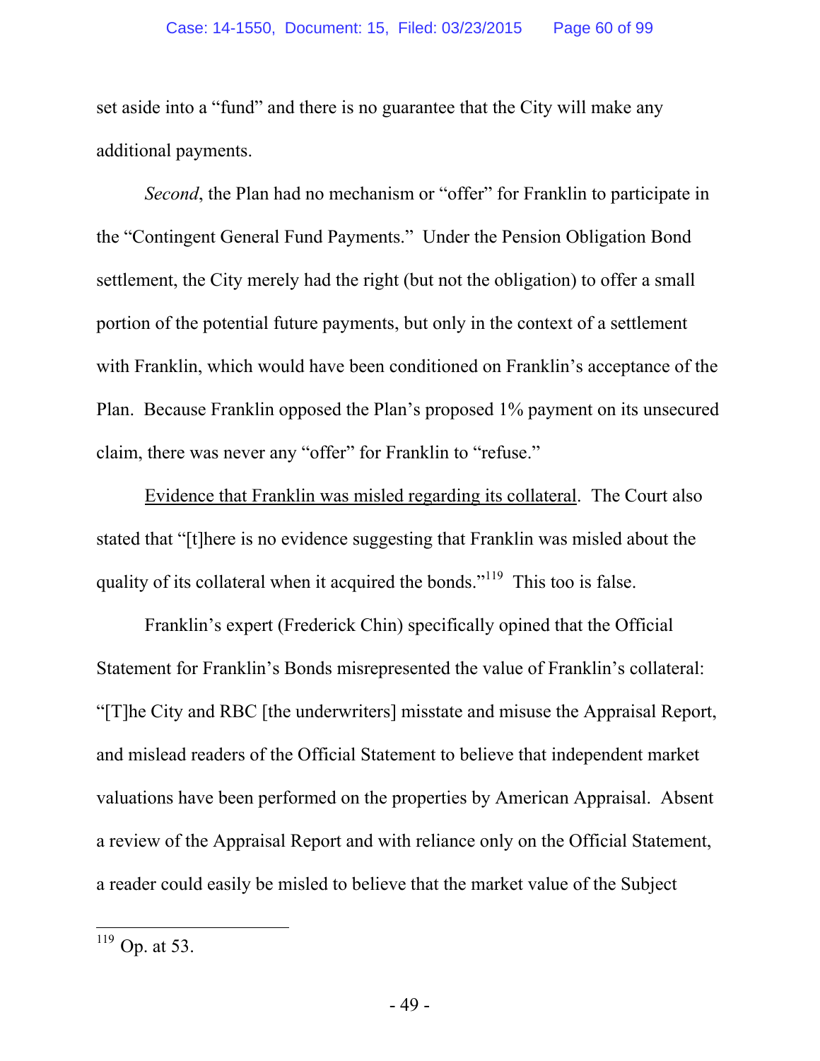set aside into a "fund" and there is no guarantee that the City will make any additional payments.

*Second*, the Plan had no mechanism or "offer" for Franklin to participate in the "Contingent General Fund Payments." Under the Pension Obligation Bond settlement, the City merely had the right (but not the obligation) to offer a small portion of the potential future payments, but only in the context of a settlement with Franklin, which would have been conditioned on Franklin's acceptance of the Plan. Because Franklin opposed the Plan's proposed 1% payment on its unsecured claim, there was never any "offer" for Franklin to "refuse."

<u>Evidence that Franklin was misled regarding its collateral</u>. The Court also stated that "[t]here is no evidence suggesting that Franklin was misled about the quality of its collateral when it acquired the bonds."[119] This too is false.

Franklin's expert (Frederick Chin) specifically opined that the Official Statement for Franklin's Bonds misrepresented the value of Franklin's collateral: "[T]he City and RBC [the underwriters] misstate and misuse the Appraisal Report, and mislead readers of the Official Statement to believe that independent market valuations have been performed on the properties by American Appraisal. Absent a review of the Appraisal Report and with reliance only on the Official Statement, a reader could easily be misled to believe that the market value of the Subject

---

[119] Op. at 53.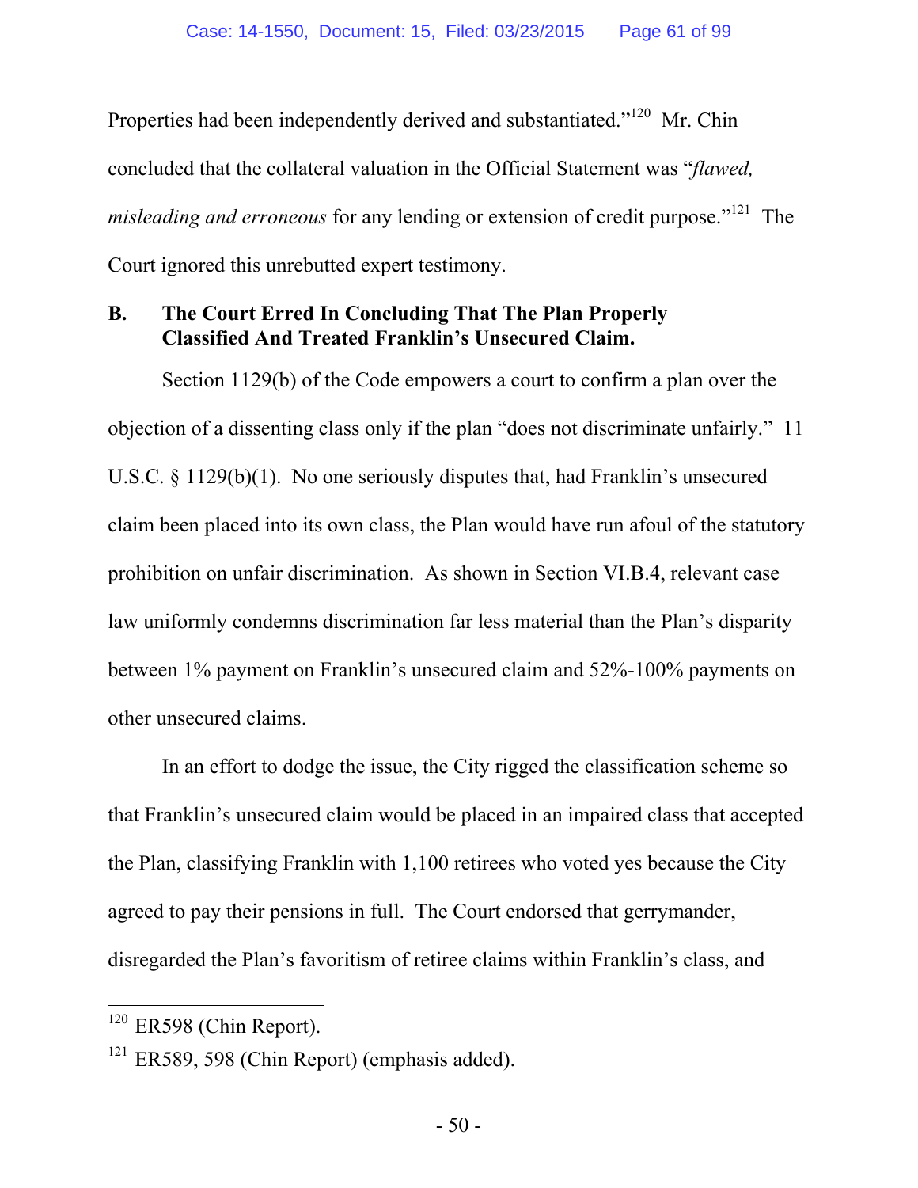Properties had been independently derived and substantiated."[120] Mr. Chin concluded that the collateral valuation in the Official Statement was "*flawed, misleading and erroneous* for any lending or extension of credit purpose."[121] The Court ignored this unrebutted expert testimony.

### B. The Court Erred In Concluding That The Plan Properly Classified And Treated Franklin's Unsecured Claim.

Section 1129(b) of the Code empowers a court to confirm a plan over the objection of a dissenting class only if the plan "does not discriminate unfairly." 11 U.S.C. § 1129(b)(1). No one seriously disputes that, had Franklin's unsecured claim been placed into its own class, the Plan would have run afoul of the statutory prohibition on unfair discrimination. As shown in Section VI.B.4, relevant case law uniformly condemns discrimination far less material than the Plan's disparity between 1% payment on Franklin's unsecured claim and 52%-100% payments on other unsecured claims.

In an effort to dodge the issue, the City rigged the classification scheme so that Franklin's unsecured claim would be placed in an impaired class that accepted the Plan, classifying Franklin with 1,100 retirees who voted yes because the City agreed to pay their pensions in full. The Court endorsed that gerrymander, disregarded the Plan's favoritism of retiree claims within Franklin's class, and

---

[120] ER598 (Chin Report).

[121] ER589, 598 (Chin Report) (emphasis added).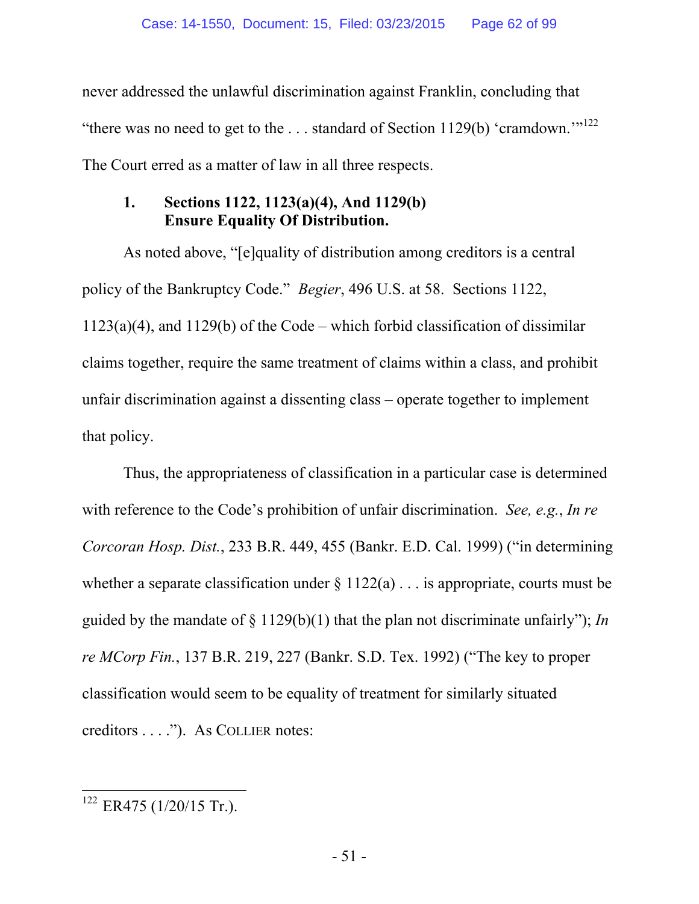never addressed the unlawful discrimination against Franklin, concluding that "there was no need to get to the . . . standard of Section 1129(b) 'cramdown.'"[122] The Court erred as a matter of law in all three respects.

### 1. Sections 1122, 1123(a)(4), And 1129(b) Ensure Equality Of Distribution.

As noted above, "[e]quality of distribution among creditors is a central policy of the Bankruptcy Code." *Begier*, 496 U.S. at 58. Sections 1122, 1123(a)(4), and 1129(b) of the Code – which forbid classification of dissimilar claims together, require the same treatment of claims within a class, and prohibit unfair discrimination against a dissenting class – operate together to implement that policy.

Thus, the appropriateness of classification in a particular case is determined with reference to the Code's prohibition of unfair discrimination. *See, e.g.*, *In re Corcoran Hosp. Dist.*, 233 B.R. 449, 455 (Bankr. E.D. Cal. 1999) ("in determining whether a separate classification under § 1122(a) . . . is appropriate, courts must be guided by the mandate of § 1129(b)(1) that the plan not discriminate unfairly"); *In re MCorp Fin.*, 137 B.R. 219, 227 (Bankr. S.D. Tex. 1992) ("The key to proper classification would seem to be equality of treatment for similarly situated creditors . . . ."). As COLLIER notes:

---

[122] ER475 (1/20/15 Tr.).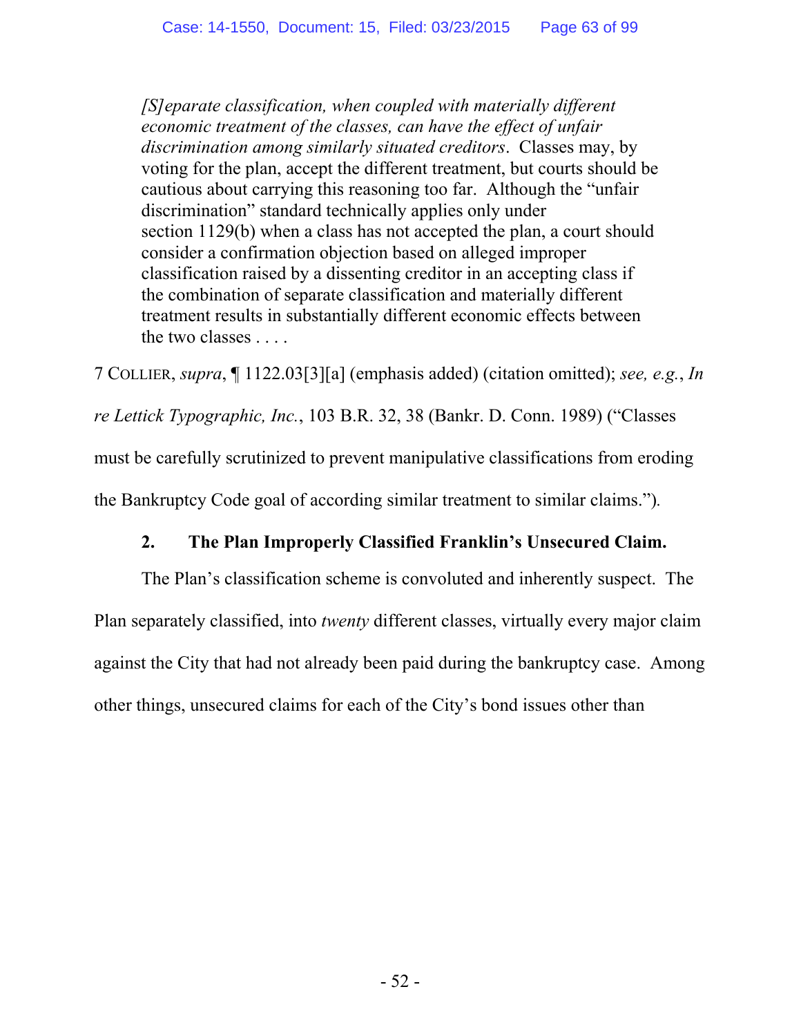> *[S]eparate classification, when coupled with materially different economic treatment of the classes, can have the effect of unfair discrimination among similarly situated creditors*. Classes may, by voting for the plan, accept the different treatment, but courts should be cautious about carrying this reasoning too far. Although the "unfair discrimination" standard technically applies only under section 1129(b) when a class has not accepted the plan, a court should consider a confirmation objection based on alleged improper classification raised by a dissenting creditor in an accepting class if the combination of separate classification and materially different treatment results in substantially different economic effects between the two classes . . . .

7 COLLIER, *supra*, ¶ 1122.03[3][a] (emphasis added) (citation omitted); *see, e.g.*, *In re Lettick Typographic, Inc.*, 103 B.R. 32, 38 (Bankr. D. Conn. 1989) ("Classes must be carefully scrutinized to prevent manipulative classifications from eroding the Bankruptcy Code goal of according similar treatment to similar claims.").

### 2. The Plan Improperly Classified Franklin's Unsecured Claim.

The Plan's classification scheme is convoluted and inherently suspect. The Plan separately classified, into *twenty* different classes, virtually every major claim against the City that had not already been paid during the bankruptcy case. Among other things, unsecured claims for each of the City's bond issues other than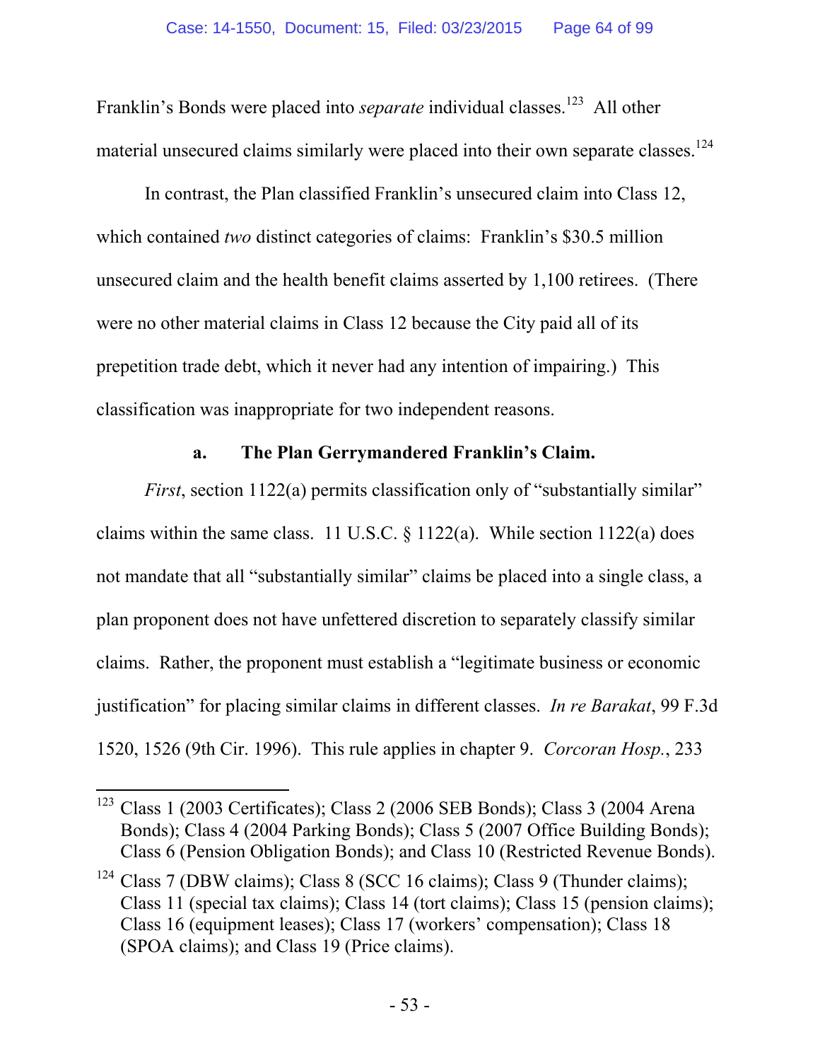Franklin's Bonds were placed into *separate* individual classes.[123] All other material unsecured claims similarly were placed into their own separate classes.[124]

In contrast, the Plan classified Franklin's unsecured claim into Class 12, which contained *two* distinct categories of claims: Franklin's $30.5 million unsecured claim and the health benefit claims asserted by 1,100 retirees. (There were no other material claims in Class 12 because the City paid all of its prepetition trade debt, which it never had any intention of impairing.) This classification was inappropriate for two independent reasons.

**a. The Plan Gerrymandered Franklin's Claim.**

*First*, section 1122(a) permits classification only of "substantially similar" claims within the same class. 11 U.S.C. § 1122(a). While section 1122(a) does not mandate that all "substantially similar" claims be placed into a single class, a plan proponent does not have unfettered discretion to separately classify similar claims. Rather, the proponent must establish a "legitimate business or economic justification" for placing similar claims in different classes. *In re Barakat*, 99 F.3d 1520, 1526 (9th Cir. 1996). This rule applies in chapter 9. *Corcoran Hosp.*, 233

---

[123] Class 1 (2003 Certificates); Class 2 (2006 SEB Bonds); Class 3 (2004 Arena Bonds); Class 4 (2004 Parking Bonds); Class 5 (2007 Office Building Bonds); Class 6 (Pension Obligation Bonds); and Class 10 (Restricted Revenue Bonds).

[124] Class 7 (DBW claims); Class 8 (SCC 16 claims); Class 9 (Thunder claims); Class 11 (special tax claims); Class 14 (tort claims); Class 15 (pension claims); Class 16 (equipment leases); Class 17 (workers' compensation); Class 18 (SPOA claims); and Class 19 (Price claims).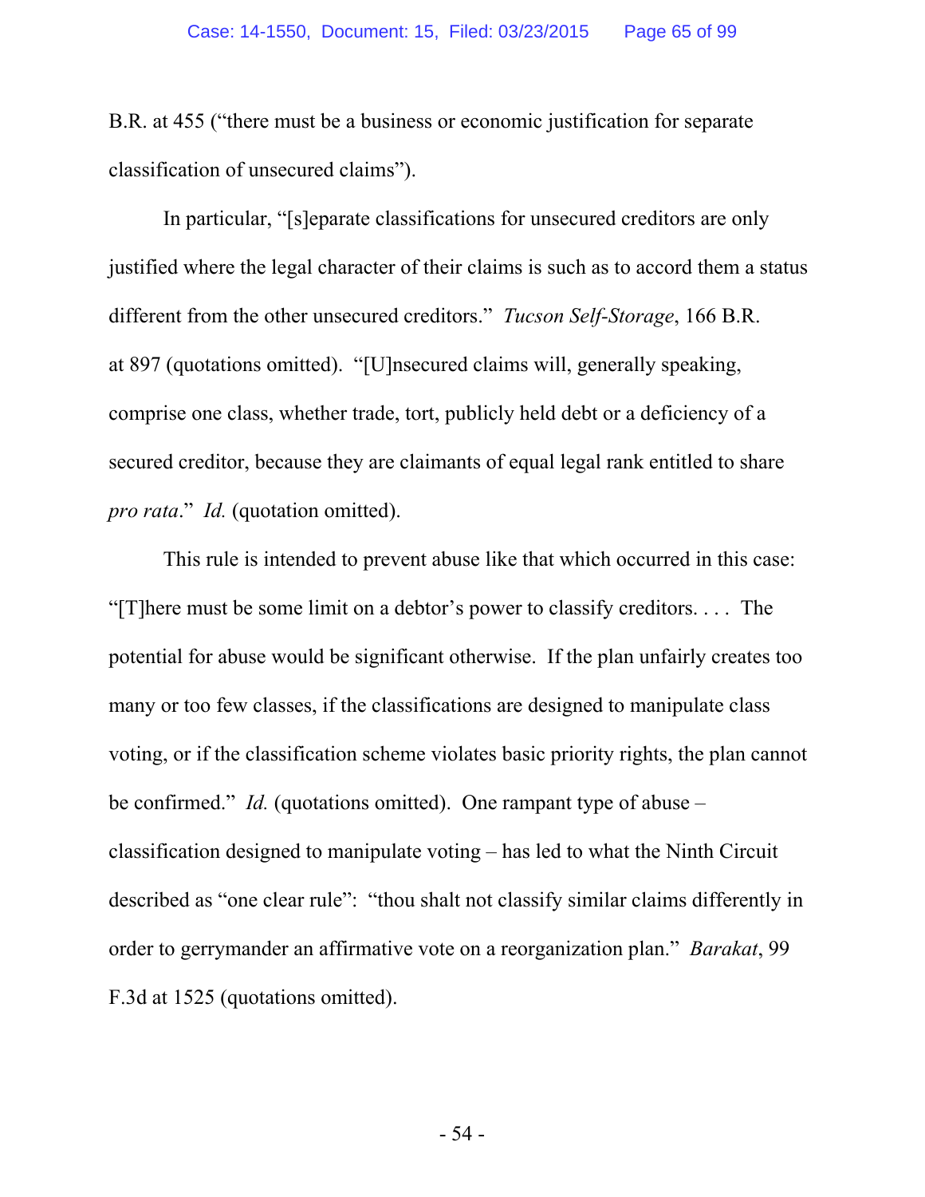B.R. at 455 ("there must be a business or economic justification for separate classification of unsecured claims").

In particular, "[s]eparate classifications for unsecured creditors are only justified where the legal character of their claims is such as to accord them a status different from the other unsecured creditors." *Tucson Self-Storage*, 166 B.R. at 897 (quotations omitted). "[U]nsecured claims will, generally speaking, comprise one class, whether trade, tort, publicly held debt or a deficiency of a secured creditor, because they are claimants of equal legal rank entitled to share *pro rata*." *Id.* (quotation omitted).

This rule is intended to prevent abuse like that which occurred in this case: "[T]here must be some limit on a debtor's power to classify creditors. . . . The potential for abuse would be significant otherwise. If the plan unfairly creates too many or too few classes, if the classifications are designed to manipulate class voting, or if the classification scheme violates basic priority rights, the plan cannot be confirmed." *Id.* (quotations omitted). One rampant type of abuse – classification designed to manipulate voting – has led to what the Ninth Circuit described as "one clear rule": "thou shalt not classify similar claims differently in order to gerrymander an affirmative vote on a reorganization plan." *Barakat*, 99 F.3d at 1525 (quotations omitted).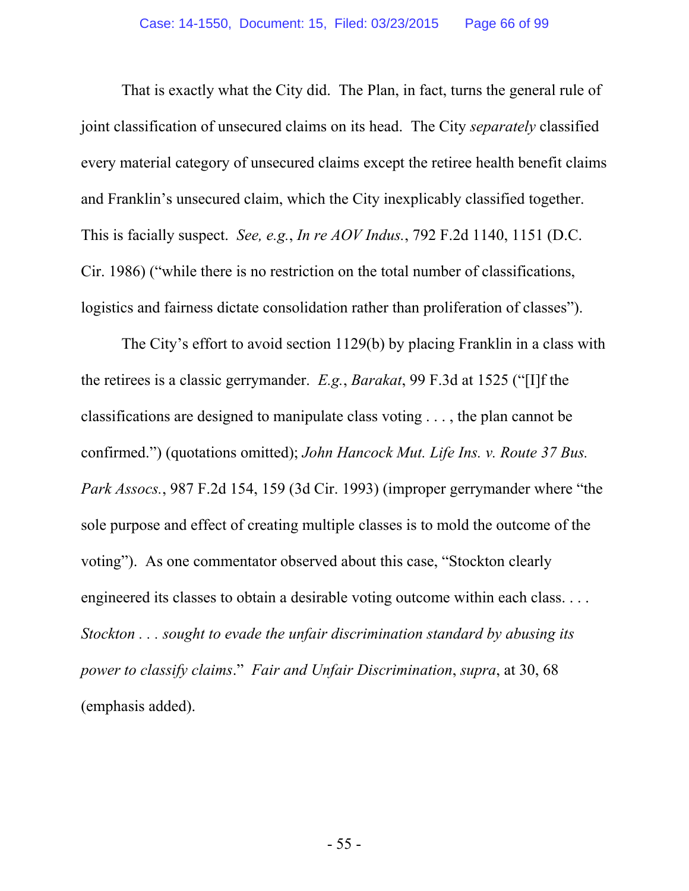That is exactly what the City did. The Plan, in fact, turns the general rule of joint classification of unsecured claims on its head. The City *separately* classified every material category of unsecured claims except the retiree health benefit claims and Franklin's unsecured claim, which the City inexplicably classified together. This is facially suspect. *See, e.g.*, *In re AOV Indus.*, 792 F.2d 1140, 1151 (D.C. Cir. 1986) ("while there is no restriction on the total number of classifications, logistics and fairness dictate consolidation rather than proliferation of classes").

The City's effort to avoid section 1129(b) by placing Franklin in a class with the retirees is a classic gerrymander. *E.g.*, *Barakat*, 99 F.3d at 1525 ("[I]f the classifications are designed to manipulate class voting . . . , the plan cannot be confirmed.") (quotations omitted); *John Hancock Mut. Life Ins. v. Route 37 Bus. Park Assocs.*, 987 F.2d 154, 159 (3d Cir. 1993) (improper gerrymander where "the sole purpose and effect of creating multiple classes is to mold the outcome of the voting"). As one commentator observed about this case, "Stockton clearly engineered its classes to obtain a desirable voting outcome within each class. . . . *Stockton . . . sought to evade the unfair discrimination standard by abusing its power to classify claims*." *Fair and Unfair Discrimination*, *supra*, at 30, 68 (emphasis added).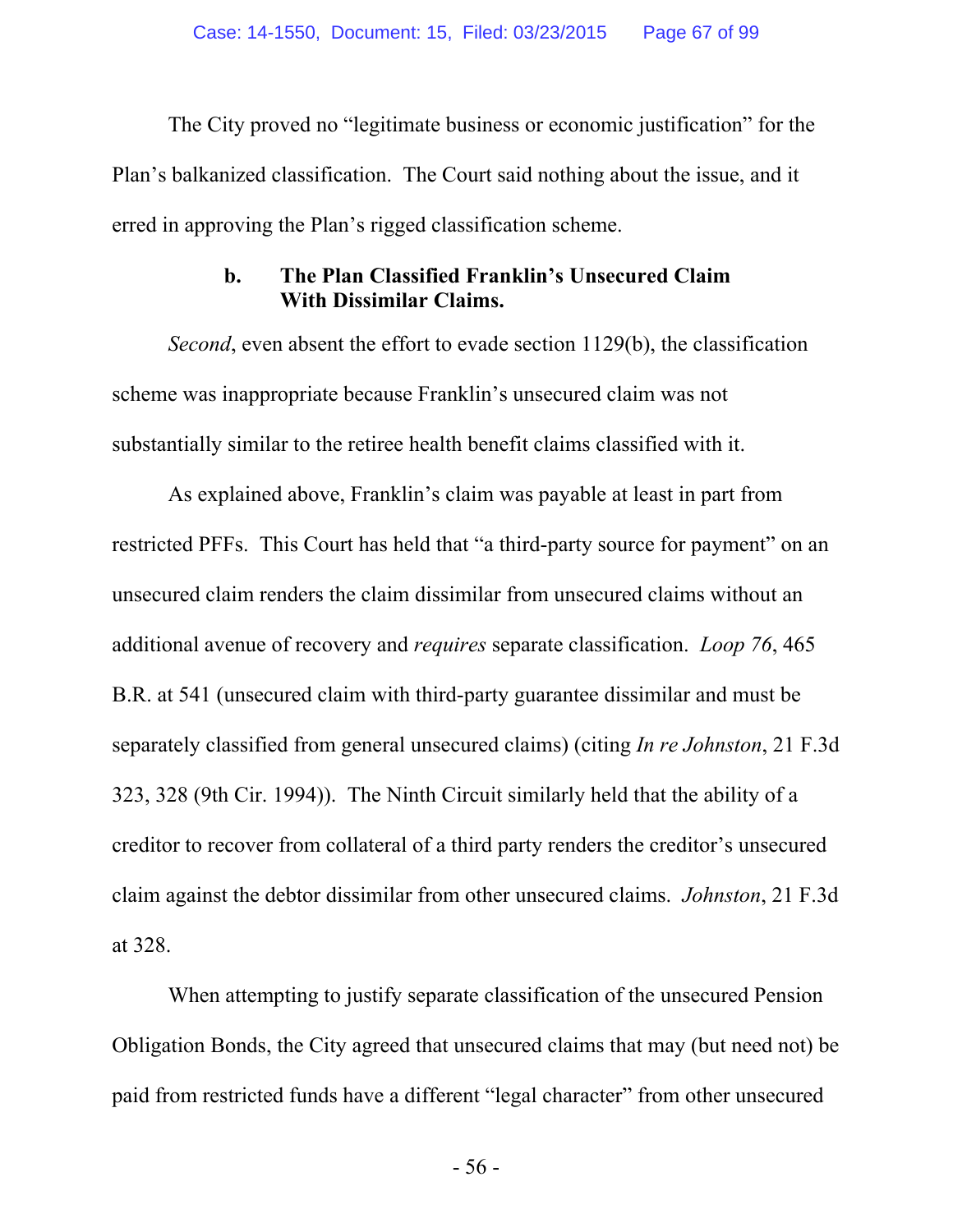The City proved no "legitimate business or economic justification" for the Plan's balkanized classification. The Court said nothing about the issue, and it erred in approving the Plan's rigged classification scheme.

#### b. The Plan Classified Franklin's Unsecured Claim With Dissimilar Claims.

*Second*, even absent the effort to evade section 1129(b), the classification scheme was inappropriate because Franklin's unsecured claim was not substantially similar to the retiree health benefit claims classified with it.

As explained above, Franklin's claim was payable at least in part from restricted PFFs. This Court has held that "a third-party source for payment" on an unsecured claim renders the claim dissimilar from unsecured claims without an additional avenue of recovery and *requires* separate classification. *Loop 76*, 465 B.R. at 541 (unsecured claim with third-party guarantee dissimilar and must be separately classified from general unsecured claims) (citing *In re Johnston*, 21 F.3d 323, 328 (9th Cir. 1994)). The Ninth Circuit similarly held that the ability of a creditor to recover from collateral of a third party renders the creditor's unsecured claim against the debtor dissimilar from other unsecured claims. *Johnston*, 21 F.3d at 328.

When attempting to justify separate classification of the unsecured Pension Obligation Bonds, the City agreed that unsecured claims that may (but need not) be paid from restricted funds have a different "legal character" from other unsecured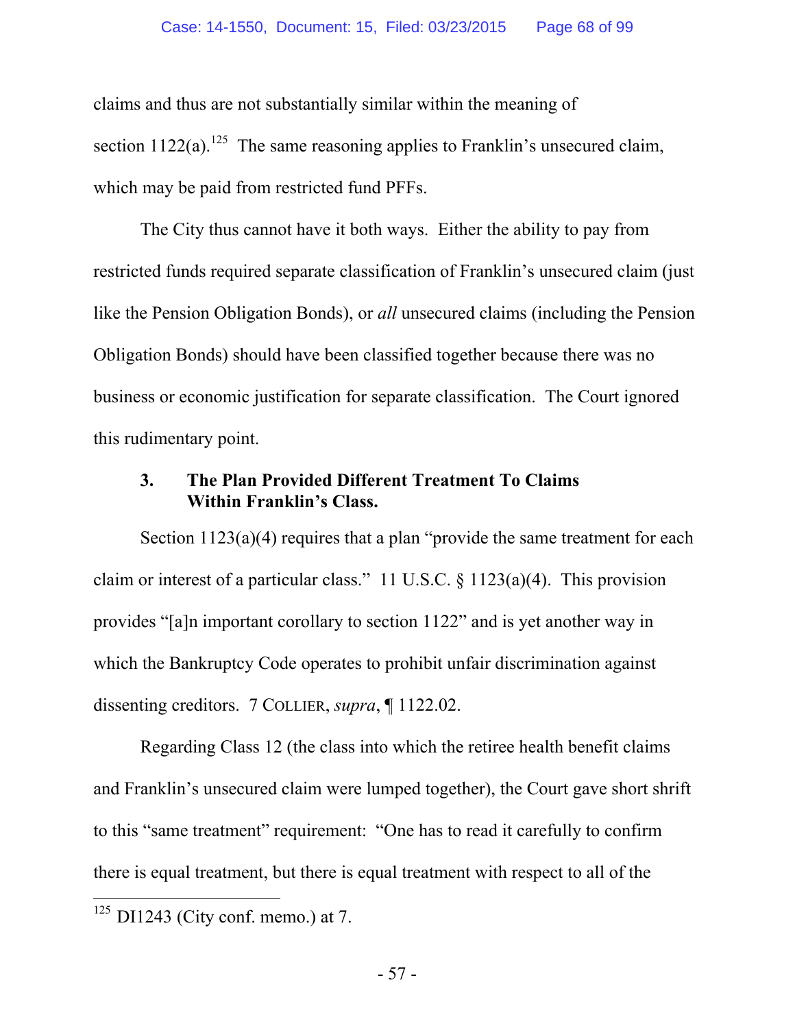claims and thus are not substantially similar within the meaning of section 1122(a).[125] The same reasoning applies to Franklin's unsecured claim, which may be paid from restricted fund PFFs.

The City thus cannot have it both ways. Either the ability to pay from restricted funds required separate classification of Franklin's unsecured claim (just like the Pension Obligation Bonds), or *all* unsecured claims (including the Pension Obligation Bonds) should have been classified together because there was no business or economic justification for separate classification. The Court ignored this rudimentary point.

### 3. The Plan Provided Different Treatment To Claims Within Franklin's Class.

Section 1123(a)(4) requires that a plan "provide the same treatment for each claim or interest of a particular class." 11 U.S.C. § 1123(a)(4). This provision provides "[a]n important corollary to section 1122" and is yet another way in which the Bankruptcy Code operates to prohibit unfair discrimination against dissenting creditors. 7 COLLIER, *supra*, ¶ 1122.02.

Regarding Class 12 (the class into which the retiree health benefit claims and Franklin's unsecured claim were lumped together), the Court gave short shrift to this "same treatment" requirement: "One has to read it carefully to confirm there is equal treatment, but there is equal treatment with respect to all of the

---

[125] DI1243 (City conf. memo.) at 7.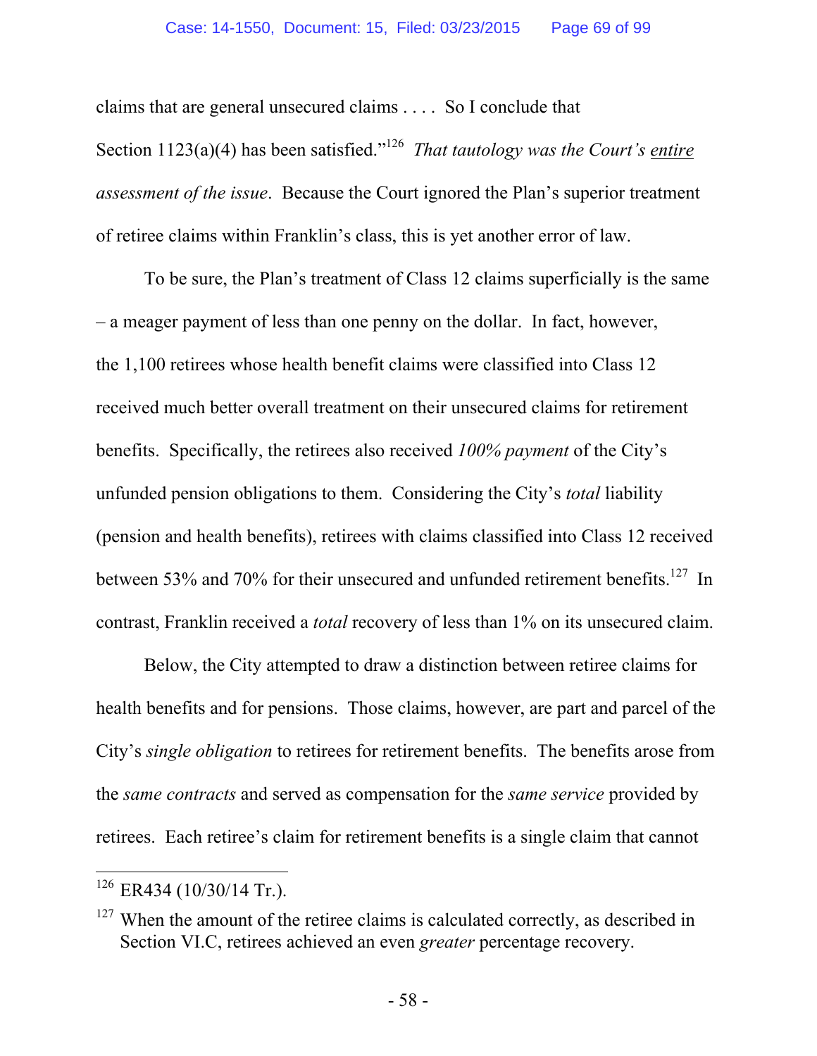claims that are general unsecured claims . . . . So I conclude that Section 1123(a)(4) has been satisfied."[126] *That tautology was the Court's entire assessment of the issue*. Because the Court ignored the Plan's superior treatment of retiree claims within Franklin's class, this is yet another error of law.

To be sure, the Plan's treatment of Class 12 claims superficially is the same – a meager payment of less than one penny on the dollar. In fact, however, the 1,100 retirees whose health benefit claims were classified into Class 12 received much better overall treatment on their unsecured claims for retirement benefits. Specifically, the retirees also received *100% payment* of the City's unfunded pension obligations to them. Considering the City's *total* liability (pension and health benefits), retirees with claims classified into Class 12 received between 53% and 70% for their unsecured and unfunded retirement benefits.[127] In contrast, Franklin received a *total* recovery of less than 1% on its unsecured claim.

Below, the City attempted to draw a distinction between retiree claims for health benefits and for pensions. Those claims, however, are part and parcel of the City's *single obligation* to retirees for retirement benefits. The benefits arose from the *same contracts* and served as compensation for the *same service* provided by retirees. Each retiree's claim for retirement benefits is a single claim that cannot

---

[126] ER434 (10/30/14 Tr.).

[127] When the amount of the retiree claims is calculated correctly, as described in Section VI.C, retirees achieved an even *greater* percentage recovery.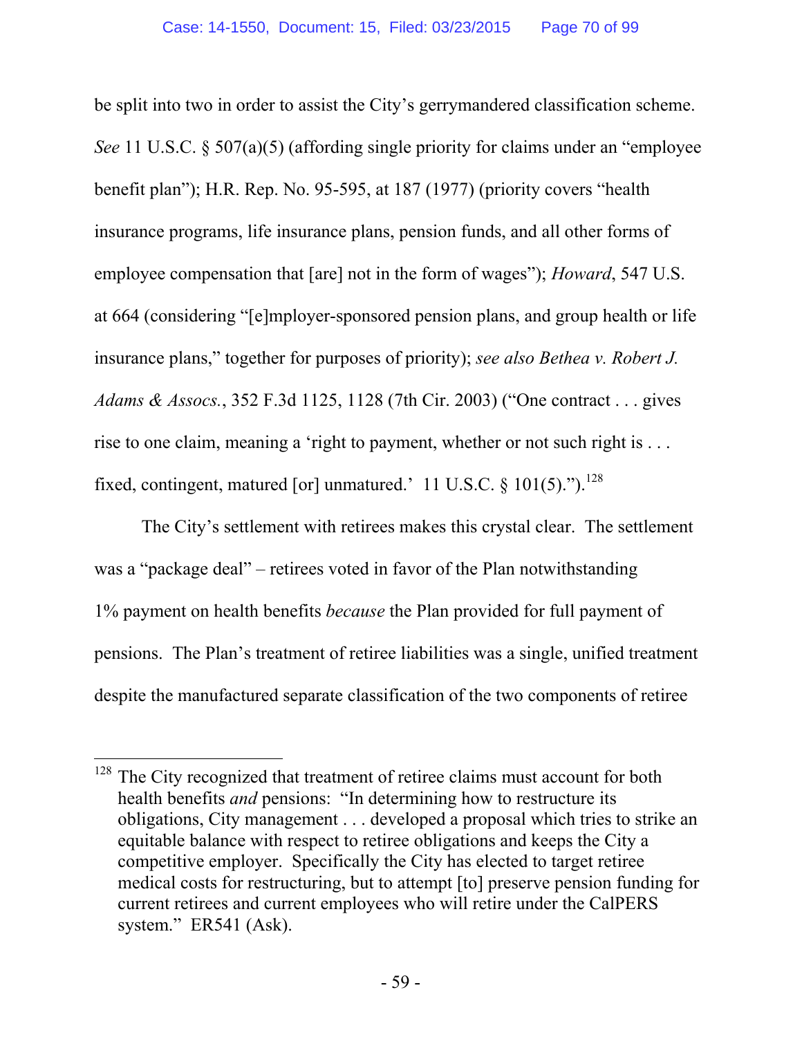be split into two in order to assist the City's gerrymandered classification scheme. *See* 11 U.S.C. § 507(a)(5) (affording single priority for claims under an "employee benefit plan"); H.R. Rep. No. 95-595, at 187 (1977) (priority covers "health insurance programs, life insurance plans, pension funds, and all other forms of employee compensation that [are] not in the form of wages"); *Howard*, 547 U.S. at 664 (considering "[e]mployer-sponsored pension plans, and group health or life insurance plans," together for purposes of priority); *see also Bethea v. Robert J. Adams & Assocs.*, 352 F.3d 1125, 1128 (7th Cir. 2003) ("One contract . . . gives rise to one claim, meaning a 'right to payment, whether or not such right is . . . fixed, contingent, matured [or] unmatured.' 11 U.S.C. § 101(5).").[128]

The City's settlement with retirees makes this crystal clear. The settlement was a "package deal" – retirees voted in favor of the Plan notwithstanding 1% payment on health benefits *because* the Plan provided for full payment of pensions. The Plan's treatment of retiree liabilities was a single, unified treatment despite the manufactured separate classification of the two components of retiree

---

[128] The City recognized that treatment of retiree claims must account for both health benefits *and* pensions: "In determining how to restructure its obligations, City management . . . developed a proposal which tries to strike an equitable balance with respect to retiree obligations and keeps the City a competitive employer. Specifically the City has elected to target retiree medical costs for restructuring, but to attempt [to] preserve pension funding for current retirees and current employees who will retire under the CalPERS system." ER541 (Ask).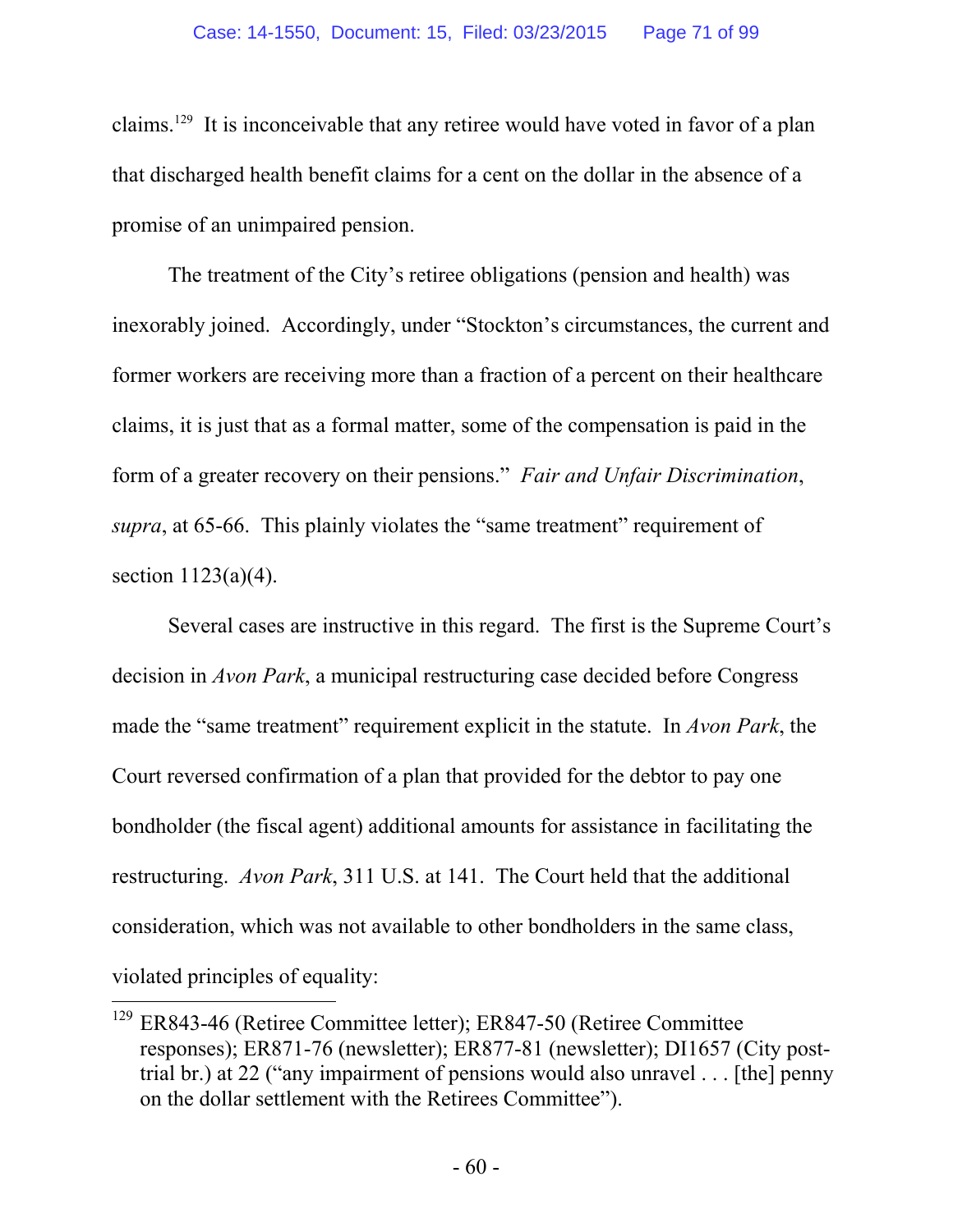claims.[129] It is inconceivable that any retiree would have voted in favor of a plan that discharged health benefit claims for a cent on the dollar in the absence of a promise of an unimpaired pension.

The treatment of the City's retiree obligations (pension and health) was inexorably joined. Accordingly, under "Stockton's circumstances, the current and former workers are receiving more than a fraction of a percent on their healthcare claims, it is just that as a formal matter, some of the compensation is paid in the form of a greater recovery on their pensions." *Fair and Unfair Discrimination*, *supra*, at 65-66. This plainly violates the "same treatment" requirement of section 1123(a)(4).

Several cases are instructive in this regard. The first is the Supreme Court's decision in *Avon Park*, a municipal restructuring case decided before Congress made the "same treatment" requirement explicit in the statute. In *Avon Park*, the Court reversed confirmation of a plan that provided for the debtor to pay one bondholder (the fiscal agent) additional amounts for assistance in facilitating the restructuring. *Avon Park*, 311 U.S. at 141. The Court held that the additional consideration, which was not available to other bondholders in the same class, violated principles of equality:

---

[129] ER843-46 (Retiree Committee letter); ER847-50 (Retiree Committee responses); ER871-76 (newsletter); ER877-81 (newsletter); DI1657 (City post-trial br.) at 22 ("any impairment of pensions would also unravel . . . [the] penny on the dollar settlement with the Retirees Committee").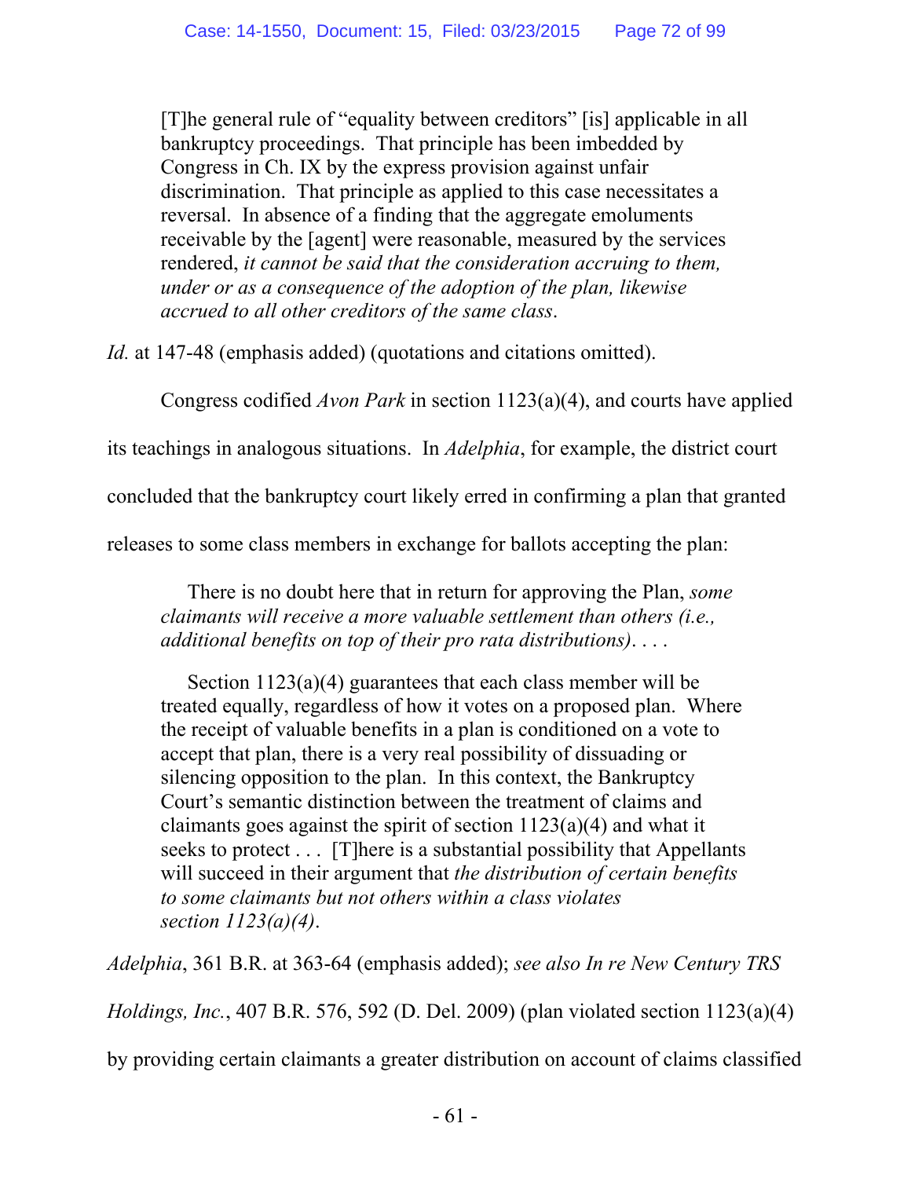> [T]he general rule of "equality between creditors" [is] applicable in all bankruptcy proceedings. That principle has been imbedded by Congress in Ch. IX by the express provision against unfair discrimination. That principle as applied to this case necessitates a reversal. In absence of a finding that the aggregate emoluments receivable by the [agent] were reasonable, measured by the services rendered, *it cannot be said that the consideration accruing to them, under or as a consequence of the adoption of the plan, likewise accrued to all other creditors of the same class*.

*Id.* at 147-48 (emphasis added) (quotations and citations omitted).

Congress codified *Avon Park* in section 1123(a)(4), and courts have applied its teachings in analogous situations. In *Adelphia*, for example, the district court concluded that the bankruptcy court likely erred in confirming a plan that granted releases to some class members in exchange for ballots accepting the plan:

> There is no doubt here that in return for approving the Plan, *some claimants will receive a more valuable settlement than others (i.e., additional benefits on top of their pro rata distributions)*. . . .
>
> Section 1123(a)(4) guarantees that each class member will be treated equally, regardless of how it votes on a proposed plan. Where the receipt of valuable benefits in a plan is conditioned on a vote to accept that plan, there is a very real possibility of dissuading or silencing opposition to the plan. In this context, the Bankruptcy Court's semantic distinction between the treatment of claims and claimants goes against the spirit of section 1123(a)(4) and what it seeks to protect . . . [T]here is a substantial possibility that Appellants will succeed in their argument that *the distribution of certain benefits to some claimants but not others within a class violates section 1123(a)(4)*.

*Adelphia*, 361 B.R. at 363-64 (emphasis added); *see also In re New Century TRS Holdings, Inc.*, 407 B.R. 576, 592 (D. Del. 2009) (plan violated section 1123(a)(4) by providing certain claimants a greater distribution on account of claims classified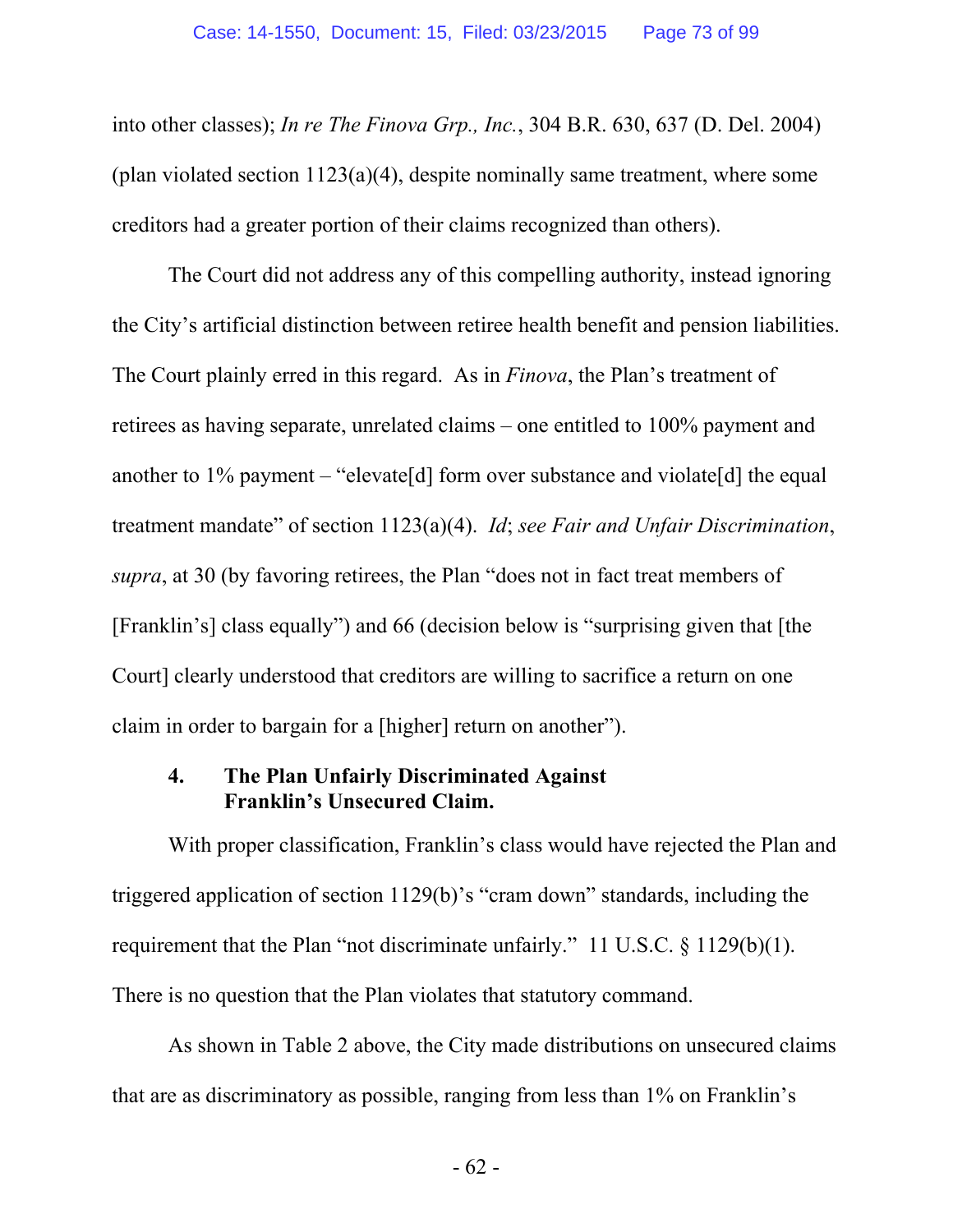into other classes); *In re The Finova Grp., Inc.*, 304 B.R. 630, 637 (D. Del. 2004) (plan violated section 1123(a)(4), despite nominally same treatment, where some creditors had a greater portion of their claims recognized than others).

The Court did not address any of this compelling authority, instead ignoring the City's artificial distinction between retiree health benefit and pension liabilities. The Court plainly erred in this regard. As in *Finova*, the Plan's treatment of retirees as having separate, unrelated claims – one entitled to 100% payment and another to 1% payment – "elevate[d] form over substance and violate[d] the equal treatment mandate" of section 1123(a)(4). *Id*; *see Fair and Unfair Discrimination*, *supra*, at 30 (by favoring retirees, the Plan "does not in fact treat members of [Franklin's] class equally") and 66 (decision below is "surprising given that [the Court] clearly understood that creditors are willing to sacrifice a return on one claim in order to bargain for a [higher] return on another").

#### 4. The Plan Unfairly Discriminated Against Franklin's Unsecured Claim.

With proper classification, Franklin's class would have rejected the Plan and triggered application of section 1129(b)'s "cram down" standards, including the requirement that the Plan "not discriminate unfairly." 11 U.S.C. § 1129(b)(1). There is no question that the Plan violates that statutory command.

As shown in Table 2 above, the City made distributions on unsecured claims that are as discriminatory as possible, ranging from less than 1% on Franklin's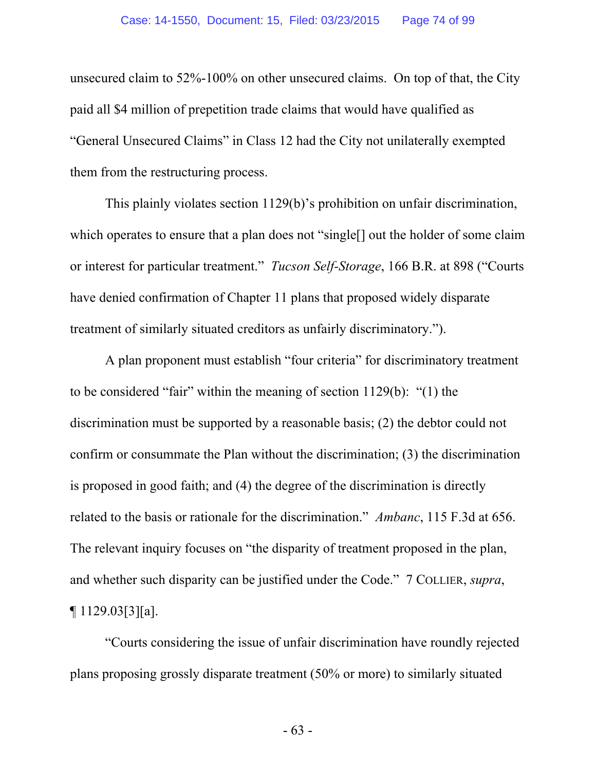unsecured claim to 52%-100% on other unsecured claims. On top of that, the City paid all $4 million of prepetition trade claims that would have qualified as "General Unsecured Claims" in Class 12 had the City not unilaterally exempted them from the restructuring process.

This plainly violates section 1129(b)'s prohibition on unfair discrimination, which operates to ensure that a plan does not "single[] out the holder of some claim or interest for particular treatment." *Tucson Self-Storage*, 166 B.R. at 898 ("Courts have denied confirmation of Chapter 11 plans that proposed widely disparate treatment of similarly situated creditors as unfairly discriminatory.").

A plan proponent must establish "four criteria" for discriminatory treatment to be considered "fair" within the meaning of section 1129(b): "(1) the discrimination must be supported by a reasonable basis; (2) the debtor could not confirm or consummate the Plan without the discrimination; (3) the discrimination is proposed in good faith; and (4) the degree of the discrimination is directly related to the basis or rationale for the discrimination." *Ambanc*, 115 F.3d at 656. The relevant inquiry focuses on "the disparity of treatment proposed in the plan, and whether such disparity can be justified under the Code." 7 COLLIER, *supra*, ¶ 1129.03[3][a].

"Courts considering the issue of unfair discrimination have roundly rejected plans proposing grossly disparate treatment (50% or more) to similarly situated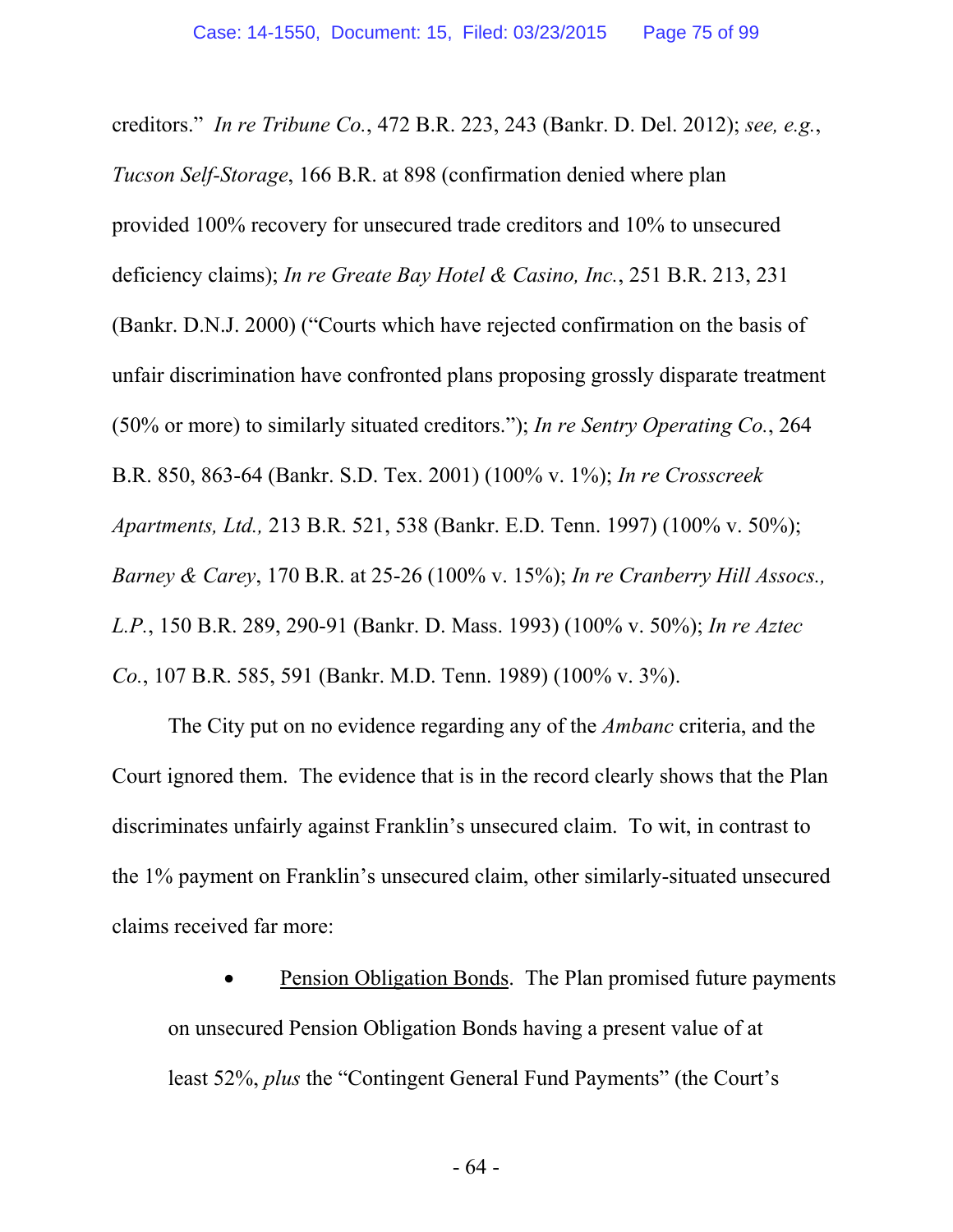creditors." *In re Tribune Co.*, 472 B.R. 223, 243 (Bankr. D. Del. 2012); *see, e.g.*, *Tucson Self-Storage*, 166 B.R. at 898 (confirmation denied where plan provided 100% recovery for unsecured trade creditors and 10% to unsecured deficiency claims); *In re Greate Bay Hotel & Casino, Inc.*, 251 B.R. 213, 231 (Bankr. D.N.J. 2000) ("Courts which have rejected confirmation on the basis of unfair discrimination have confronted plans proposing grossly disparate treatment (50% or more) to similarly situated creditors."); *In re Sentry Operating Co.*, 264 B.R. 850, 863-64 (Bankr. S.D. Tex. 2001) (100% v. 1%); *In re Crosscreek Apartments, Ltd.,* 213 B.R. 521, 538 (Bankr. E.D. Tenn. 1997) (100% v. 50%); *Barney & Carey*, 170 B.R. at 25-26 (100% v. 15%); *In re Cranberry Hill Assocs., L.P.*, 150 B.R. 289, 290-91 (Bankr. D. Mass. 1993) (100% v. 50%); *In re Aztec Co.*, 107 B.R. 585, 591 (Bankr. M.D. Tenn. 1989) (100% v. 3%).

The City put on no evidence regarding any of the *Ambanc* criteria, and the Court ignored them. The evidence that is in the record clearly shows that the Plan discriminates unfairly against Franklin's unsecured claim. To wit, in contrast to the 1% payment on Franklin's unsecured claim, other similarly-situated unsecured claims received far more:

- Pension Obligation Bonds. The Plan promised future payments on unsecured Pension Obligation Bonds having a present value of at least 52%, *plus* the "Contingent General Fund Payments" (the Court's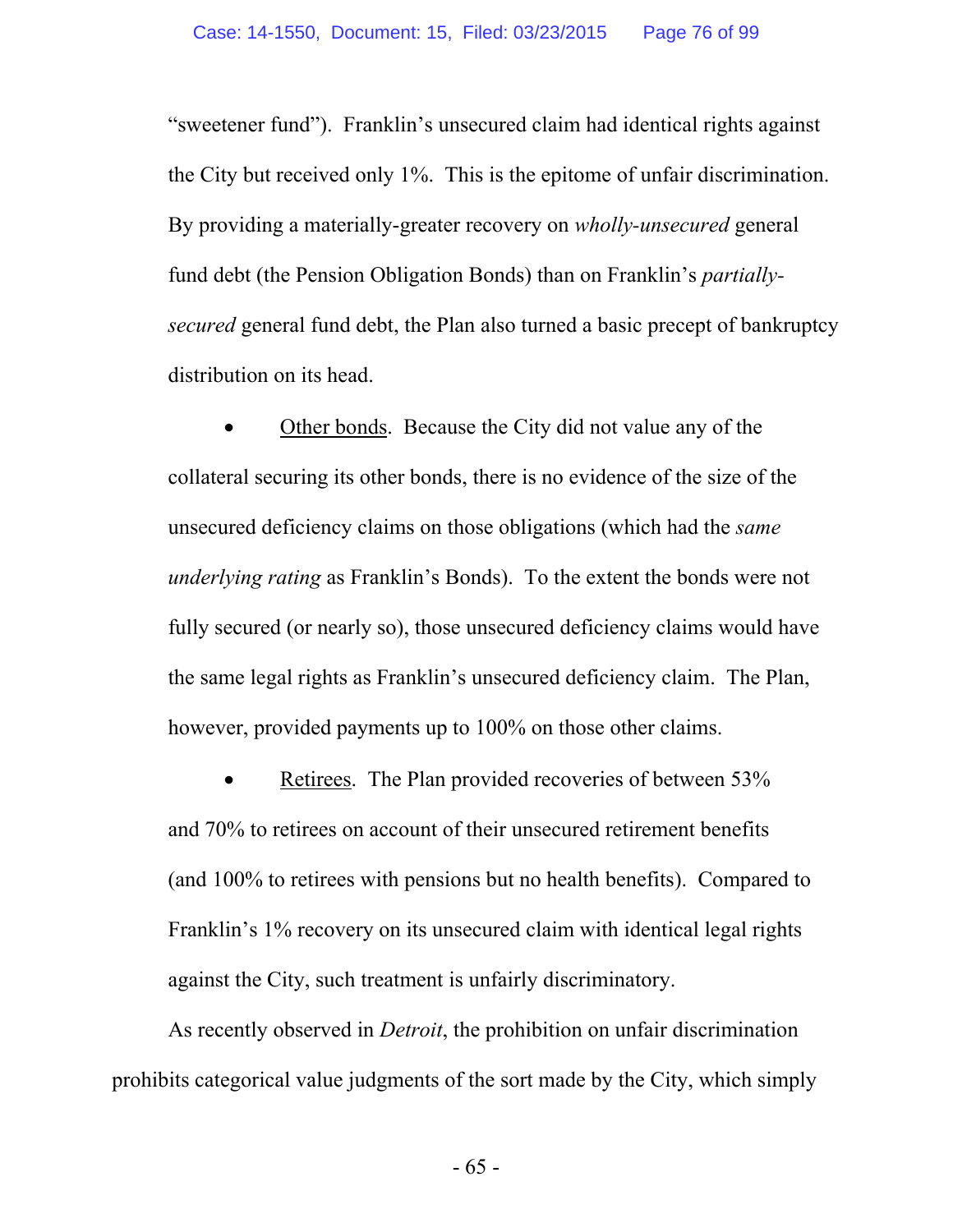"sweetener fund"). Franklin's unsecured claim had identical rights against the City but received only 1%. This is the epitome of unfair discrimination. By providing a materially-greater recovery on *wholly-unsecured* general fund debt (the Pension Obligation Bonds) than on Franklin's *partially-secured* general fund debt, the Plan also turned a basic precept of bankruptcy distribution on its head.

- <u>Other bonds</u>. Because the City did not value any of the collateral securing its other bonds, there is no evidence of the size of the unsecured deficiency claims on those obligations (which had the *same underlying rating* as Franklin's Bonds). To the extent the bonds were not fully secured (or nearly so), those unsecured deficiency claims would have the same legal rights as Franklin's unsecured deficiency claim. The Plan, however, provided payments up to 100% on those other claims.

- <u>Retirees</u>. The Plan provided recoveries of between 53% and 70% to retirees on account of their unsecured retirement benefits (and 100% to retirees with pensions but no health benefits). Compared to Franklin's 1% recovery on its unsecured claim with identical legal rights against the City, such treatment is unfairly discriminatory.

As recently observed in *Detroit*, the prohibition on unfair discrimination prohibits categorical value judgments of the sort made by the City, which simply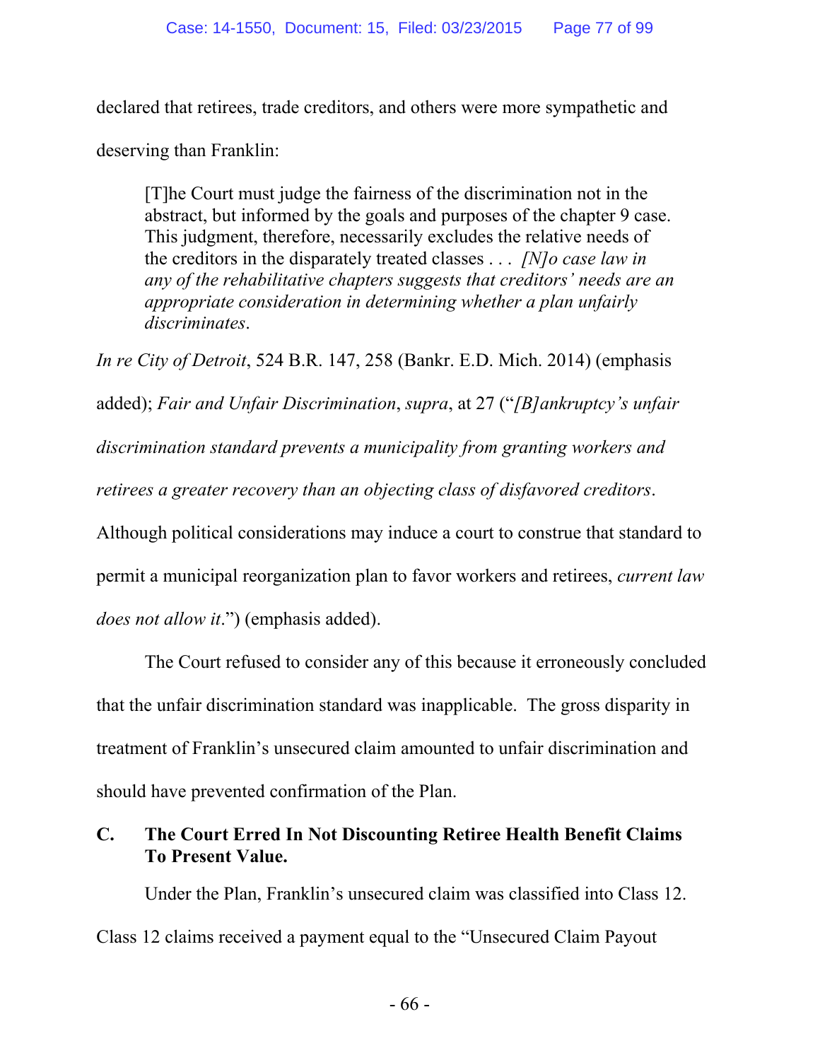declared that retirees, trade creditors, and others were more sympathetic and deserving than Franklin:

> [T]he Court must judge the fairness of the discrimination not in the abstract, but informed by the goals and purposes of the chapter 9 case. This judgment, therefore, necessarily excludes the relative needs of the creditors in the disparately treated classes . . . *[N]o case law in any of the rehabilitative chapters suggests that creditors' needs are an appropriate consideration in determining whether a plan unfairly discriminates*.

*In re City of Detroit*, 524 B.R. 147, 258 (Bankr. E.D. Mich. 2014) (emphasis added); *Fair and Unfair Discrimination*, *supra*, at 27 ("*[B]ankruptcy's unfair discrimination standard prevents a municipality from granting workers and retirees a greater recovery than an objecting class of disfavored creditors*. Although political considerations may induce a court to construe that standard to permit a municipal reorganization plan to favor workers and retirees, *current law does not allow it*.") (emphasis added).

The Court refused to consider any of this because it erroneously concluded that the unfair discrimination standard was inapplicable. The gross disparity in treatment of Franklin's unsecured claim amounted to unfair discrimination and should have prevented confirmation of the Plan.

### C. The Court Erred In Not Discounting Retiree Health Benefit Claims To Present Value.

Under the Plan, Franklin's unsecured claim was classified into Class 12. Class 12 claims received a payment equal to the "Unsecured Claim Payout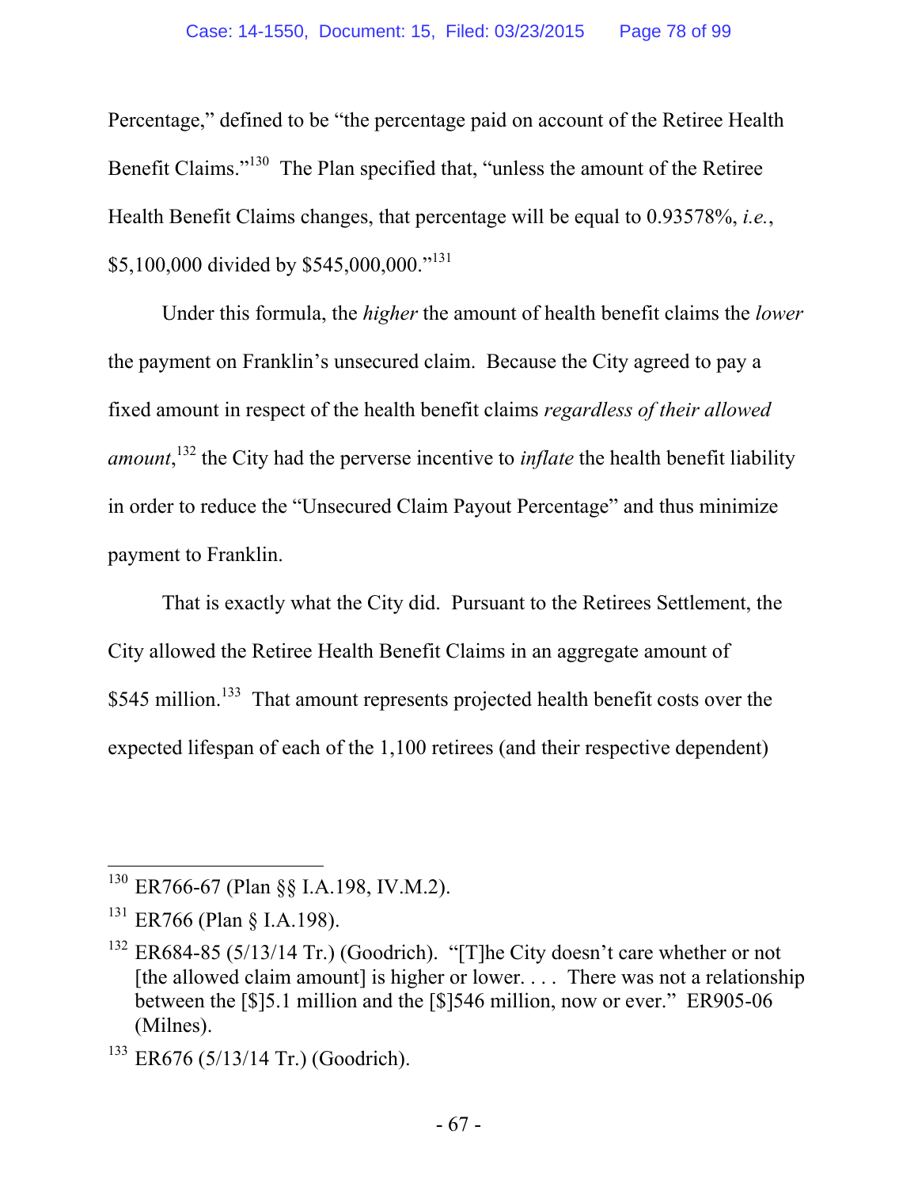Percentage," defined to be "the percentage paid on account of the Retiree Health Benefit Claims."[130] The Plan specified that, "unless the amount of the Retiree Health Benefit Claims changes, that percentage will be equal to 0.93578%, *i.e.*, $5,100,000 divided by $545,000,000."[131]

Under this formula, the *higher* the amount of health benefit claims the *lower* the payment on Franklin's unsecured claim. Because the City agreed to pay a fixed amount in respect of the health benefit claims *regardless of their allowed amount*,[132] the City had the perverse incentive to *inflate* the health benefit liability in order to reduce the "Unsecured Claim Payout Percentage" and thus minimize payment to Franklin.

That is exactly what the City did. Pursuant to the Retirees Settlement, the City allowed the Retiree Health Benefit Claims in an aggregate amount of $545 million.[133] That amount represents projected health benefit costs over the expected lifespan of each of the 1,100 retirees (and their respective dependent)

---

[130] ER766-67 (Plan §§ I.A.198, IV.M.2).

[131] ER766 (Plan § I.A.198).

[132] ER684-85 (5/13/14 Tr.) (Goodrich). "[T]he City doesn't care whether or not [the allowed claim amount] is higher or lower. . . . There was not a relationship between the [$]5.1 million and the [$]546 million, now or ever." ER905-06 (Milnes).

[133] ER676 (5/13/14 Tr.) (Goodrich).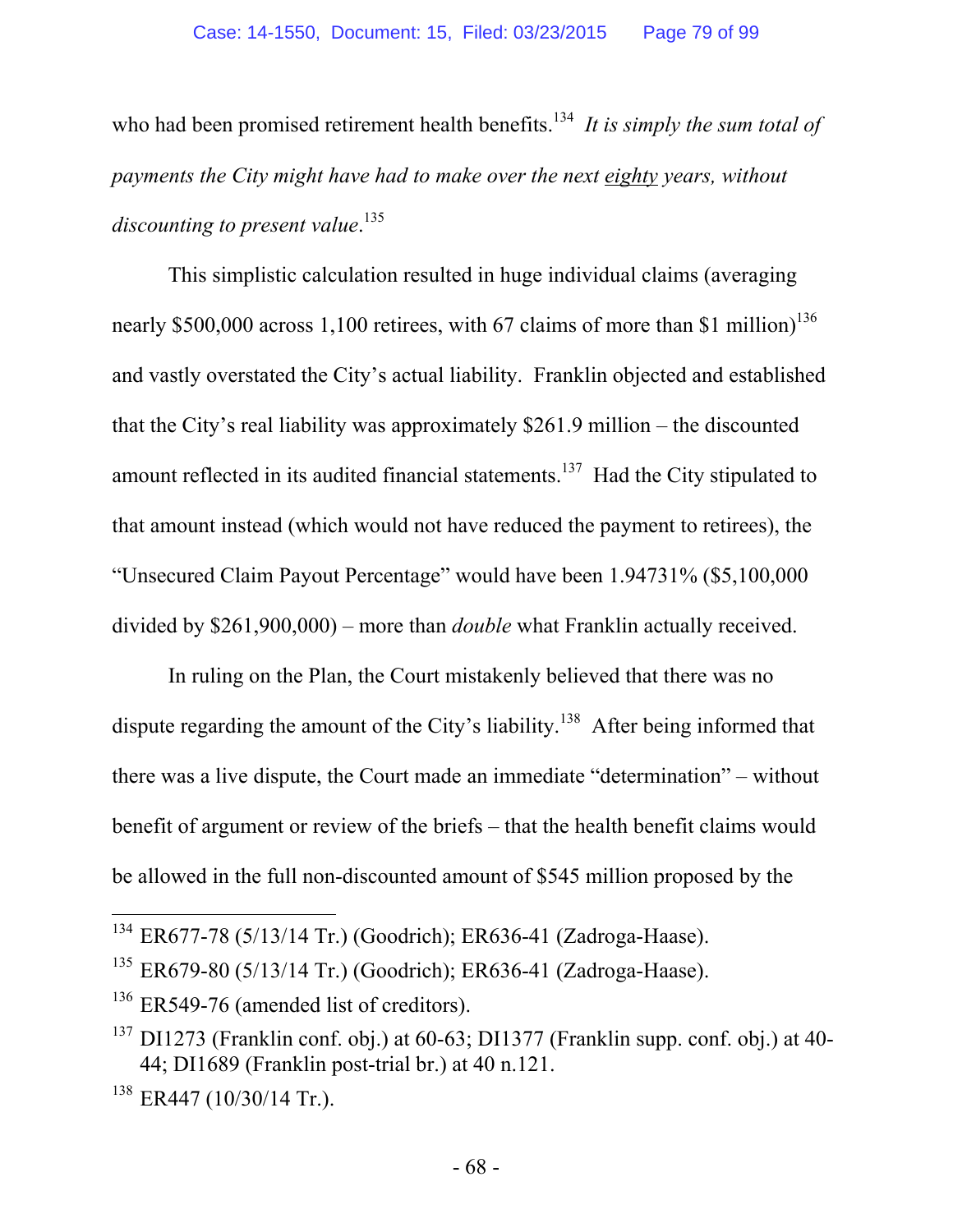who had been promised retirement health benefits.[134] *It is simply the sum total of payments the City might have had to make over the next eighty years, without discounting to present value.*[135]

This simplistic calculation resulted in huge individual claims (averaging nearly $500,000 across 1,100 retirees, with 67 claims of more than $1 million)[136] and vastly overstated the City's actual liability. Franklin objected and established that the City's real liability was approximately $261.9 million – the discounted amount reflected in its audited financial statements.[137] Had the City stipulated to that amount instead (which would not have reduced the payment to retirees), the "Unsecured Claim Payout Percentage" would have been 1.94731% ($5,100,000 divided by $261,900,000) – more than *double* what Franklin actually received.

In ruling on the Plan, the Court mistakenly believed that there was no dispute regarding the amount of the City's liability.[138] After being informed that there was a live dispute, the Court made an immediate "determination" – without benefit of argument or review of the briefs – that the health benefit claims would be allowed in the full non-discounted amount of $545 million proposed by the

---

[134] ER677-78 (5/13/14 Tr.) (Goodrich); ER636-41 (Zadroga-Haase).

[135] ER679-80 (5/13/14 Tr.) (Goodrich); ER636-41 (Zadroga-Haase).

[136] ER549-76 (amended list of creditors).

[137] DI1273 (Franklin conf. obj.) at 60-63; DI1377 (Franklin supp. conf. obj.) at 40-44; DI1689 (Franklin post-trial br.) at 40 n.121.

[138] ER447 (10/30/14 Tr.).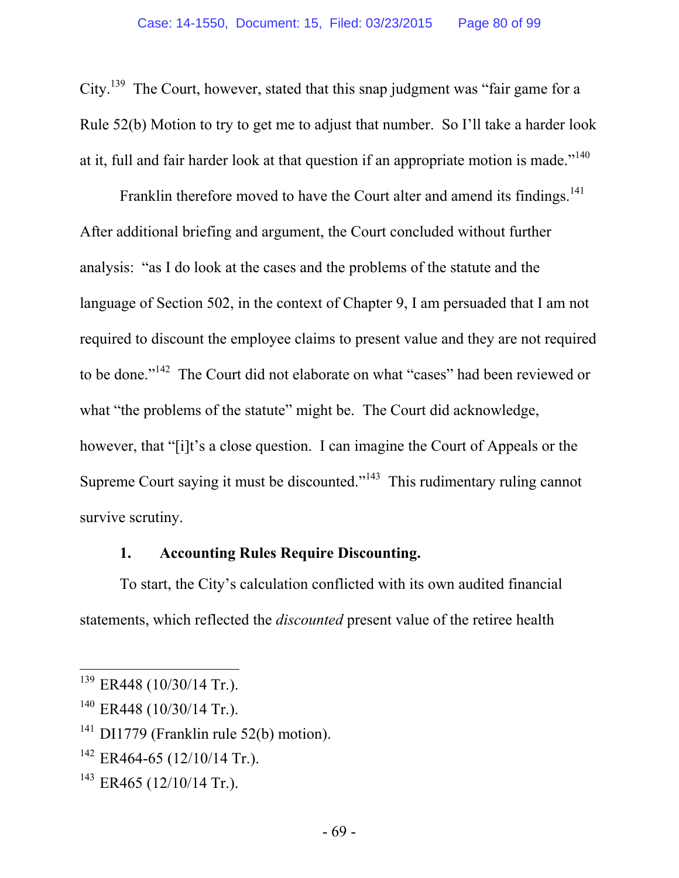City.[139] The Court, however, stated that this snap judgment was "fair game for a Rule 52(b) Motion to try to get me to adjust that number. So I'll take a harder look at it, full and fair harder look at that question if an appropriate motion is made."[140]

Franklin therefore moved to have the Court alter and amend its findings.[141] After additional briefing and argument, the Court concluded without further analysis: "as I do look at the cases and the problems of the statute and the language of Section 502, in the context of Chapter 9, I am persuaded that I am not required to discount the employee claims to present value and they are not required to be done."[142] The Court did not elaborate on what "cases" had been reviewed or what "the problems of the statute" might be. The Court did acknowledge, however, that "[i]t's a close question. I can imagine the Court of Appeals or the Supreme Court saying it must be discounted."[143] This rudimentary ruling cannot survive scrutiny.

### 1. Accounting Rules Require Discounting.

To start, the City's calculation conflicted with its own audited financial statements, which reflected the *discounted* present value of the retiree health

---

[139] ER448 (10/30/14 Tr.).

[140] ER448 (10/30/14 Tr.).

[141] DI1779 (Franklin rule 52(b) motion).

[142] ER464-65 (12/10/14 Tr.).

[143] ER465 (12/10/14 Tr.).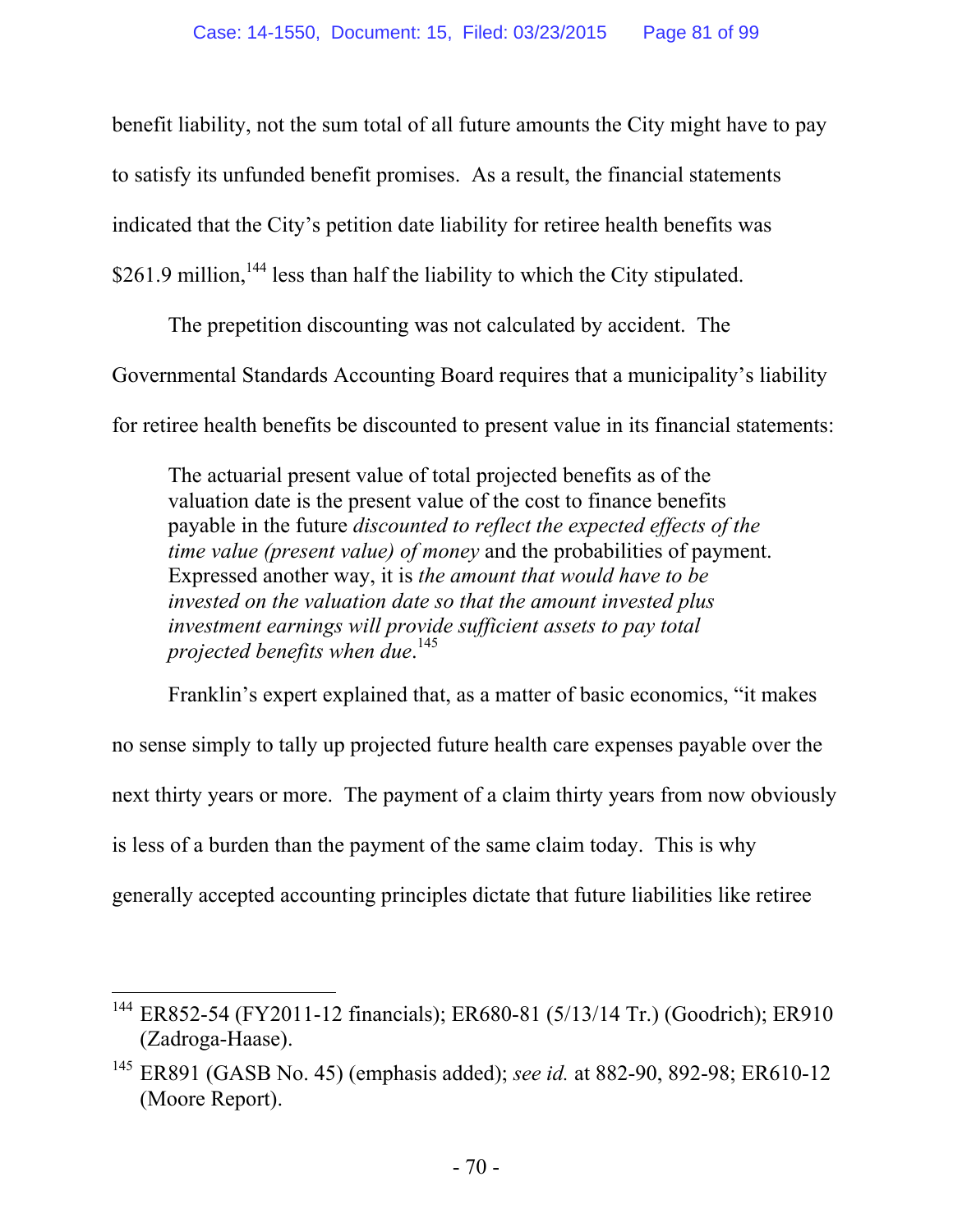benefit liability, not the sum total of all future amounts the City might have to pay to satisfy its unfunded benefit promises. As a result, the financial statements indicated that the City's petition date liability for retiree health benefits was $261.9 million,[144] less than half the liability to which the City stipulated.

The prepetition discounting was not calculated by accident. The Governmental Standards Accounting Board requires that a municipality's liability for retiree health benefits be discounted to present value in its financial statements:

> The actuarial present value of total projected benefits as of the valuation date is the present value of the cost to finance benefits payable in the future *discounted to reflect the expected effects of the time value (present value) of money* and the probabilities of payment. Expressed another way, it is *the amount that would have to be invested on the valuation date so that the amount invested plus investment earnings will provide sufficient assets to pay total projected benefits when due*.[145]

Franklin's expert explained that, as a matter of basic economics, "it makes no sense simply to tally up projected future health care expenses payable over the next thirty years or more. The payment of a claim thirty years from now obviously is less of a burden than the payment of the same claim today. This is why generally accepted accounting principles dictate that future liabilities like retiree

---

[144] ER852-54 (FY2011-12 financials); ER680-81 (5/13/14 Tr.) (Goodrich); ER910 (Zadroga-Haase).

[145] ER891 (GASB No. 45) (emphasis added); *see id.* at 882-90, 892-98; ER610-12 (Moore Report).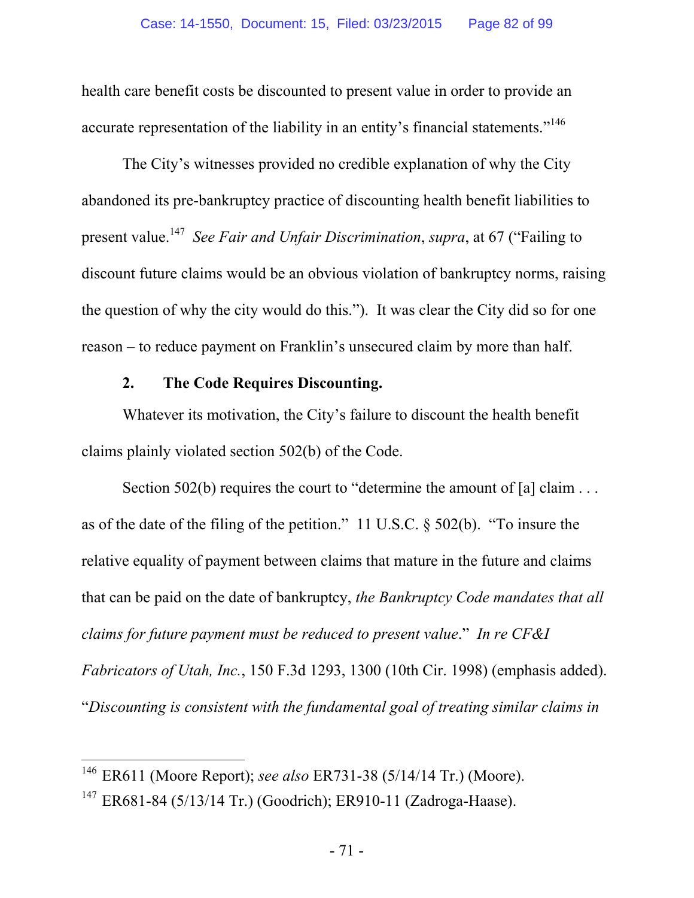health care benefit costs be discounted to present value in order to provide an accurate representation of the liability in an entity's financial statements."[146]

The City's witnesses provided no credible explanation of why the City abandoned its pre-bankruptcy practice of discounting health benefit liabilities to present value.[147] *See Fair and Unfair Discrimination*, *supra*, at 67 ("Failing to discount future claims would be an obvious violation of bankruptcy norms, raising the question of why the city would do this."). It was clear the City did so for one reason – to reduce payment on Franklin's unsecured claim by more than half.

**2. The Code Requires Discounting.**

Whatever its motivation, the City's failure to discount the health benefit claims plainly violated section 502(b) of the Code.

Section 502(b) requires the court to "determine the amount of [a] claim . . . as of the date of the filing of the petition." 11 U.S.C. § 502(b). "To insure the relative equality of payment between claims that mature in the future and claims that can be paid on the date of bankruptcy, *the Bankruptcy Code mandates that all claims for future payment must be reduced to present value*." *In re CF&I Fabricators of Utah, Inc.*, 150 F.3d 1293, 1300 (10th Cir. 1998) (emphasis added). "*Discounting is consistent with the fundamental goal of treating similar claims in*

---

[146] ER611 (Moore Report); *see also* ER731-38 (5/14/14 Tr.) (Moore).

[147] ER681-84 (5/13/14 Tr.) (Goodrich); ER910-11 (Zadroga-Haase).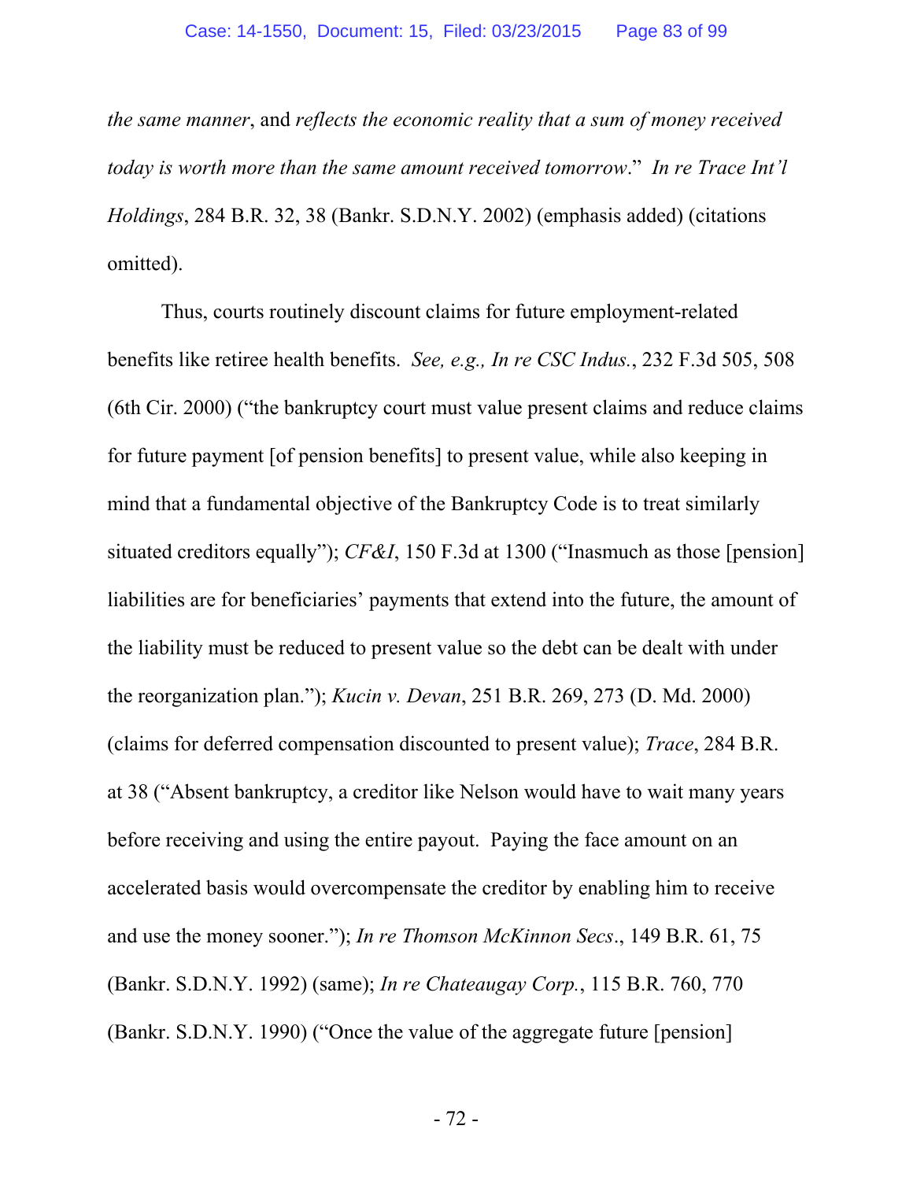*the same manner*, and *reflects the economic reality that a sum of money received today is worth more than the same amount received tomorrow*." *In re Trace Int'l Holdings*, 284 B.R. 32, 38 (Bankr. S.D.N.Y. 2002) (emphasis added) (citations omitted).

Thus, courts routinely discount claims for future employment-related benefits like retiree health benefits. *See, e.g., In re CSC Indus.*, 232 F.3d 505, 508 (6th Cir. 2000) ("the bankruptcy court must value present claims and reduce claims for future payment [of pension benefits] to present value, while also keeping in mind that a fundamental objective of the Bankruptcy Code is to treat similarly situated creditors equally"); *CF&I*, 150 F.3d at 1300 ("Inasmuch as those [pension] liabilities are for beneficiaries' payments that extend into the future, the amount of the liability must be reduced to present value so the debt can be dealt with under the reorganization plan."); *Kucin v. Devan*, 251 B.R. 269, 273 (D. Md. 2000) (claims for deferred compensation discounted to present value); *Trace*, 284 B.R. at 38 ("Absent bankruptcy, a creditor like Nelson would have to wait many years before receiving and using the entire payout. Paying the face amount on an accelerated basis would overcompensate the creditor by enabling him to receive and use the money sooner."); *In re Thomson McKinnon Secs*., 149 B.R. 61, 75 (Bankr. S.D.N.Y. 1992) (same); *In re Chateaugay Corp.*, 115 B.R. 760, 770 (Bankr. S.D.N.Y. 1990) ("Once the value of the aggregate future [pension]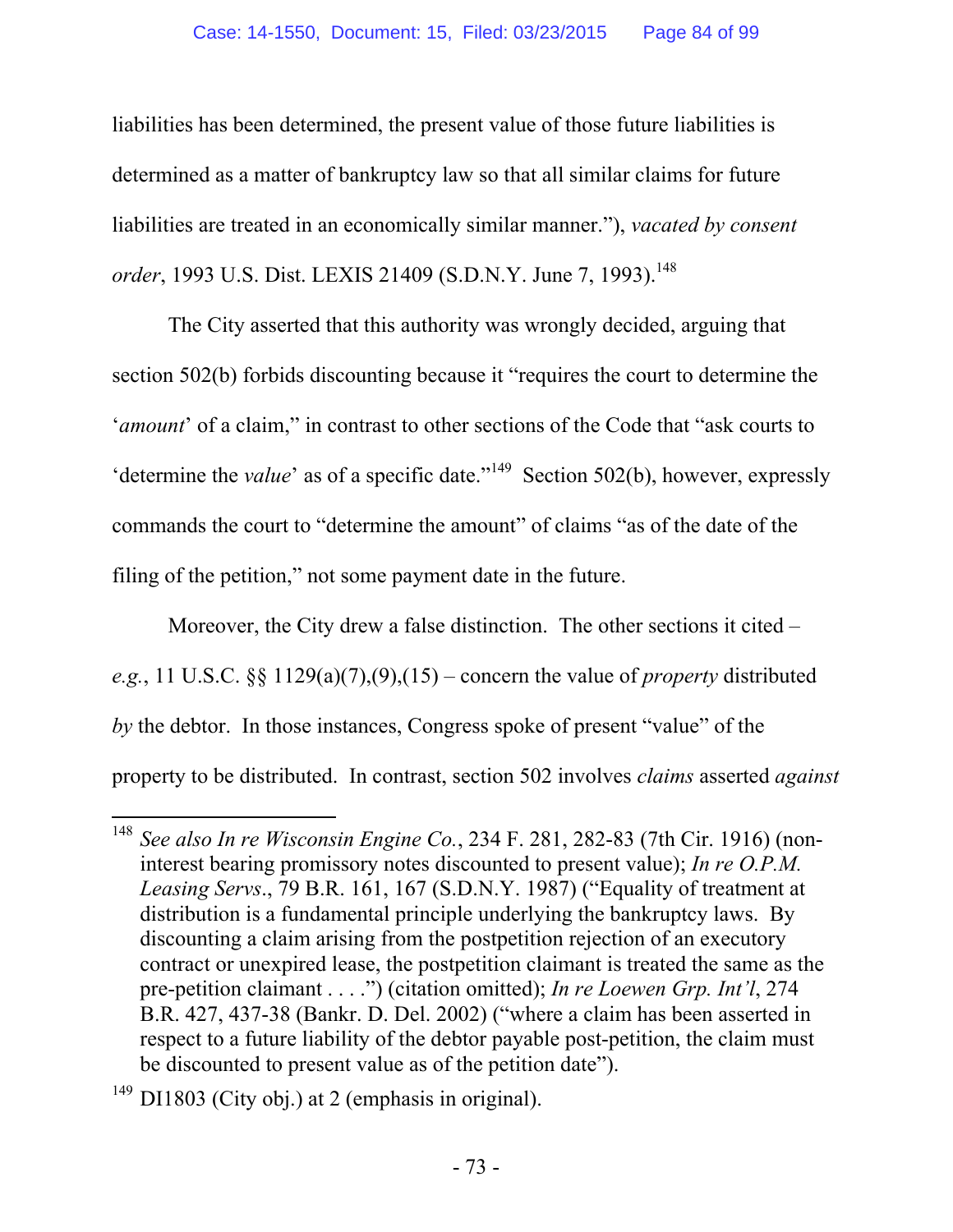liabilities has been determined, the present value of those future liabilities is determined as a matter of bankruptcy law so that all similar claims for future liabilities are treated in an economically similar manner."), *vacated by consent order*, 1993 U.S. Dist. LEXIS 21409 (S.D.N.Y. June 7, 1993).[148]

The City asserted that this authority was wrongly decided, arguing that section 502(b) forbids discounting because it "requires the court to determine the '*amount*' of a claim," in contrast to other sections of the Code that "ask courts to 'determine the *value*' as of a specific date."[149] Section 502(b), however, expressly commands the court to "determine the amount" of claims "as of the date of the filing of the petition," not some payment date in the future.

Moreover, the City drew a false distinction. The other sections it cited – *e.g.*, 11 U.S.C. §§ 1129(a)(7),(9),(15) – concern the value of *property* distributed *by* the debtor. In those instances, Congress spoke of present "value" of the property to be distributed. In contrast, section 502 involves *claims* asserted *against*

---

[148] *See also In re Wisconsin Engine Co.*, 234 F. 281, 282-83 (7th Cir. 1916) (non-interest bearing promissory notes discounted to present value); *In re O.P.M. Leasing Servs*., 79 B.R. 161, 167 (S.D.N.Y. 1987) ("Equality of treatment at distribution is a fundamental principle underlying the bankruptcy laws. By discounting a claim arising from the postpetition rejection of an executory contract or unexpired lease, the postpetition claimant is treated the same as the pre-petition claimant . . . .") (citation omitted); *In re Loewen Grp. Int'l*, 274 B.R. 427, 437-38 (Bankr. D. Del. 2002) ("where a claim has been asserted in respect to a future liability of the debtor payable post-petition, the claim must be discounted to present value as of the petition date").

[149] DI1803 (City obj.) at 2 (emphasis in original).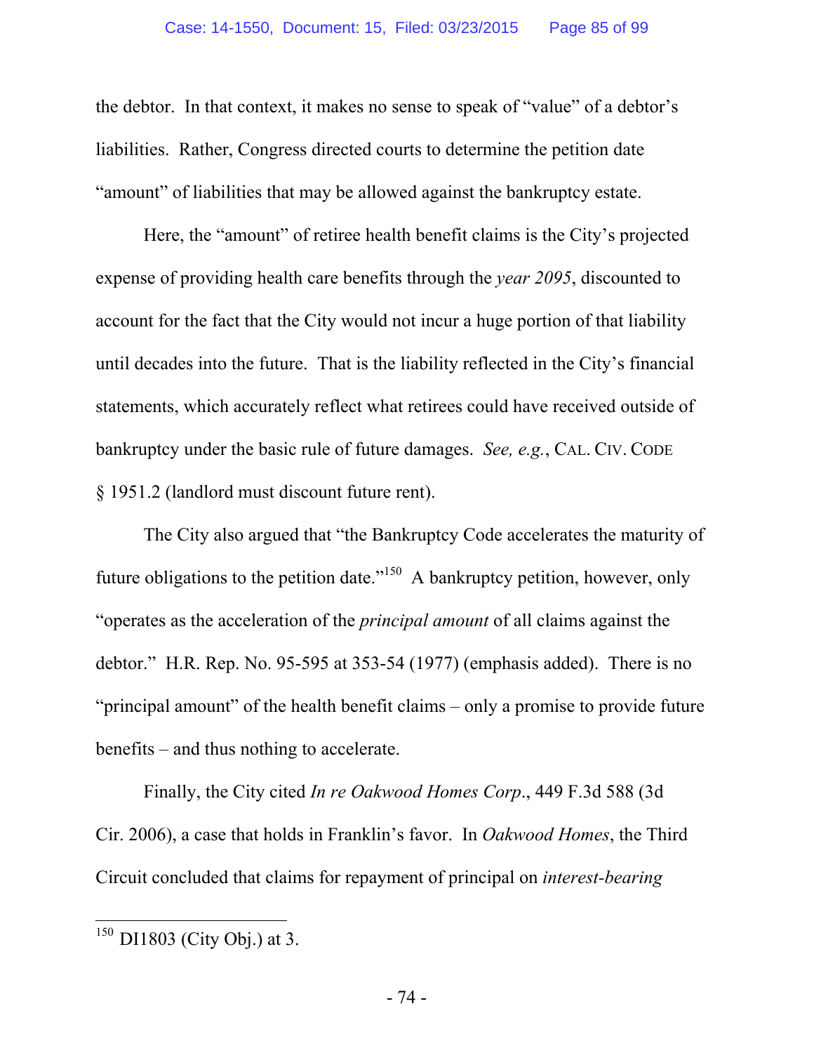the debtor. In that context, it makes no sense to speak of "value" of a debtor's liabilities. Rather, Congress directed courts to determine the petition date "amount" of liabilities that may be allowed against the bankruptcy estate.

Here, the "amount" of retiree health benefit claims is the City's projected expense of providing health care benefits through the *year 2095*, discounted to account for the fact that the City would not incur a huge portion of that liability until decades into the future. That is the liability reflected in the City's financial statements, which accurately reflect what retirees could have received outside of bankruptcy under the basic rule of future damages. *See, e.g.*, CAL. CIV. CODE § 1951.2 (landlord must discount future rent).

The City also argued that "the Bankruptcy Code accelerates the maturity of future obligations to the petition date."[150] A bankruptcy petition, however, only "operates as the acceleration of the *principal amount* of all claims against the debtor." H.R. Rep. No. 95-595 at 353-54 (1977) (emphasis added). There is no "principal amount" of the health benefit claims – only a promise to provide future benefits – and thus nothing to accelerate.

Finally, the City cited *In re Oakwood Homes Corp.*, 449 F.3d 588 (3d Cir. 2006), a case that holds in Franklin's favor. In *Oakwood Homes*, the Third Circuit concluded that claims for repayment of principal on *interest-bearing*

---

[150] DI1803 (City Obj.) at 3.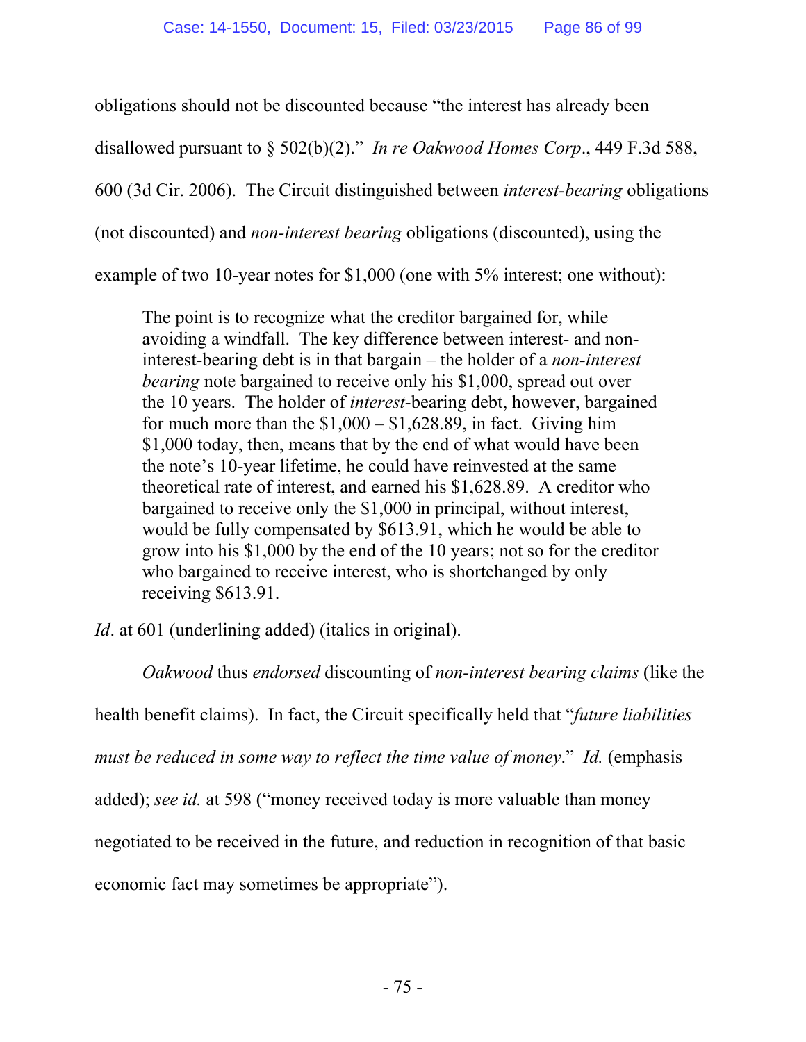obligations should not be discounted because "the interest has already been disallowed pursuant to § 502(b)(2)." *In re Oakwood Homes Corp*., 449 F.3d 588, 600 (3d Cir. 2006). The Circuit distinguished between *interest-bearing* obligations (not discounted) and *non-interest bearing* obligations (discounted), using the example of two 10-year notes for $1,000 (one with 5% interest; one without):

> <u>The point is to recognize what the creditor bargained for, while avoiding a windfall</u>. The key difference between interest- and non-interest-bearing debt is in that bargain – the holder of a *non-interest bearing* note bargained to receive only his $1,000, spread out over the 10 years. The holder of *interest*-bearing debt, however, bargained for much more than the $1,000 – $1,628.89, in fact. Giving him $1,000 today, then, means that by the end of what would have been the note's 10-year lifetime, he could have reinvested at the same theoretical rate of interest, and earned his $1,628.89. A creditor who bargained to receive only the $1,000 in principal, without interest, would be fully compensated by $613.91, which he would be able to grow into his $1,000 by the end of the 10 years; not so for the creditor who bargained to receive interest, who is shortchanged by only receiving $613.91.

*Id*. at 601 (underlining added) (italics in original).

*Oakwood* thus *endorsed* discounting of *non-interest bearing claims* (like the health benefit claims). In fact, the Circuit specifically held that "*future liabilities must be reduced in some way to reflect the time value of money*." *Id.* (emphasis added); *see id.* at 598 ("money received today is more valuable than money negotiated to be received in the future, and reduction in recognition of that basic economic fact may sometimes be appropriate").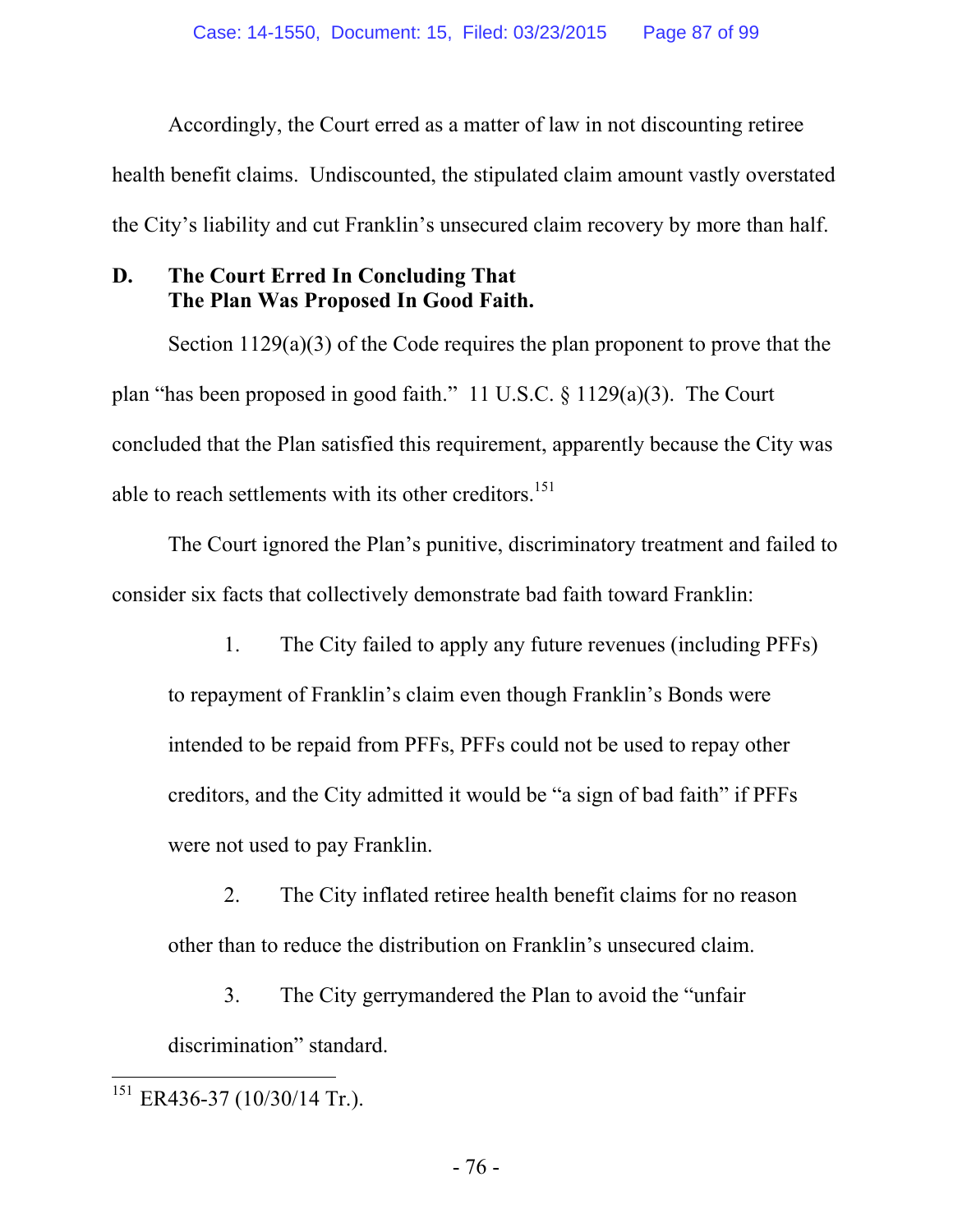Accordingly, the Court erred as a matter of law in not discounting retiree health benefit claims. Undiscounted, the stipulated claim amount vastly overstated the City's liability and cut Franklin's unsecured claim recovery by more than half.

## D. The Court Erred In Concluding That The Plan Was Proposed In Good Faith.

Section 1129(a)(3) of the Code requires the plan proponent to prove that the plan "has been proposed in good faith." 11 U.S.C. § 1129(a)(3). The Court concluded that the Plan satisfied this requirement, apparently because the City was able to reach settlements with its other creditors.[151]

The Court ignored the Plan's punitive, discriminatory treatment and failed to consider six facts that collectively demonstrate bad faith toward Franklin:

1. The City failed to apply any future revenues (including PFFs) to repayment of Franklin's claim even though Franklin's Bonds were intended to be repaid from PFFs, PFFs could not be used to repay other creditors, and the City admitted it would be "a sign of bad faith" if PFFs were not used to pay Franklin.

2. The City inflated retiree health benefit claims for no reason other than to reduce the distribution on Franklin's unsecured claim.

3. The City gerrymandered the Plan to avoid the "unfair discrimination" standard.

---

[151] ER436-37 (10/30/14 Tr.).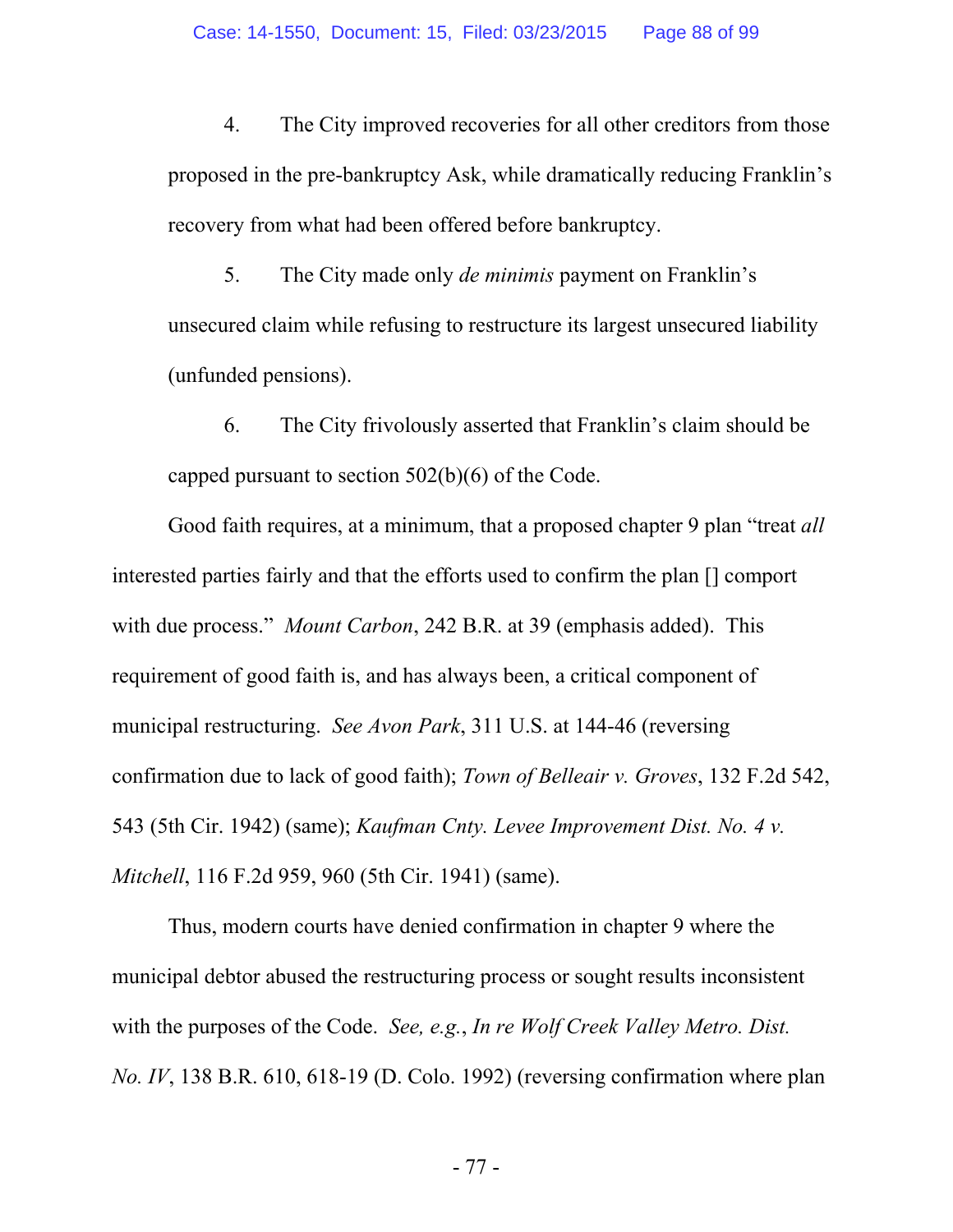4. The City improved recoveries for all other creditors from those proposed in the pre-bankruptcy Ask, while dramatically reducing Franklin's recovery from what had been offered before bankruptcy.

5. The City made only *de minimis* payment on Franklin's unsecured claim while refusing to restructure its largest unsecured liability (unfunded pensions).

6. The City frivolously asserted that Franklin's claim should be capped pursuant to section 502(b)(6) of the Code.

Good faith requires, at a minimum, that a proposed chapter 9 plan "treat *all* interested parties fairly and that the efforts used to confirm the plan [] comport with due process." *Mount Carbon*, 242 B.R. at 39 (emphasis added). This requirement of good faith is, and has always been, a critical component of municipal restructuring. *See Avon Park*, 311 U.S. at 144-46 (reversing confirmation due to lack of good faith); *Town of Belleair v. Groves*, 132 F.2d 542, 543 (5th Cir. 1942) (same); *Kaufman Cnty. Levee Improvement Dist. No. 4 v. Mitchell*, 116 F.2d 959, 960 (5th Cir. 1941) (same).

Thus, modern courts have denied confirmation in chapter 9 where the municipal debtor abused the restructuring process or sought results inconsistent with the purposes of the Code. *See, e.g.*, *In re Wolf Creek Valley Metro. Dist. No. IV*, 138 B.R. 610, 618-19 (D. Colo. 1992) (reversing confirmation where plan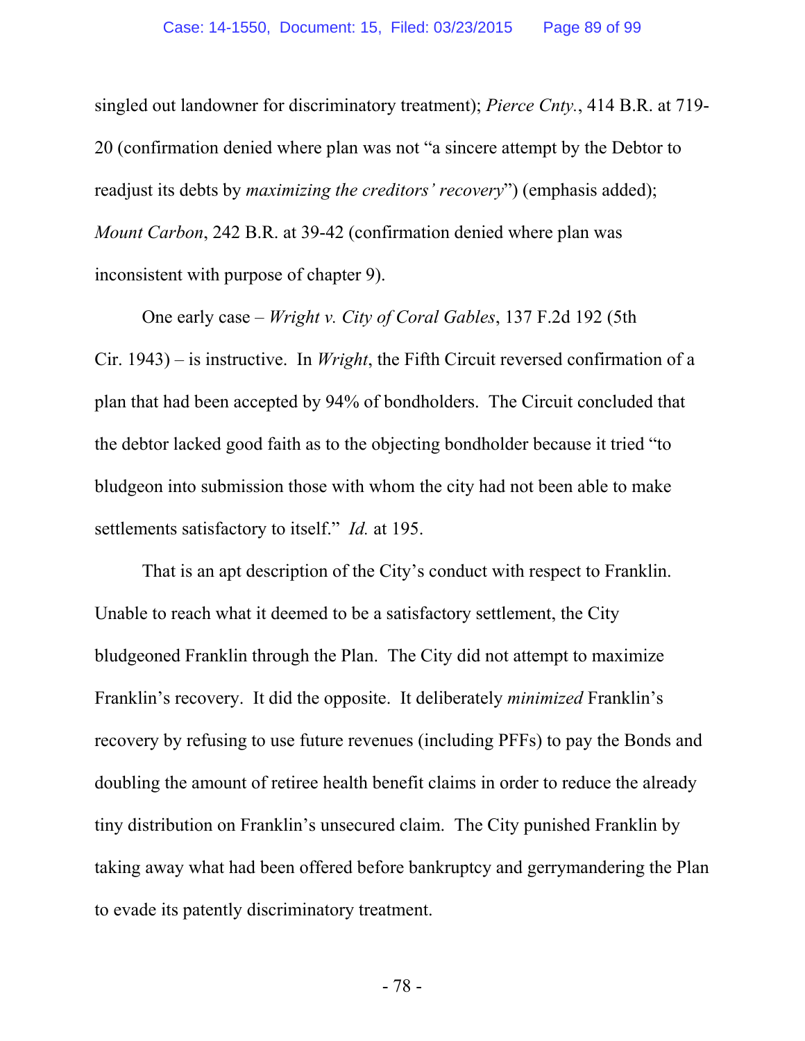singled out landowner for discriminatory treatment); *Pierce Cnty.*, 414 B.R. at 719-20 (confirmation denied where plan was not "a sincere attempt by the Debtor to readjust its debts by *maximizing the creditors' recovery*") (emphasis added); *Mount Carbon*, 242 B.R. at 39-42 (confirmation denied where plan was inconsistent with purpose of chapter 9).

One early case – *Wright v. City of Coral Gables*, 137 F.2d 192 (5th Cir. 1943) – is instructive. In *Wright*, the Fifth Circuit reversed confirmation of a plan that had been accepted by 94% of bondholders. The Circuit concluded that the debtor lacked good faith as to the objecting bondholder because it tried "to bludgeon into submission those with whom the city had not been able to make settlements satisfactory to itself." *Id.* at 195.

That is an apt description of the City's conduct with respect to Franklin. Unable to reach what it deemed to be a satisfactory settlement, the City bludgeoned Franklin through the Plan. The City did not attempt to maximize Franklin's recovery. It did the opposite. It deliberately *minimized* Franklin's recovery by refusing to use future revenues (including PFFs) to pay the Bonds and doubling the amount of retiree health benefit claims in order to reduce the already tiny distribution on Franklin's unsecured claim. The City punished Franklin by taking away what had been offered before bankruptcy and gerrymandering the Plan to evade its patently discriminatory treatment.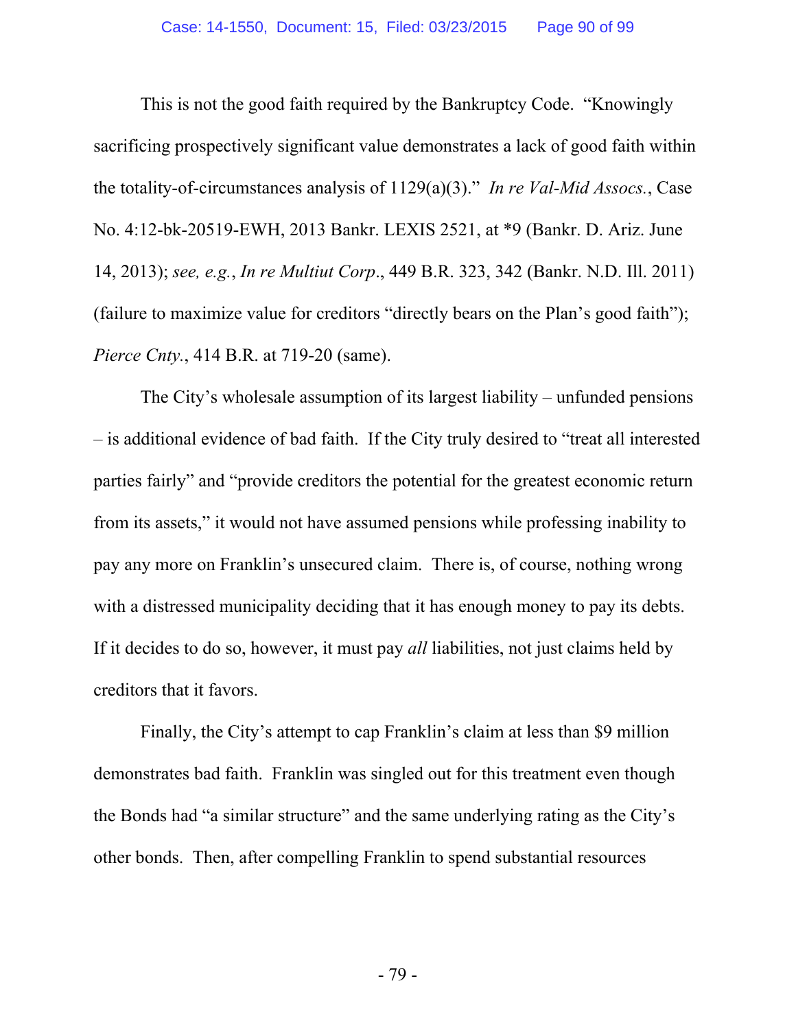This is not the good faith required by the Bankruptcy Code. "Knowingly sacrificing prospectively significant value demonstrates a lack of good faith within the totality-of-circumstances analysis of 1129(a)(3)." *In re Val-Mid Assocs.*, Case No. 4:12-bk-20519-EWH, 2013 Bankr. LEXIS 2521, at *9 (Bankr. D. Ariz. June 14, 2013); *see, e.g.*, *In re Multiut Corp*., 449 B.R. 323, 342 (Bankr. N.D. Ill. 2011) (failure to maximize value for creditors "directly bears on the Plan's good faith"); *Pierce Cnty.*, 414 B.R. at 719-20 (same).

The City's wholesale assumption of its largest liability – unfunded pensions – is additional evidence of bad faith. If the City truly desired to "treat all interested parties fairly" and "provide creditors the potential for the greatest economic return from its assets," it would not have assumed pensions while professing inability to pay any more on Franklin's unsecured claim. There is, of course, nothing wrong with a distressed municipality deciding that it has enough money to pay its debts. If it decides to do so, however, it must pay *all* liabilities, not just claims held by creditors that it favors.

Finally, the City's attempt to cap Franklin's claim at less than $9 million demonstrates bad faith. Franklin was singled out for this treatment even though the Bonds had "a similar structure" and the same underlying rating as the City's other bonds. Then, after compelling Franklin to spend substantial resources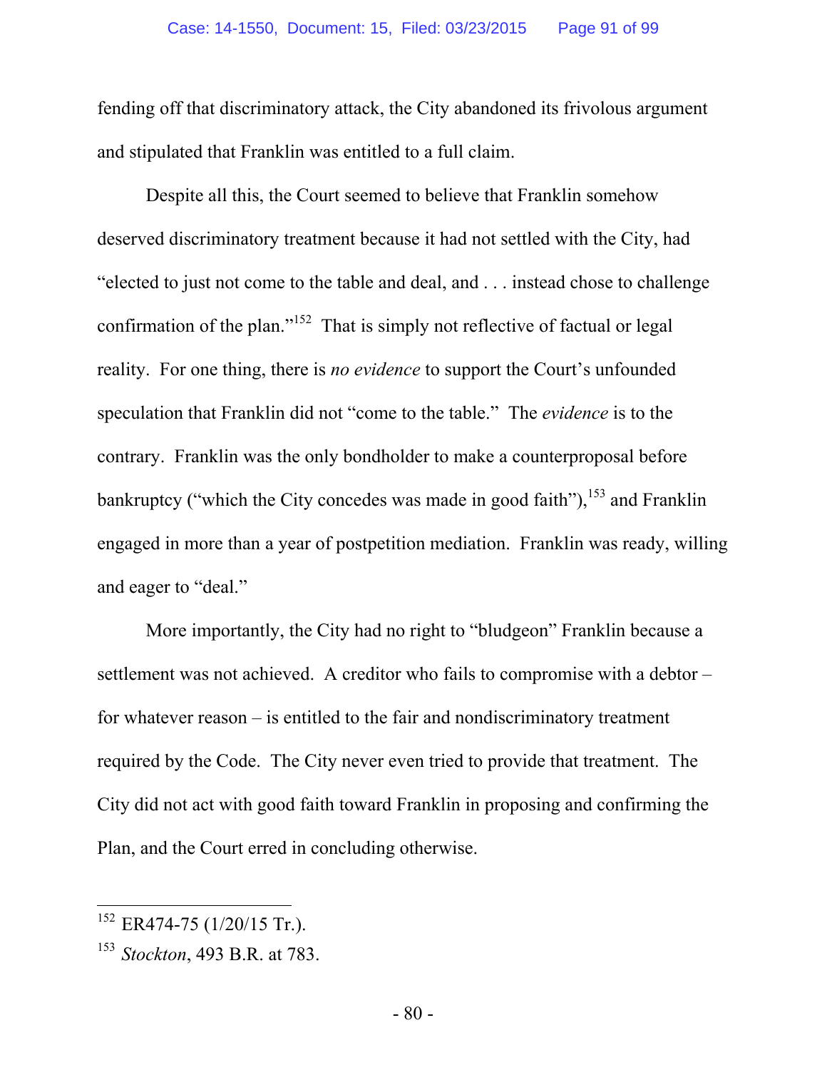fending off that discriminatory attack, the City abandoned its frivolous argument and stipulated that Franklin was entitled to a full claim.

Despite all this, the Court seemed to believe that Franklin somehow deserved discriminatory treatment because it had not settled with the City, had "elected to just not come to the table and deal, and . . . instead chose to challenge confirmation of the plan."[152] That is simply not reflective of factual or legal reality. For one thing, there is *no evidence* to support the Court's unfounded speculation that Franklin did not "come to the table." The *evidence* is to the contrary. Franklin was the only bondholder to make a counterproposal before bankruptcy ("which the City concedes was made in good faith"),[153] and Franklin engaged in more than a year of postpetition mediation. Franklin was ready, willing and eager to "deal."

More importantly, the City had no right to "bludgeon" Franklin because a settlement was not achieved. A creditor who fails to compromise with a debtor – for whatever reason – is entitled to the fair and nondiscriminatory treatment required by the Code. The City never even tried to provide that treatment. The City did not act with good faith toward Franklin in proposing and confirming the Plan, and the Court erred in concluding otherwise.

---

[152] ER474-75 (1/20/15 Tr.).

[153] *Stockton*, 493 B.R. at 783.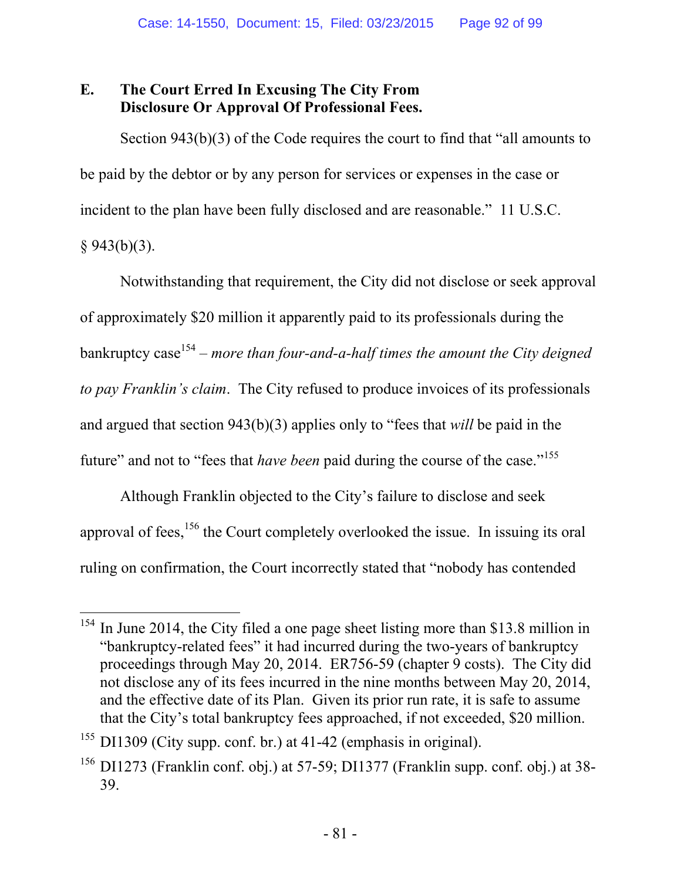### E. The Court Erred In Excusing The City From Disclosure Or Approval Of Professional Fees.

Section 943(b)(3) of the Code requires the court to find that "all amounts to be paid by the debtor or by any person for services or expenses in the case or incident to the plan have been fully disclosed and are reasonable." 11 U.S.C. § 943(b)(3).

Notwithstanding that requirement, the City did not disclose or seek approval of approximately $20 million it apparently paid to its professionals during the bankruptcy case[154] – *more than four-and-a-half times the amount the City deigned to pay Franklin's claim*. The City refused to produce invoices of its professionals and argued that section 943(b)(3) applies only to "fees that *will* be paid in the future" and not to "fees that *have been* paid during the course of the case."[155]

Although Franklin objected to the City's failure to disclose and seek approval of fees,[156] the Court completely overlooked the issue. In issuing its oral ruling on confirmation, the Court incorrectly stated that "nobody has contended

---

[154] In June 2014, the City filed a one page sheet listing more than $13.8 million in "bankruptcy-related fees" it had incurred during the two-years of bankruptcy proceedings through May 20, 2014. ER756-59 (chapter 9 costs). The City did not disclose any of its fees incurred in the nine months between May 20, 2014, and the effective date of its Plan. Given its prior run rate, it is safe to assume that the City's total bankruptcy fees approached, if not exceeded, $20 million.

[155] DI1309 (City supp. conf. br.) at 41-42 (emphasis in original).

[156] DI1273 (Franklin conf. obj.) at 57-59; DI1377 (Franklin supp. conf. obj.) at 38-39.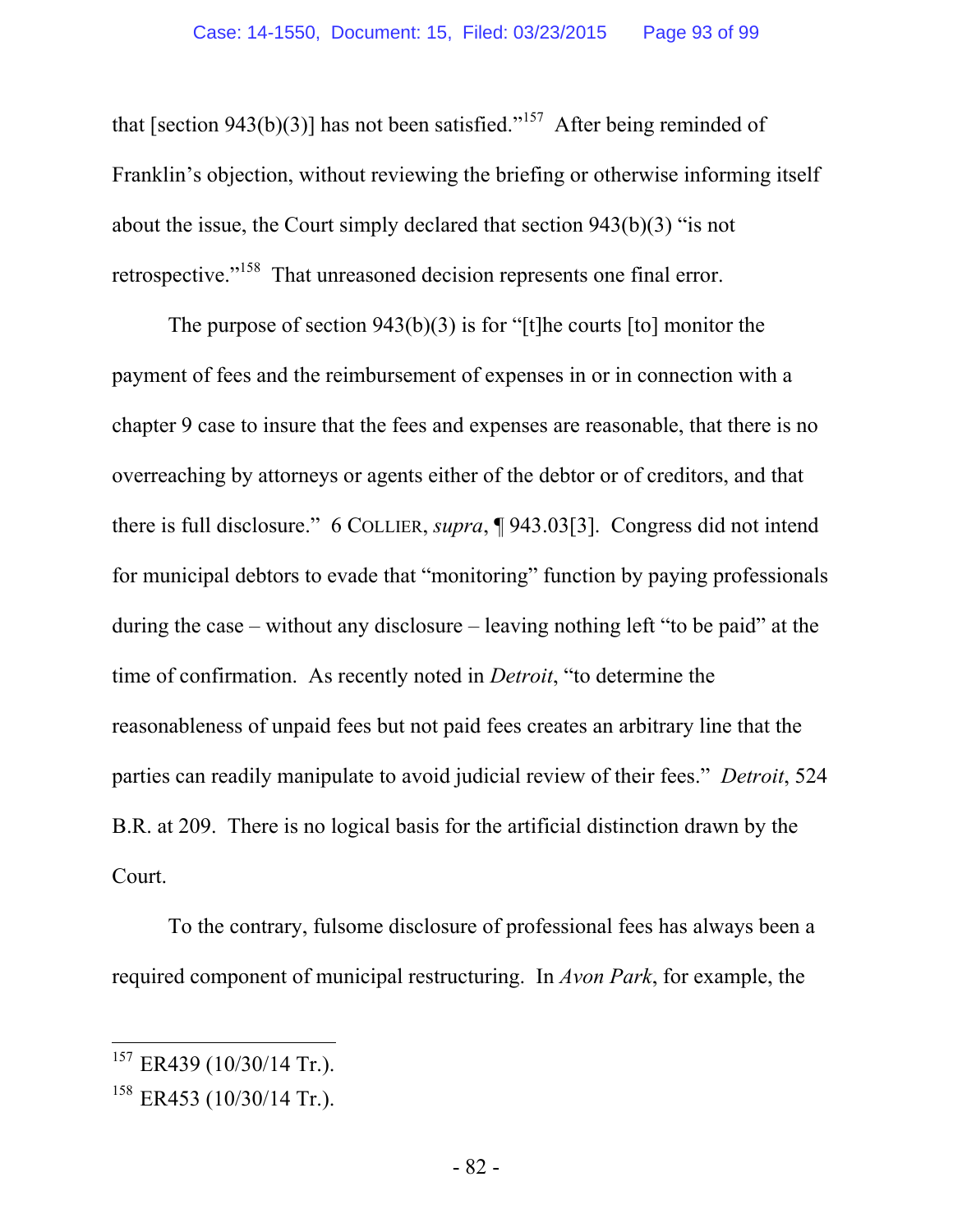that [section 943(b)(3)] has not been satisfied."[157] After being reminded of Franklin's objection, without reviewing the briefing or otherwise informing itself about the issue, the Court simply declared that section 943(b)(3) "is not retrospective."[158] That unreasoned decision represents one final error.

The purpose of section 943(b)(3) is for "[t]he courts [to] monitor the payment of fees and the reimbursement of expenses in or in connection with a chapter 9 case to insure that the fees and expenses are reasonable, that there is no overreaching by attorneys or agents either of the debtor or of creditors, and that there is full disclosure." 6 COLLIER, *supra*, ¶ 943.03[3]. Congress did not intend for municipal debtors to evade that "monitoring" function by paying professionals during the case – without any disclosure – leaving nothing left "to be paid" at the time of confirmation. As recently noted in *Detroit*, "to determine the reasonableness of unpaid fees but not paid fees creates an arbitrary line that the parties can readily manipulate to avoid judicial review of their fees." *Detroit*, 524 B.R. at 209. There is no logical basis for the artificial distinction drawn by the Court.

To the contrary, fulsome disclosure of professional fees has always been a required component of municipal restructuring. In *Avon Park*, for example, the

---

[157] ER439 (10/30/14 Tr.).

[158] ER453 (10/30/14 Tr.).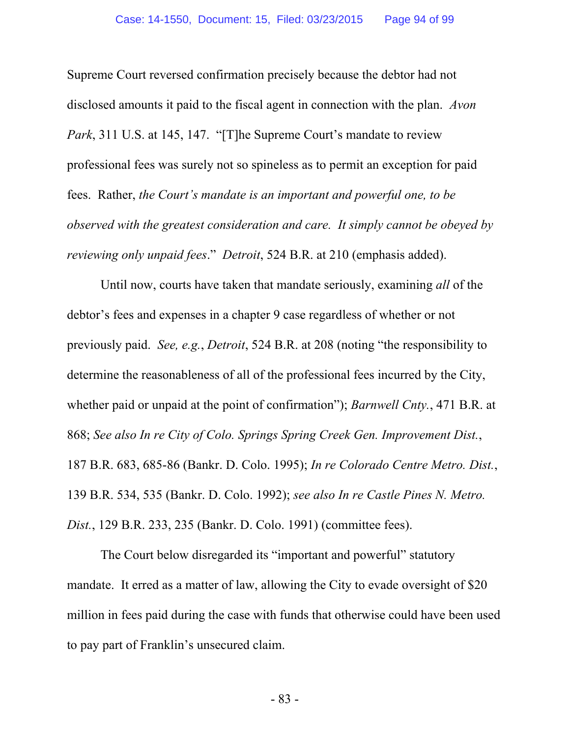Supreme Court reversed confirmation precisely because the debtor had not disclosed amounts it paid to the fiscal agent in connection with the plan. *Avon Park*, 311 U.S. at 145, 147. "[T]he Supreme Court's mandate to review professional fees was surely not so spineless as to permit an exception for paid fees. Rather, *the Court's mandate is an important and powerful one, to be observed with the greatest consideration and care. It simply cannot be obeyed by reviewing only unpaid fees*." *Detroit*, 524 B.R. at 210 (emphasis added).

Until now, courts have taken that mandate seriously, examining *all* of the debtor's fees and expenses in a chapter 9 case regardless of whether or not previously paid. *See, e.g.*, *Detroit*, 524 B.R. at 208 (noting "the responsibility to determine the reasonableness of all of the professional fees incurred by the City, whether paid or unpaid at the point of confirmation"); *Barnwell Cnty.*, 471 B.R. at 868; *See also In re City of Colo. Springs Spring Creek Gen. Improvement Dist.*, 187 B.R. 683, 685-86 (Bankr. D. Colo. 1995); *In re Colorado Centre Metro. Dist.*, 139 B.R. 534, 535 (Bankr. D. Colo. 1992); *see also In re Castle Pines N. Metro. Dist.*, 129 B.R. 233, 235 (Bankr. D. Colo. 1991) (committee fees).

The Court below disregarded its "important and powerful" statutory mandate. It erred as a matter of law, allowing the City to evade oversight of $20 million in fees paid during the case with funds that otherwise could have been used to pay part of Franklin's unsecured claim.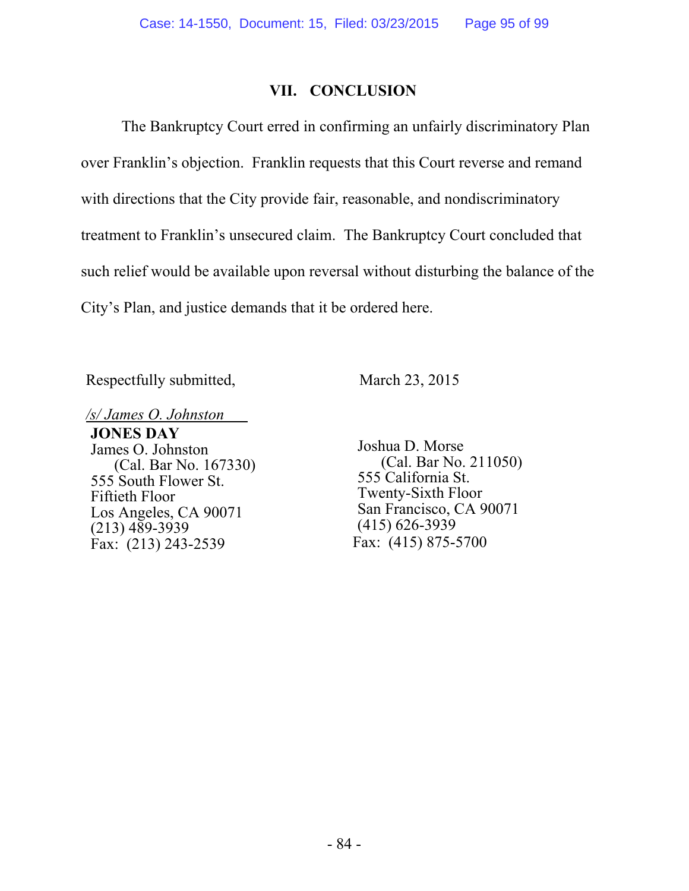## VII. CONCLUSION

The Bankruptcy Court erred in confirming an unfairly discriminatory Plan over Franklin's objection. Franklin requests that this Court reverse and remand with directions that the City provide fair, reasonable, and nondiscriminatory treatment to Franklin's unsecured claim. The Bankruptcy Court concluded that such relief would be available upon reversal without disturbing the balance of the City's Plan, and justice demands that it be ordered here.

Respectfully submitted,

March 23, 2015

*/s/ James O. Johnston*

**JONES DAY**
James O. Johnston
(Cal. Bar No. 167330)
555 South Flower St.
Fiftieth Floor
Los Angeles, CA 90071
(213) 489-3939
Fax: (213) 243-2539

Joshua D. Morse
(Cal. Bar No. 211050)
555 California St.
Twenty-Sixth Floor
San Francisco, CA 90071
(415) 626-3939
Fax: (415) 875-5700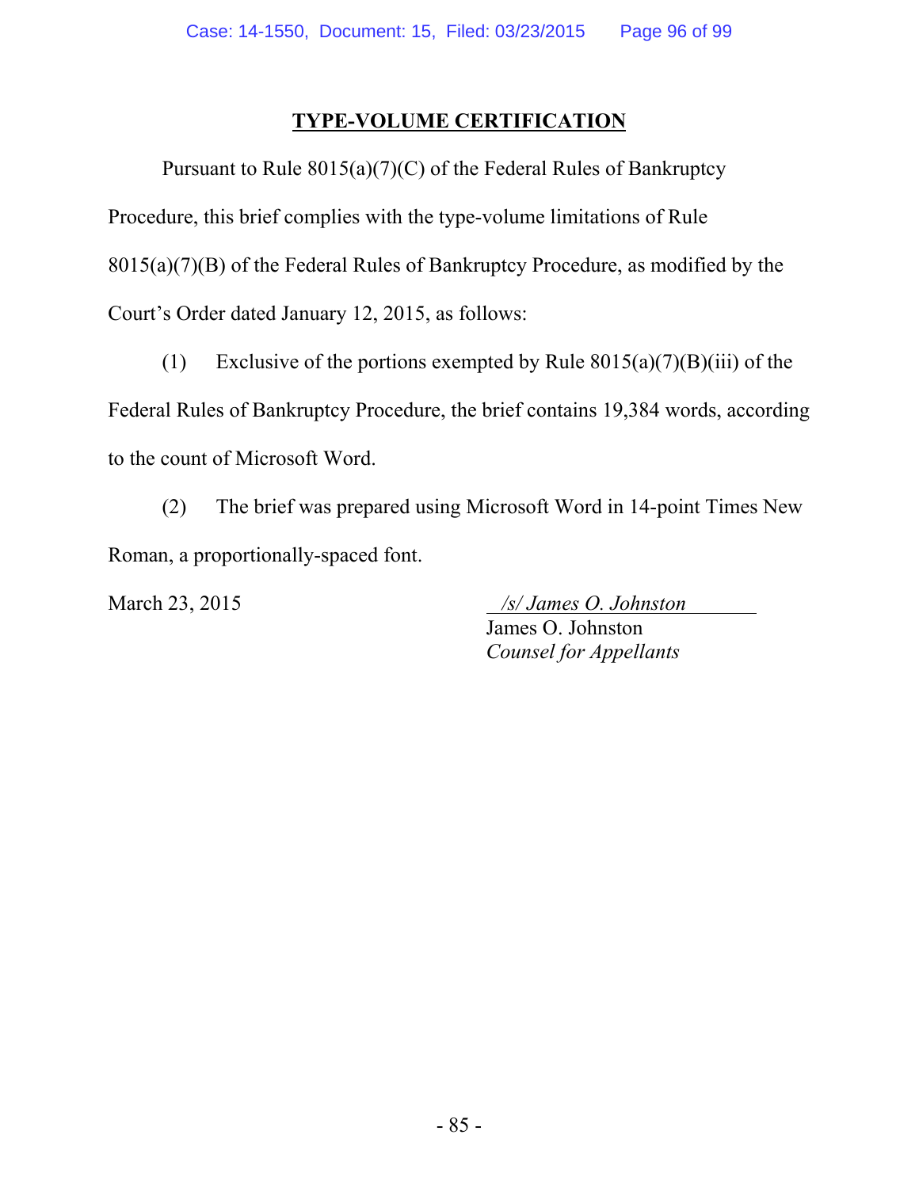## TYPE-VOLUME CERTIFICATION

Pursuant to Rule 8015(a)(7)(C) of the Federal Rules of Bankruptcy Procedure, this brief complies with the type-volume limitations of Rule 8015(a)(7)(B) of the Federal Rules of Bankruptcy Procedure, as modified by the Court's Order dated January 12, 2015, as follows:

(1) Exclusive of the portions exempted by Rule 8015(a)(7)(B)(iii) of the Federal Rules of Bankruptcy Procedure, the brief contains 19,384 words, according to the count of Microsoft Word.

(2) The brief was prepared using Microsoft Word in 14-point Times New Roman, a proportionally-spaced font.

March 23, 2015

*/s/ James O. Johnston*
James O. Johnston
*Counsel for Appellants*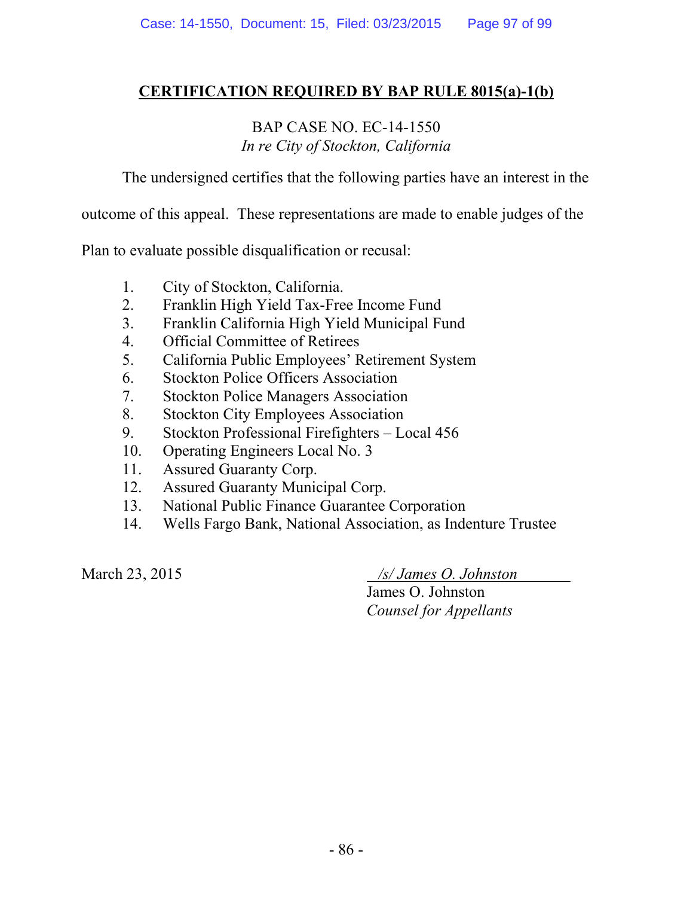## CERTIFICATION REQUIRED BY BAP RULE 8015(a)-1(b)

BAP CASE NO. EC-14-1550
*In re City of Stockton, California*

The undersigned certifies that the following parties have an interest in the outcome of this appeal. These representations are made to enable judges of the Plan to evaluate possible disqualification or recusal:

1. City of Stockton, California.
2. Franklin High Yield Tax-Free Income Fund
3. Franklin California High Yield Municipal Fund
4. Official Committee of Retirees
5. California Public Employees' Retirement System
6. Stockton Police Officers Association
7. Stockton Police Managers Association
8. Stockton City Employees Association
9. Stockton Professional Firefighters – Local 456
10. Operating Engineers Local No. 3
11. Assured Guaranty Corp.
12. Assured Guaranty Municipal Corp.
13. National Public Finance Guarantee Corporation
14. Wells Fargo Bank, National Association, as Indenture Trustee

March 23, 2015

*/s/ James O. Johnston*
James O. Johnston
*Counsel for Appellants*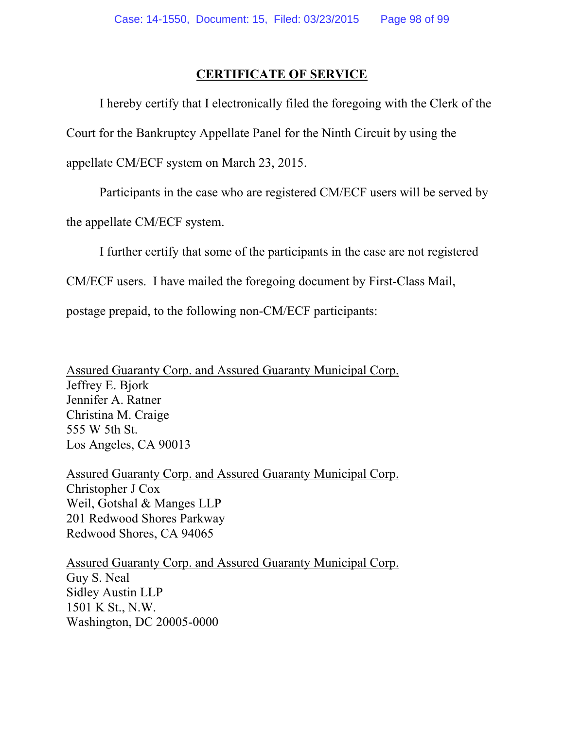## CERTIFICATE OF SERVICE

I hereby certify that I electronically filed the foregoing with the Clerk of the Court for the Bankruptcy Appellate Panel for the Ninth Circuit by using the appellate CM/ECF system on March 23, 2015.

Participants in the case who are registered CM/ECF users will be served by the appellate CM/ECF system.

I further certify that some of the participants in the case are not registered CM/ECF users. I have mailed the foregoing document by First-Class Mail, postage prepaid, to the following non-CM/ECF participants:

<u>Assured Guaranty Corp. and Assured Guaranty Municipal Corp.</u>
Jeffrey E. Bjork
Jennifer A. Ratner
Christina M. Craige
555 W 5th St.
Los Angeles, CA 90013

<u>Assured Guaranty Corp. and Assured Guaranty Municipal Corp.</u>
Christopher J Cox
Weil, Gotshal & Manges LLP
201 Redwood Shores Parkway
Redwood Shores, CA 94065

<u>Assured Guaranty Corp. and Assured Guaranty Municipal Corp.</u>
Guy S. Neal
Sidley Austin LLP
1501 K St., N.W.
Washington, DC 20005-0000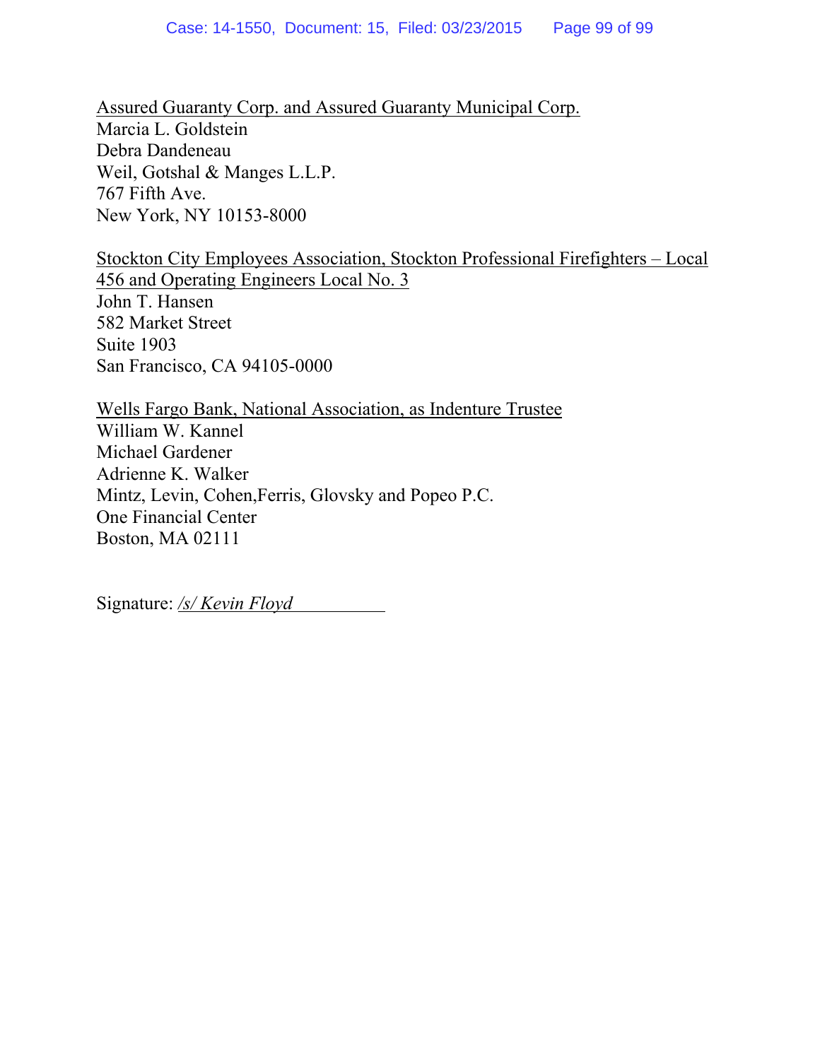Assured Guaranty Corp. and Assured Guaranty Municipal Corp.
Marcia L. Goldstein
Debra Dandeneau
Weil, Gotshal & Manges L.L.P.
767 Fifth Ave.
New York, NY 10153-8000

Stockton City Employees Association, Stockton Professional Firefighters – Local 456 and Operating Engineers Local No. 3
John T. Hansen
582 Market Street
Suite 1903
San Francisco, CA 94105-0000

Wells Fargo Bank, National Association, as Indenture Trustee
William W. Kannel
Michael Gardener
Adrienne K. Walker
Mintz, Levin, Cohen,Ferris, Glovsky and Popeo P.C.
One Financial Center
Boston, MA 02111

Signature: */s/ Kevin Floyd*